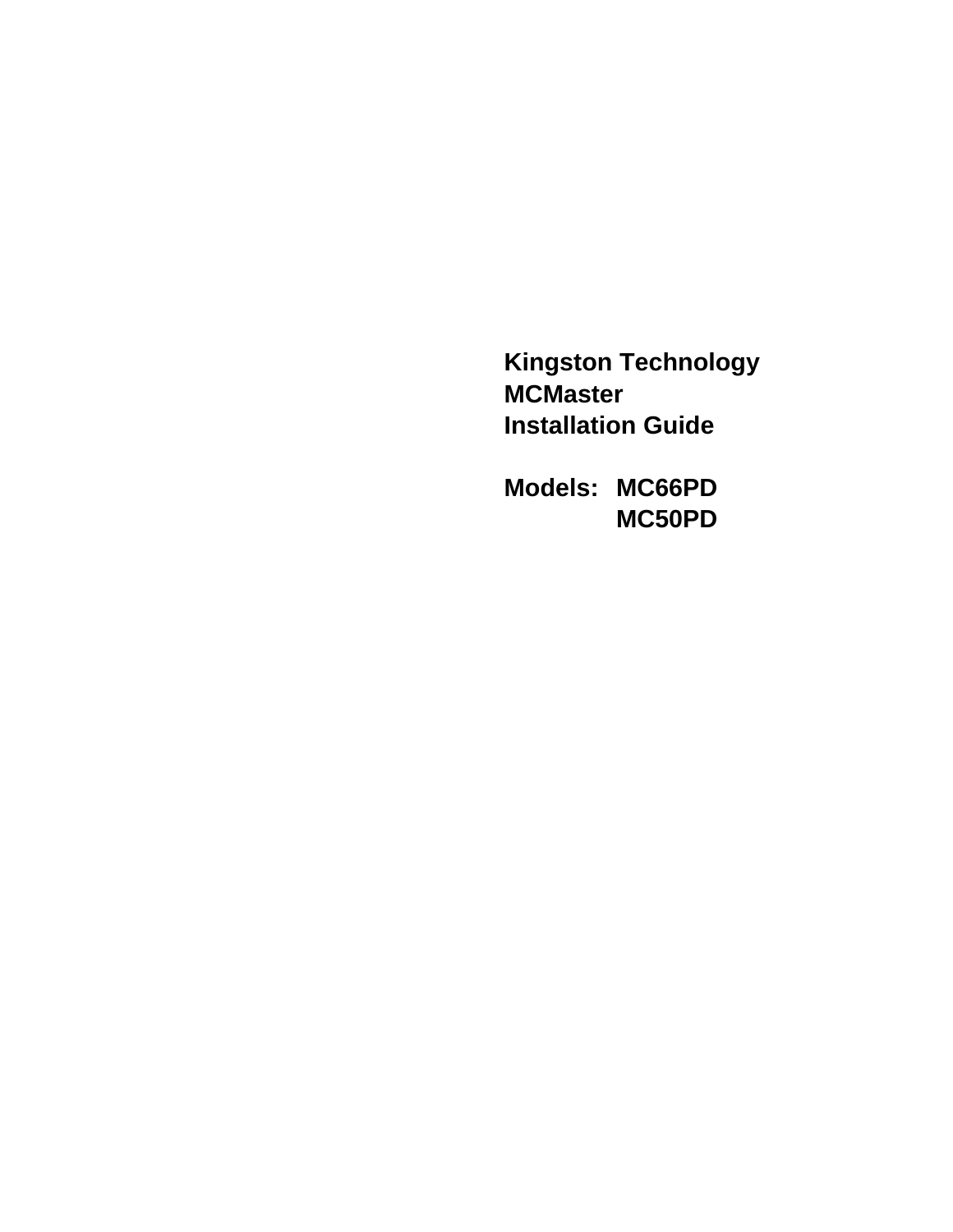# Kingston Technology MCMaster Installation Guide

**Models:** MC66PD
MC50PD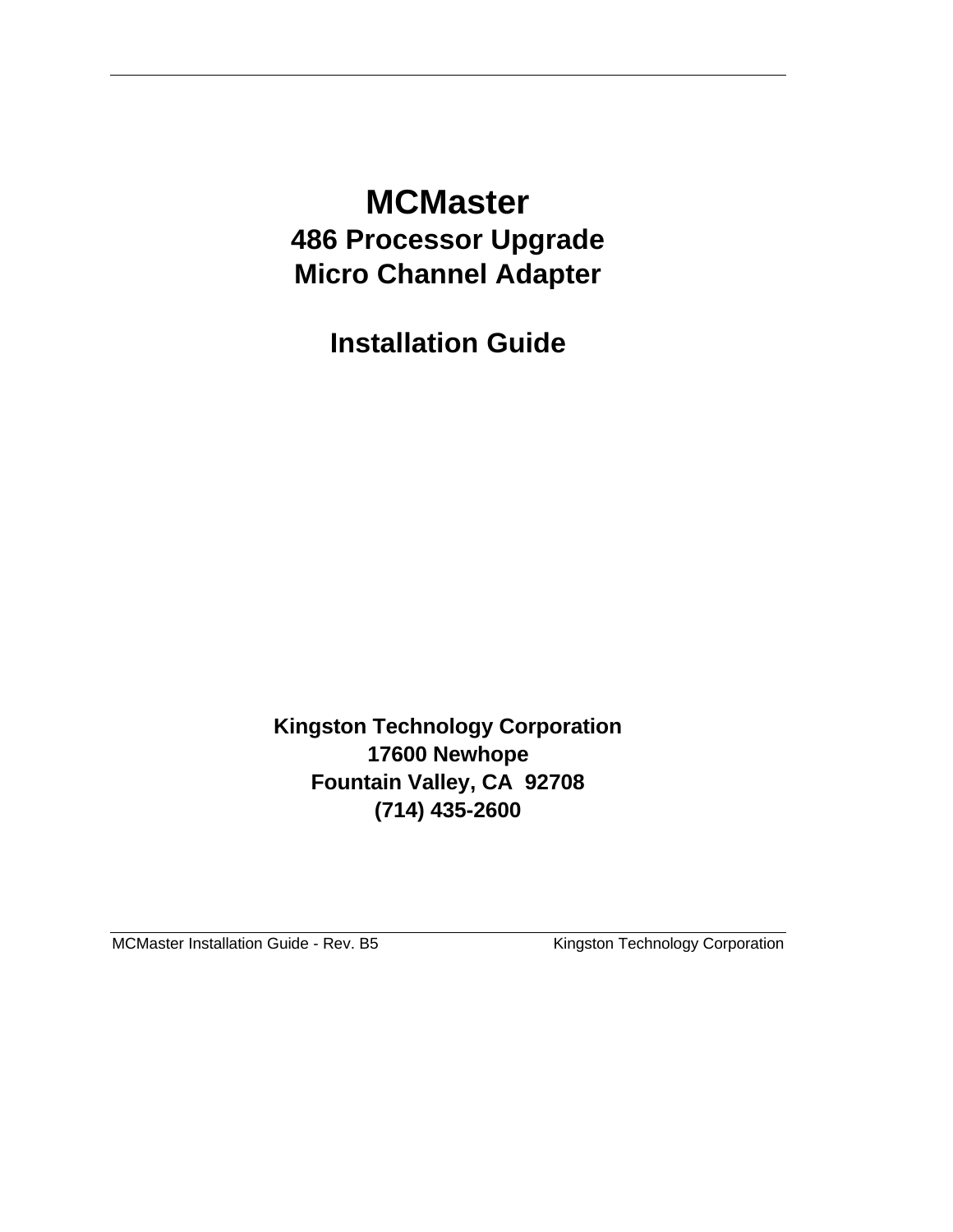# MCMaster

## 486 Processor Upgrade
## Micro Channel Adapter

## Installation Guide

**Kingston Technology Corporation**
**17600 Newhope**
**Fountain Valley, CA  92708**
**(714) 435-2600**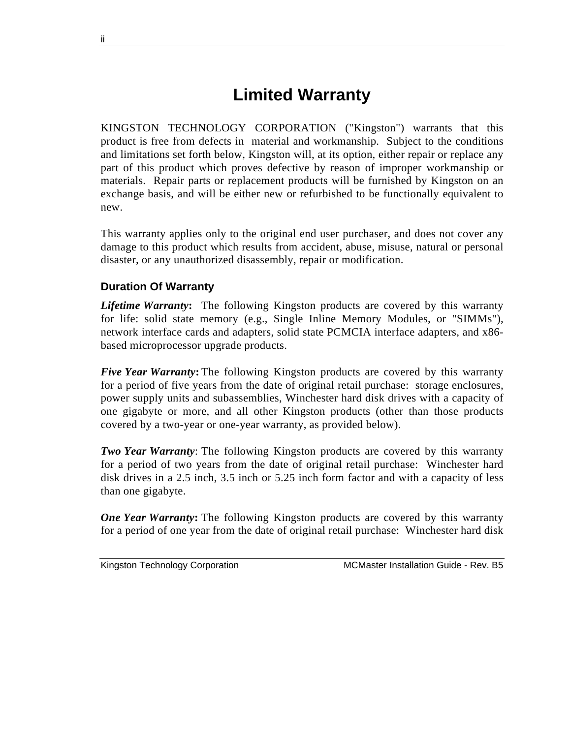# Limited Warranty

KINGSTON TECHNOLOGY CORPORATION ("Kingston") warrants that this product is free from defects in material and workmanship. Subject to the conditions and limitations set forth below, Kingston will, at its option, either repair or replace any part of this product which proves defective by reason of improper workmanship or materials. Repair parts or replacement products will be furnished by Kingston on an exchange basis, and will be either new or refurbished to be functionally equivalent to new.

This warranty applies only to the original end user purchaser, and does not cover any damage to this product which results from accident, abuse, misuse, natural or personal disaster, or any unauthorized disassembly, repair or modification.

### Duration Of Warranty

***Lifetime Warranty*:** The following Kingston products are covered by this warranty for life: solid state memory (e.g., Single Inline Memory Modules, or "SIMMs"), network interface cards and adapters, solid state PCMCIA interface adapters, and x86-based microprocessor upgrade products.

***Five Year Warranty*:** The following Kingston products are covered by this warranty for a period of five years from the date of original retail purchase: storage enclosures, power supply units and subassemblies, Winchester hard disk drives with a capacity of one gigabyte or more, and all other Kingston products (other than those products covered by a two-year or one-year warranty, as provided below).

***Two Year Warranty*:** The following Kingston products are covered by this warranty for a period of two years from the date of original retail purchase: Winchester hard disk drives in a 2.5 inch, 3.5 inch or 5.25 inch form factor and with a capacity of less than one gigabyte.

***One Year Warranty*:** The following Kingston products are covered by this warranty for a period of one year from the date of original retail purchase: Winchester hard disk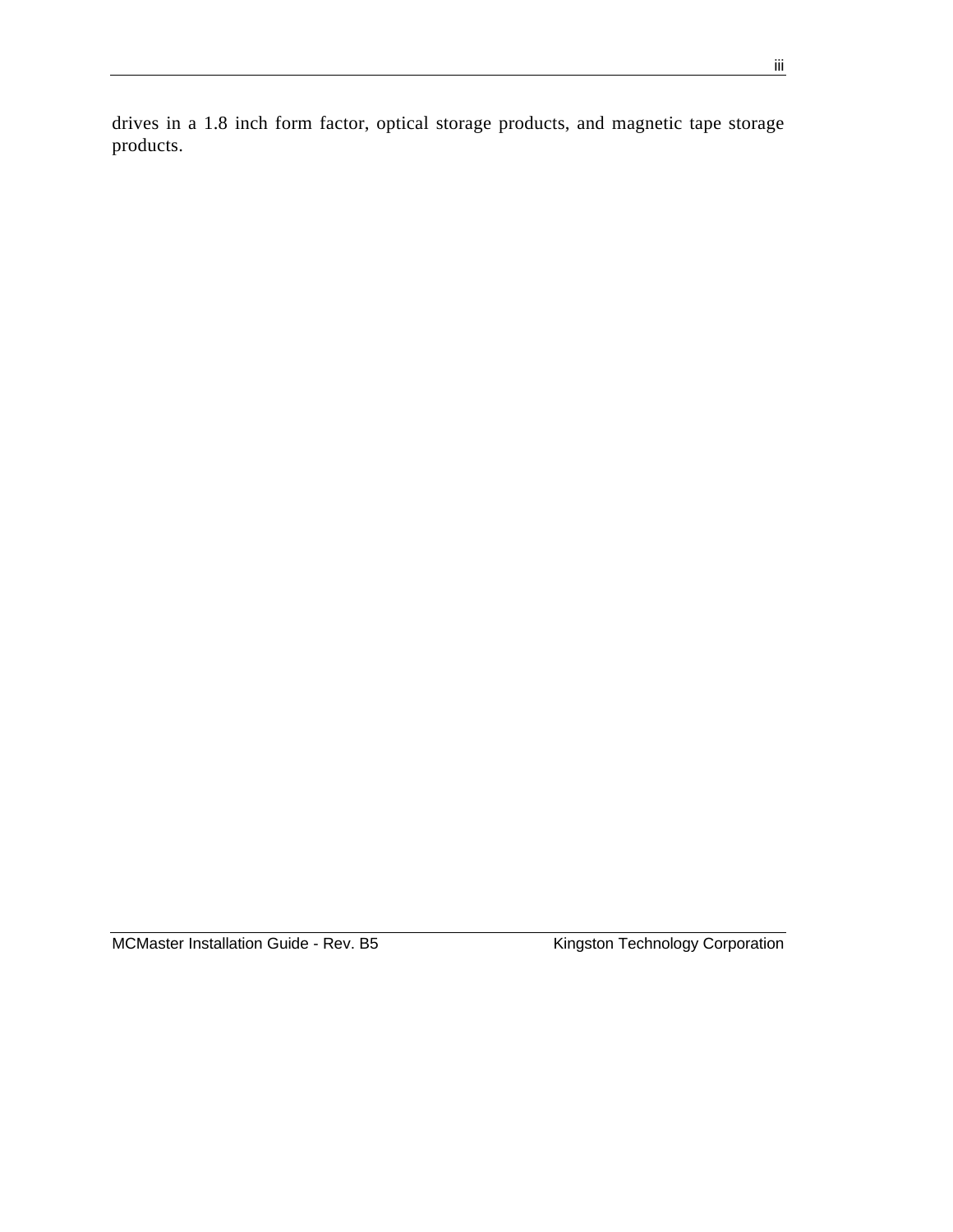drives in a 1.8 inch form factor, optical storage products, and magnetic tape storage products.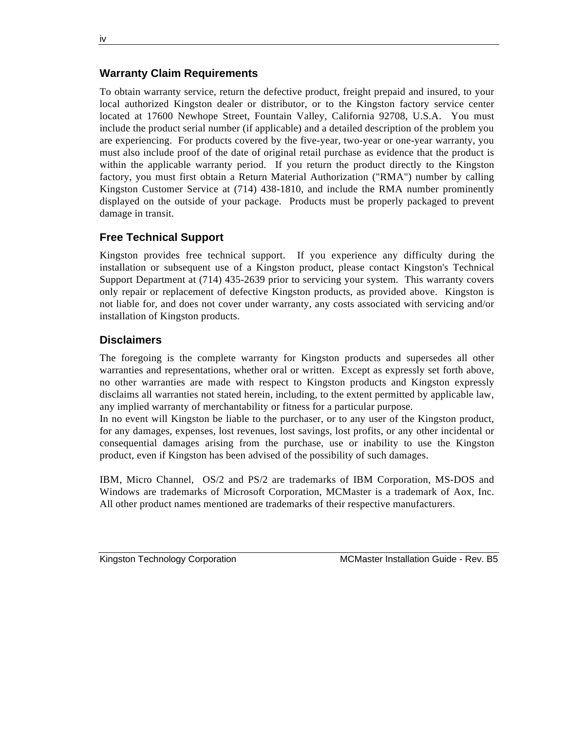## Warranty Claim Requirements

To obtain warranty service, return the defective product, freight prepaid and insured, to your local authorized Kingston dealer or distributor, or to the Kingston factory service center located at 17600 Newhope Street, Fountain Valley, California 92708, U.S.A. You must include the product serial number (if applicable) and a detailed description of the problem you are experiencing. For products covered by the five-year, two-year or one-year warranty, you must also include proof of the date of original retail purchase as evidence that the product is within the applicable warranty period. If you return the product directly to the Kingston factory, you must first obtain a Return Material Authorization ("RMA") number by calling Kingston Customer Service at (714) 438-1810, and include the RMA number prominently displayed on the outside of your package. Products must be properly packaged to prevent damage in transit.

## Free Technical Support

Kingston provides free technical support. If you experience any difficulty during the installation or subsequent use of a Kingston product, please contact Kingston's Technical Support Department at (714) 435-2639 prior to servicing your system. This warranty covers only repair or replacement of defective Kingston products, as provided above. Kingston is not liable for, and does not cover under warranty, any costs associated with servicing and/or installation of Kingston products.

## Disclaimers

The foregoing is the complete warranty for Kingston products and supersedes all other warranties and representations, whether oral or written. Except as expressly set forth above, no other warranties are made with respect to Kingston products and Kingston expressly disclaims all warranties not stated herein, including, to the extent permitted by applicable law, any implied warranty of merchantability or fitness for a particular purpose.
In no event will Kingston be liable to the purchaser, or to any user of the Kingston product, for any damages, expenses, lost revenues, lost savings, lost profits, or any other incidental or consequential damages arising from the purchase, use or inability to use the Kingston product, even if Kingston has been advised of the possibility of such damages.

IBM, Micro Channel, OS/2 and PS/2 are trademarks of IBM Corporation, MS-DOS and Windows are trademarks of Microsoft Corporation, MCMaster is a trademark of Aox, Inc. All other product names mentioned are trademarks of their respective manufacturers.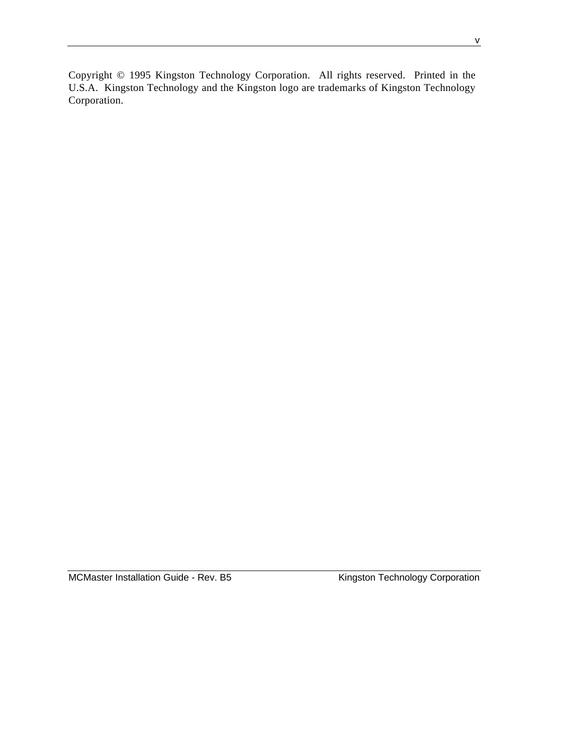Copyright © 1995 Kingston Technology Corporation.  All rights reserved.  Printed in the U.S.A.  Kingston Technology and the Kingston logo are trademarks of Kingston Technology Corporation.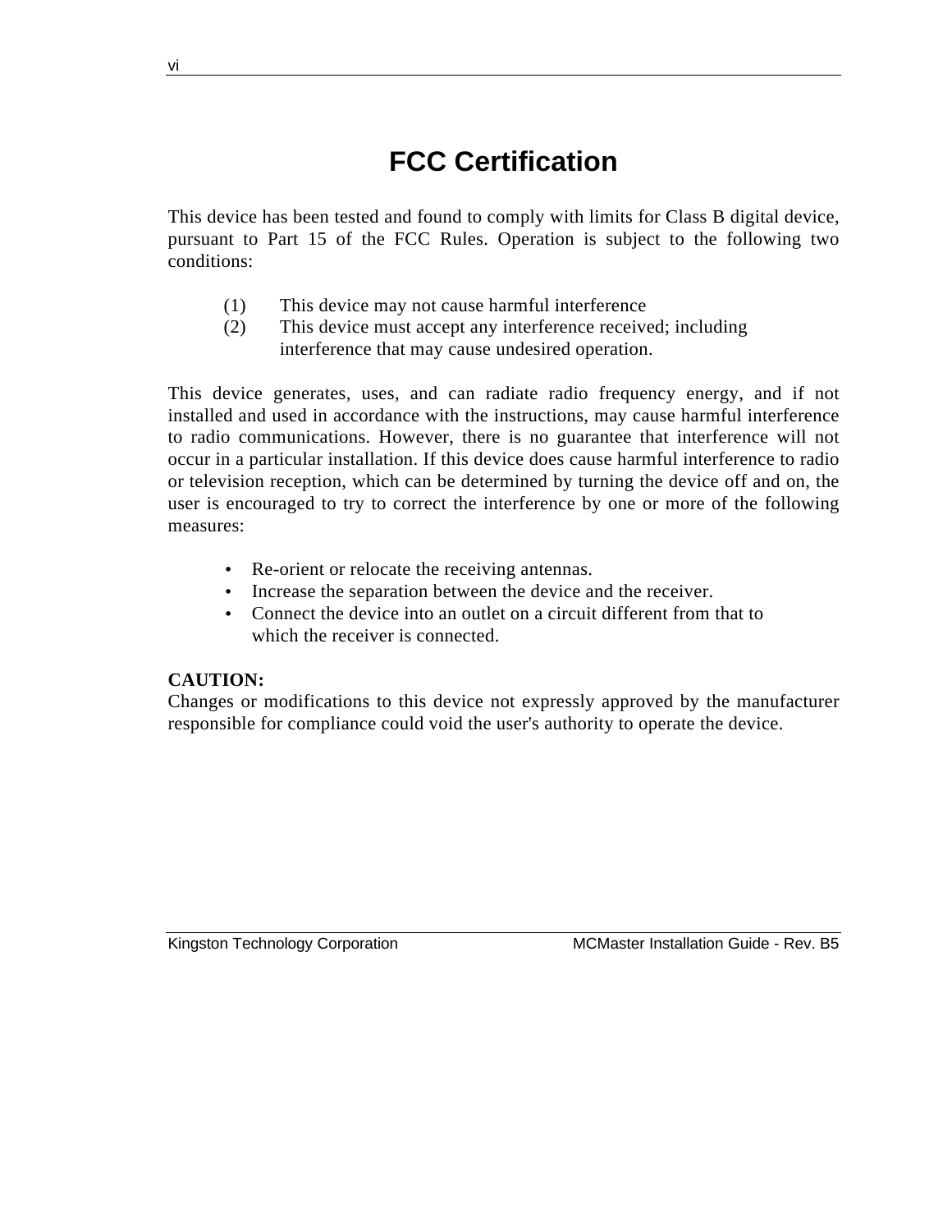# FCC Certification

This device has been tested and found to comply with limits for Class B digital device, pursuant to Part 15 of the FCC Rules. Operation is subject to the following two conditions:

(1) This device may not cause harmful interference
(2) This device must accept any interference received; including interference that may cause undesired operation.

This device generates, uses, and can radiate radio frequency energy, and if not installed and used in accordance with the instructions, may cause harmful interference to radio communications. However, there is no guarantee that interference will not occur in a particular installation. If this device does cause harmful interference to radio or television reception, which can be determined by turning the device off and on, the user is encouraged to try to correct the interference by one or more of the following measures:

- Re-orient or relocate the receiving antennas.
- Increase the separation between the device and the receiver.
- Connect the device into an outlet on a circuit different from that to which the receiver is connected.

**CAUTION:**
Changes or modifications to this device not expressly approved by the manufacturer responsible for compliance could void the user's authority to operate the device.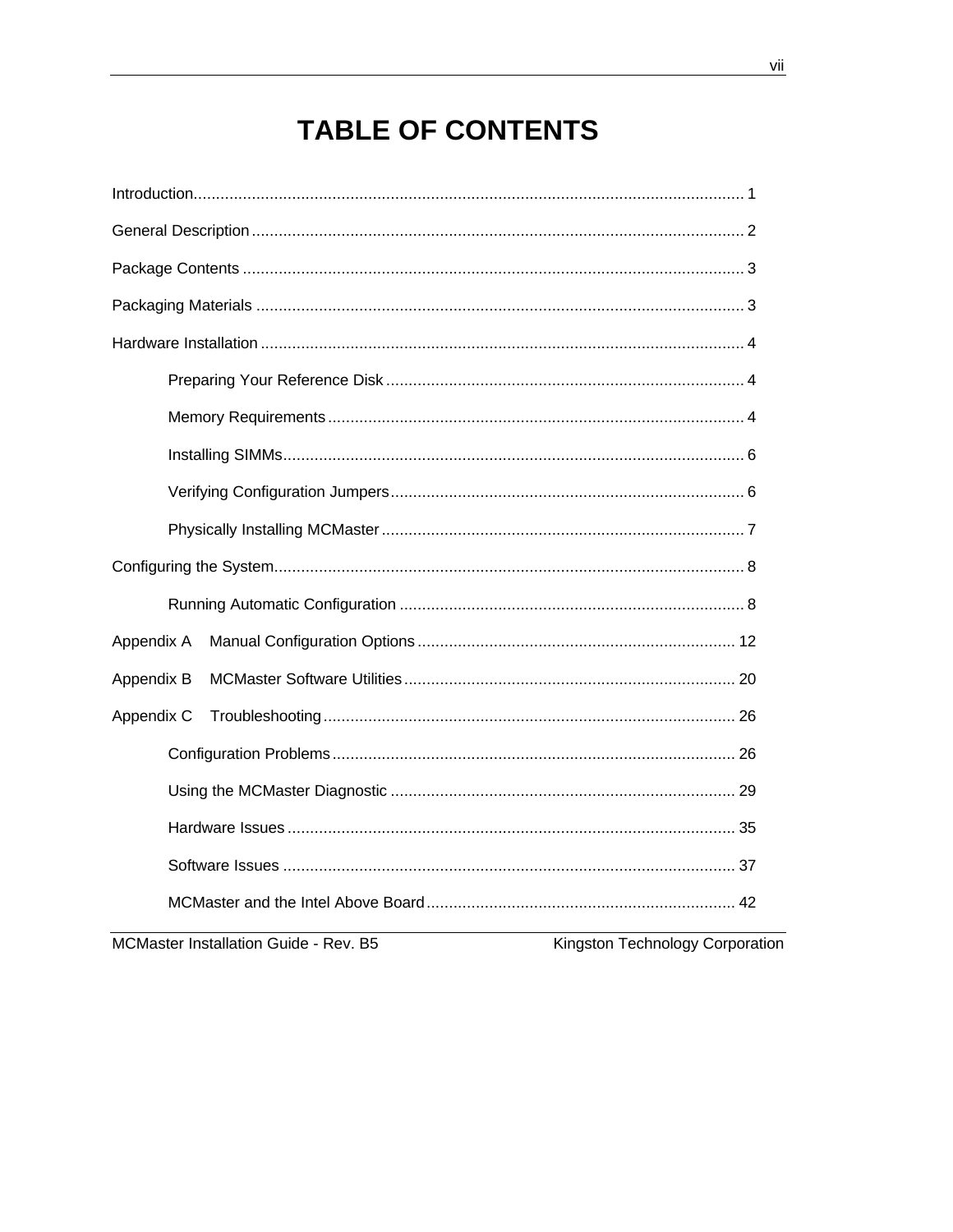# TABLE OF CONTENTS

Introduction........................................................................................................ 1

General Description ............................................................................................ 2

Package Contents ................................................................................................ 3

Packaging Materials ............................................................................................ 3

Hardware Installation .......................................................................................... 4

  Preparing Your Reference Disk ................................................................ 4

  Memory Requirements ............................................................................. 4

  Installing SIMMs........................................................................................ 6

  Verifying Configuration Jumpers............................................................... 6

  Physically Installing MCMaster ................................................................. 7

Configuring the System........................................................................................ 8

  Running Automatic Configuration ............................................................. 8

Appendix A  Manual Configuration Options ....................................................... 12

Appendix B  MCMaster Software Utilities .......................................................... 20

Appendix C  Troubleshooting ............................................................................ 26

  Configuration Problems.......................................................................... 26

  Using the MCMaster Diagnostic ............................................................. 29

  Hardware Issues .................................................................................... 35

  Software Issues ..................................................................................... 37

  MCMaster and the Intel Above Board..................................................... 42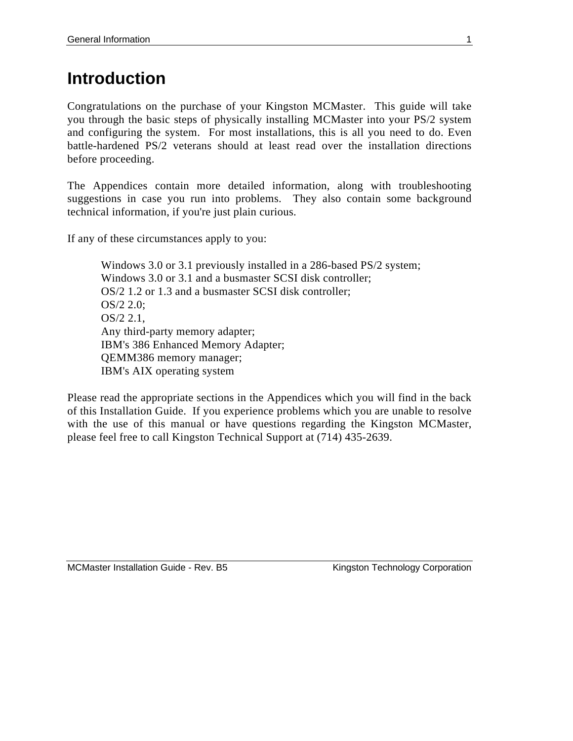# Introduction

Congratulations on the purchase of your Kingston MCMaster. This guide will take you through the basic steps of physically installing MCMaster into your PS/2 system and configuring the system. For most installations, this is all you need to do. Even battle-hardened PS/2 veterans should at least read over the installation directions before proceeding.

The Appendices contain more detailed information, along with troubleshooting suggestions in case you run into problems. They also contain some background technical information, if you're just plain curious.

If any of these circumstances apply to you:

> Windows 3.0 or 3.1 previously installed in a 286-based PS/2 system;
> Windows 3.0 or 3.1 and a busmaster SCSI disk controller;
> OS/2 1.2 or 1.3 and a busmaster SCSI disk controller;
> OS/2 2.0;
> OS/2 2.1,
> Any third-party memory adapter;
> IBM's 386 Enhanced Memory Adapter;
> QEMM386 memory manager;
> IBM's AIX operating system

Please read the appropriate sections in the Appendices which you will find in the back of this Installation Guide. If you experience problems which you are unable to resolve with the use of this manual or have questions regarding the Kingston MCMaster, please feel free to call Kingston Technical Support at (714) 435-2639.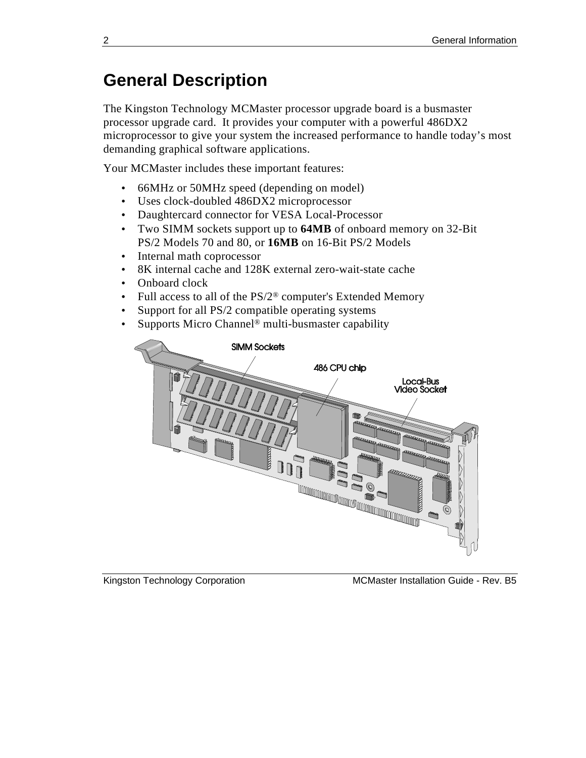# General Description

The Kingston Technology MCMaster processor upgrade board is a busmaster processor upgrade card. It provides your computer with a powerful 486DX2 microprocessor to give your system the increased performance to handle today's most demanding graphical software applications.

Your MCMaster includes these important features:

- 66MHz or 50MHz speed (depending on model)
- Uses clock-doubled 486DX2 microprocessor
- Daughtercard connector for VESA Local-Processor
- Two SIMM sockets support up to **64MB** of onboard memory on 32-Bit PS/2 Models 70 and 80, or **16MB** on 16-Bit PS/2 Models
- Internal math coprocessor
- 8K internal cache and 128K external zero-wait-state cache
- Onboard clock
- Full access to all of the PS/2® computer's Extended Memory
- Support for all PS/2 compatible operating systems
- Supports Micro Channel® multi-busmaster capability

SIMM Sockets

486 CPU chip

Local-Bus Video Socket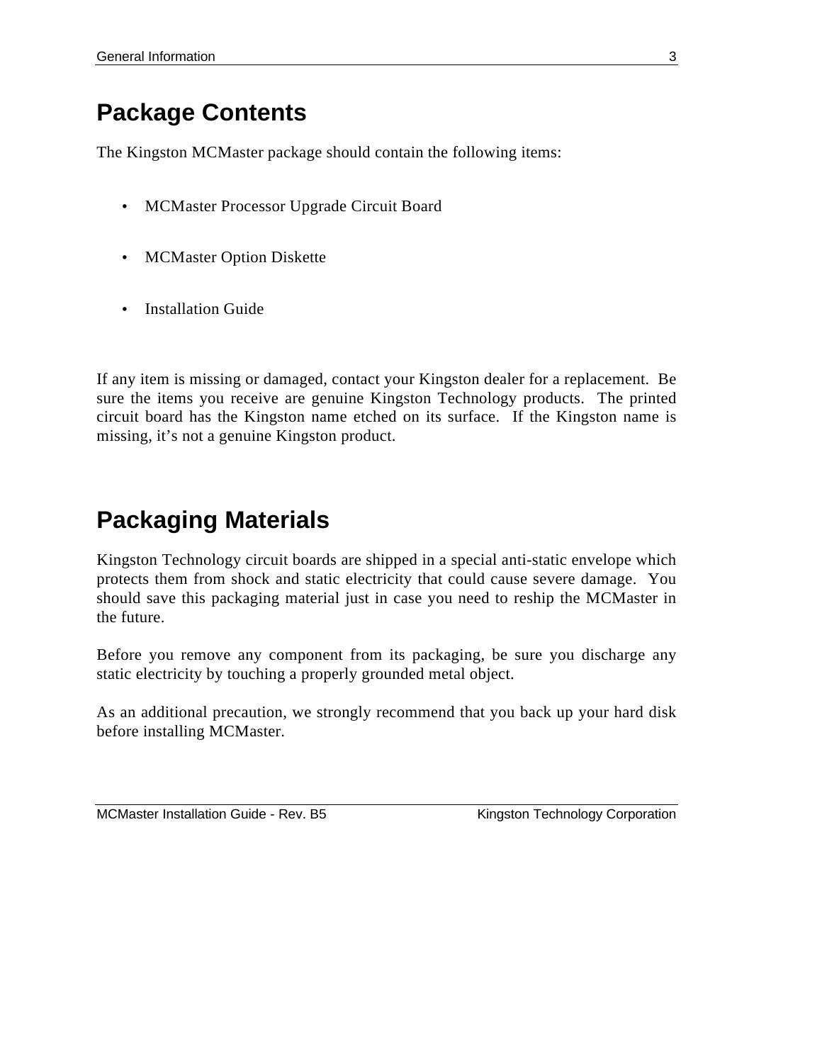## Package Contents

The Kingston MCMaster package should contain the following items:

- MCMaster Processor Upgrade Circuit Board
- MCMaster Option Diskette
- Installation Guide

If any item is missing or damaged, contact your Kingston dealer for a replacement. Be sure the items you receive are genuine Kingston Technology products. The printed circuit board has the Kingston name etched on its surface. If the Kingston name is missing, it's not a genuine Kingston product.

## Packaging Materials

Kingston Technology circuit boards are shipped in a special anti-static envelope which protects them from shock and static electricity that could cause severe damage. You should save this packaging material just in case you need to reship the MCMaster in the future.

Before you remove any component from its packaging, be sure you discharge any static electricity by touching a properly grounded metal object.

As an additional precaution, we strongly recommend that you back up your hard disk before installing MCMaster.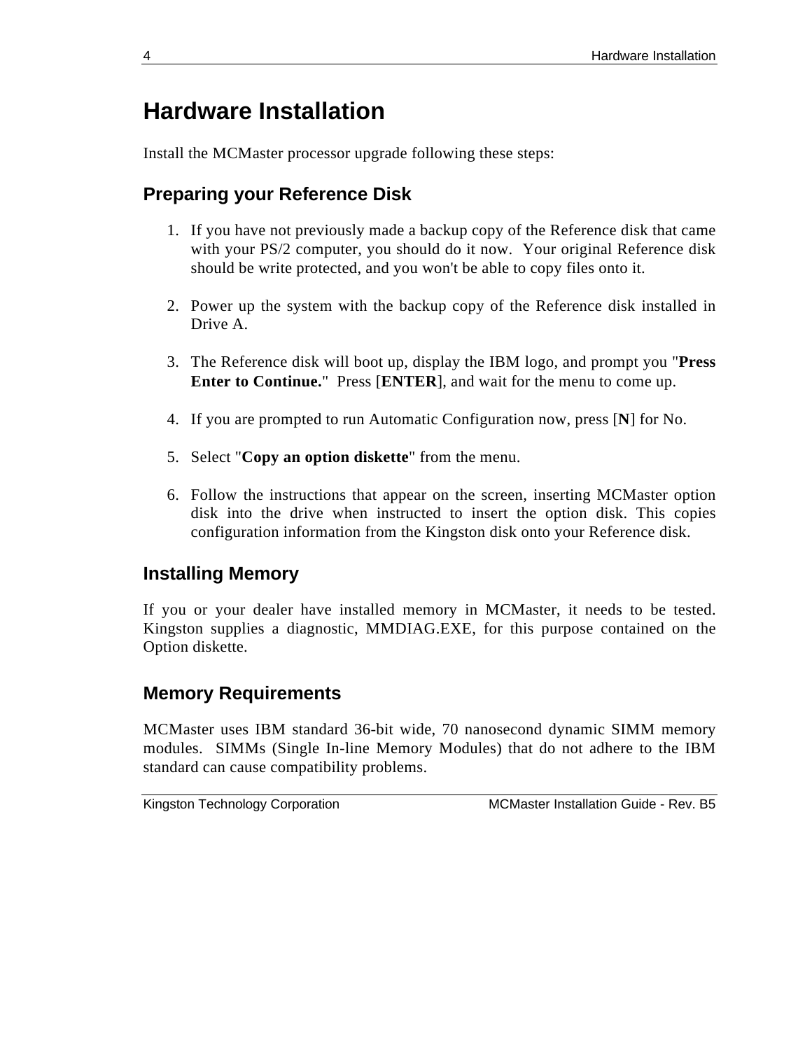# Hardware Installation

Install the MCMaster processor upgrade following these steps:

## Preparing your Reference Disk

1. If you have not previously made a backup copy of the Reference disk that came with your PS/2 computer, you should do it now. Your original Reference disk should be write protected, and you won't be able to copy files onto it.

2. Power up the system with the backup copy of the Reference disk installed in Drive A.

3. The Reference disk will boot up, display the IBM logo, and prompt you "**Press Enter to Continue.**" Press [**ENTER**], and wait for the menu to come up.

4. If you are prompted to run Automatic Configuration now, press [**N**] for No.

5. Select "**Copy an option diskette**" from the menu.

6. Follow the instructions that appear on the screen, inserting MCMaster option disk into the drive when instructed to insert the option disk. This copies configuration information from the Kingston disk onto your Reference disk.

## Installing Memory

If you or your dealer have installed memory in MCMaster, it needs to be tested. Kingston supplies a diagnostic, MMDIAG.EXE, for this purpose contained on the Option diskette.

## Memory Requirements

MCMaster uses IBM standard 36-bit wide, 70 nanosecond dynamic SIMM memory modules. SIMMs (Single In-line Memory Modules) that do not adhere to the IBM standard can cause compatibility problems.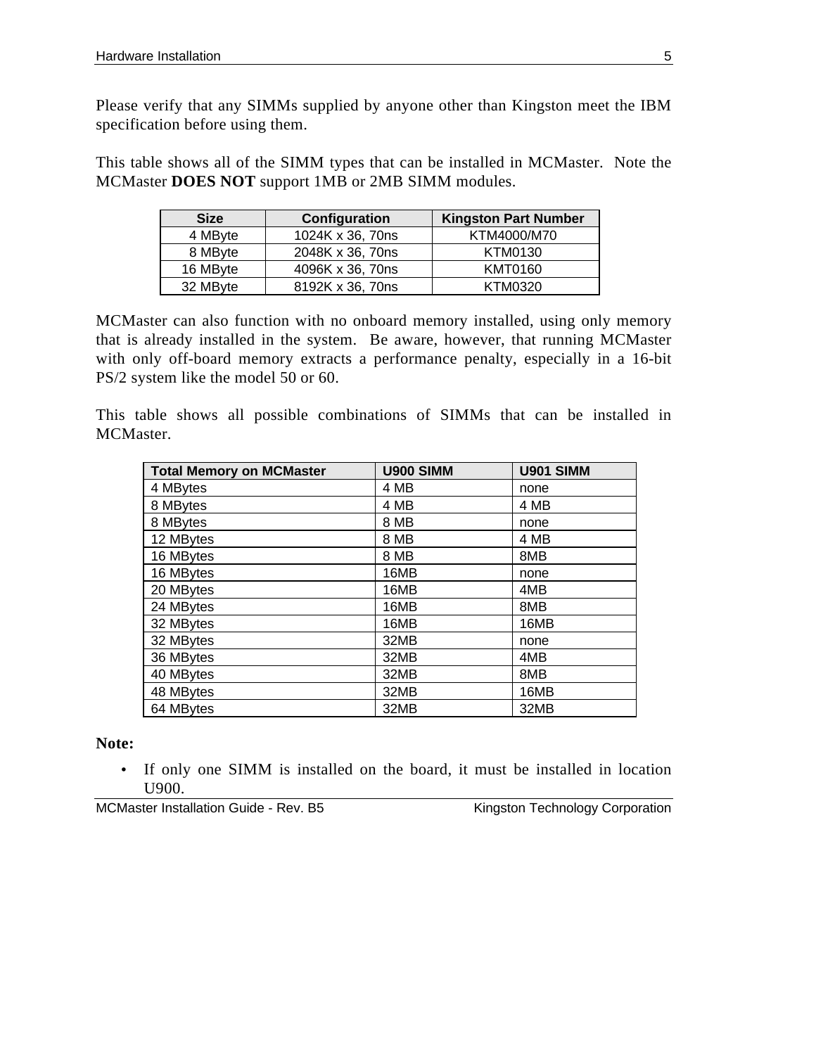Please verify that any SIMMs supplied by anyone other than Kingston meet the IBM specification before using them.

This table shows all of the SIMM types that can be installed in MCMaster. Note the MCMaster **DOES NOT** support 1MB or 2MB SIMM modules.

| Size | Configuration | Kingston Part Number |
|---|---|---|
| 4 MByte | 1024K x 36, 70ns | KTM4000/M70 |
| 8 MByte | 2048K x 36, 70ns | KTM0130 |
| 16 MByte | 4096K x 36, 70ns | KMT0160 |
| 32 MByte | 8192K x 36, 70ns | KTM0320 |

MCMaster can also function with no onboard memory installed, using only memory that is already installed in the system. Be aware, however, that running MCMaster with only off-board memory extracts a performance penalty, especially in a 16-bit PS/2 system like the model 50 or 60.

This table shows all possible combinations of SIMMs that can be installed in MCMaster.

| Total Memory on MCMaster | U900 SIMM | U901 SIMM |
|---|---|---|
| 4 MBytes | 4 MB | none |
| 8 MBytes | 4 MB | 4 MB |
| 8 MBytes | 8 MB | none |
| 12 MBytes | 8 MB | 4 MB |
| 16 MBytes | 8 MB | 8MB |
| 16 MBytes | 16MB | none |
| 20 MBytes | 16MB | 4MB |
| 24 MBytes | 16MB | 8MB |
| 32 MBytes | 16MB | 16MB |
| 32 MBytes | 32MB | none |
| 36 MBytes | 32MB | 4MB |
| 40 MBytes | 32MB | 8MB |
| 48 MBytes | 32MB | 16MB |
| 64 MBytes | 32MB | 32MB |

**Note:**

- If only one SIMM is installed on the board, it must be installed in location U900.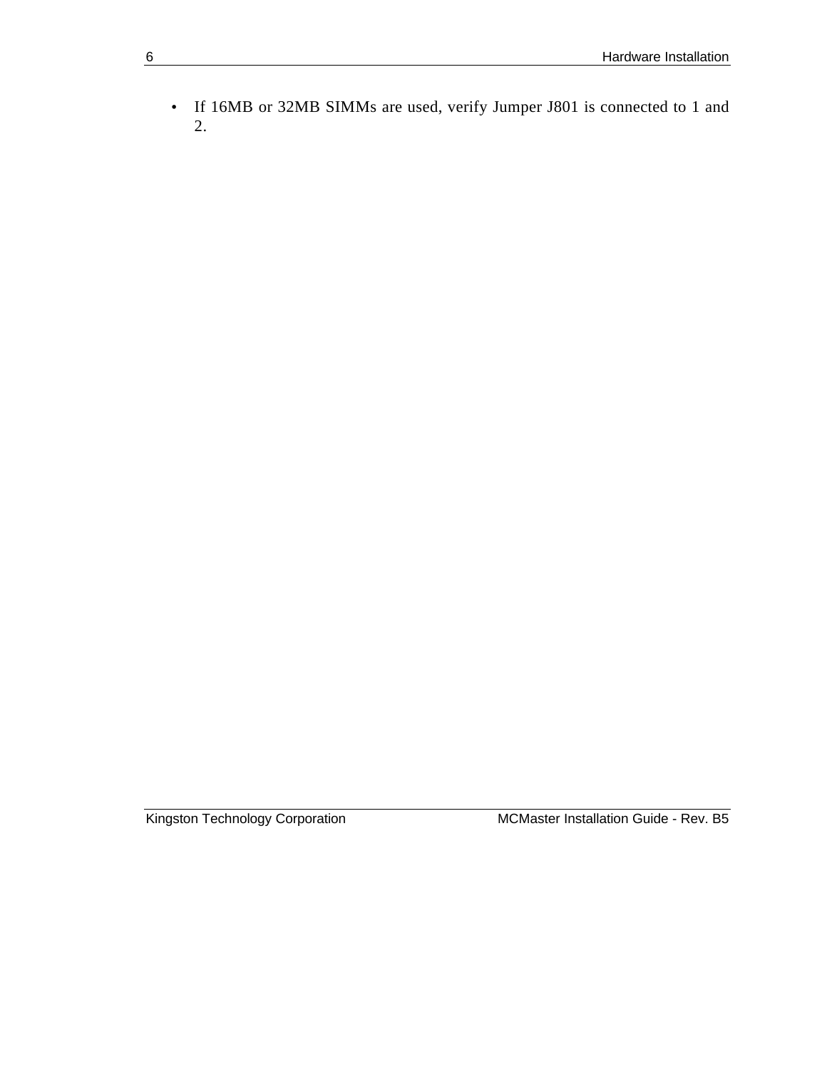- If 16MB or 32MB SIMMs are used, verify Jumper J801 is connected to 1 and 2.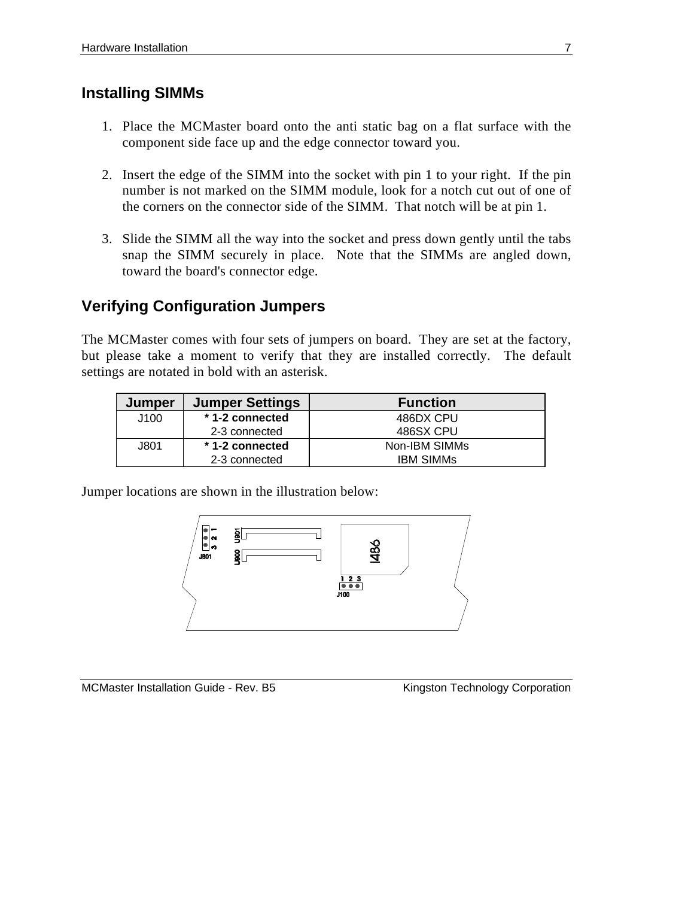## Installing SIMMs

1. Place the MCMaster board onto the anti static bag on a flat surface with the component side face up and the edge connector toward you.

2. Insert the edge of the SIMM into the socket with pin 1 to your right. If the pin number is not marked on the SIMM module, look for a notch cut out of one of the corners on the connector side of the SIMM. That notch will be at pin 1.

3. Slide the SIMM all the way into the socket and press down gently until the tabs snap the SIMM securely in place. Note that the SIMMs are angled down, toward the board's connector edge.

## Verifying Configuration Jumpers

The MCMaster comes with four sets of jumpers on board. They are set at the factory, but please take a moment to verify that they are installed correctly. The default settings are notated in bold with an asterisk.

| Jumper | Jumper Settings | Function |
|---|---|---|
| J100 | **\* 1-2 connected** | 486DX CPU |
| | 2-3 connected | 486SX CPU |
| J801 | **\* 1-2 connected** | Non-IBM SIMMs |
| | 2-3 connected | IBM SIMMs |

Jumper locations are shown in the illustration below:

J801 3 2 1 U801 U800 I486 1 2 3 J100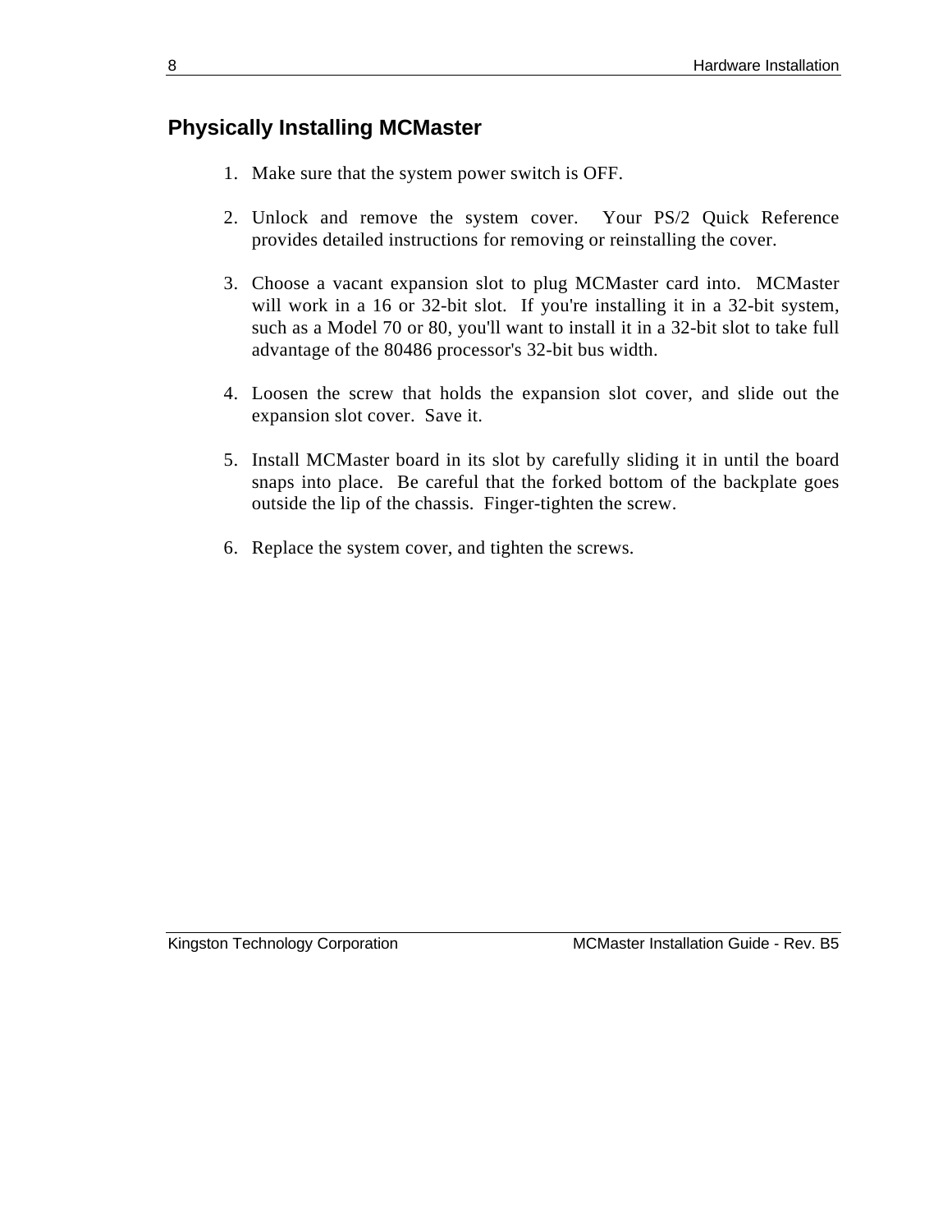## Physically Installing MCMaster

1. Make sure that the system power switch is OFF.

2. Unlock and remove the system cover. Your PS/2 Quick Reference provides detailed instructions for removing or reinstalling the cover.

3. Choose a vacant expansion slot to plug MCMaster card into. MCMaster will work in a 16 or 32-bit slot. If you're installing it in a 32-bit system, such as a Model 70 or 80, you'll want to install it in a 32-bit slot to take full advantage of the 80486 processor's 32-bit bus width.

4. Loosen the screw that holds the expansion slot cover, and slide out the expansion slot cover. Save it.

5. Install MCMaster board in its slot by carefully sliding it in until the board snaps into place. Be careful that the forked bottom of the backplate goes outside the lip of the chassis. Finger-tighten the screw.

6. Replace the system cover, and tighten the screws.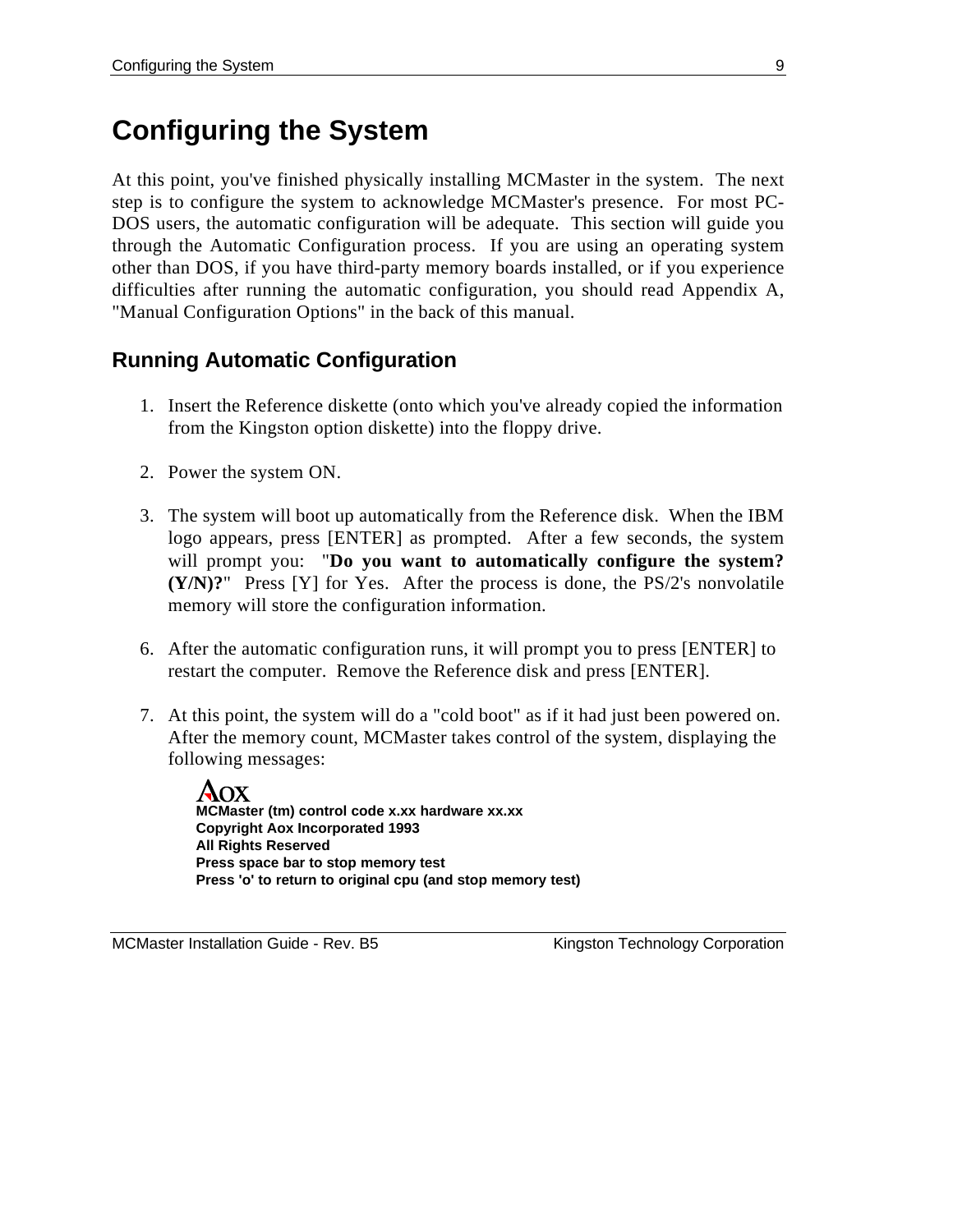# Configuring the System

At this point, you've finished physically installing MCMaster in the system. The next step is to configure the system to acknowledge MCMaster's presence. For most PC-DOS users, the automatic configuration will be adequate. This section will guide you through the Automatic Configuration process. If you are using an operating system other than DOS, if you have third-party memory boards installed, or if you experience difficulties after running the automatic configuration, you should read Appendix A, "Manual Configuration Options" in the back of this manual.

## Running Automatic Configuration

1. Insert the Reference diskette (onto which you've already copied the information from the Kingston option diskette) into the floppy drive.

2. Power the system ON.

3. The system will boot up automatically from the Reference disk. When the IBM logo appears, press [ENTER] as prompted. After a few seconds, the system will prompt you: "**Do you want to automatically configure the system? (Y/N)?**" Press [Y] for Yes. After the process is done, the PS/2's nonvolatile memory will store the configuration information.

6. After the automatic configuration runs, it will prompt you to press [ENTER] to restart the computer. Remove the Reference disk and press [ENTER].

7. At this point, the system will do a "cold boot" as if it had just been powered on. After the memory count, MCMaster takes control of the system, displaying the following messages:

   Aox
   **MCMaster (tm) control code x.xx hardware xx.xx**
   **Copyright Aox Incorporated 1993**
   **All Rights Reserved**
   **Press space bar to stop memory test**
   **Press 'o' to return to original cpu (and stop memory test)**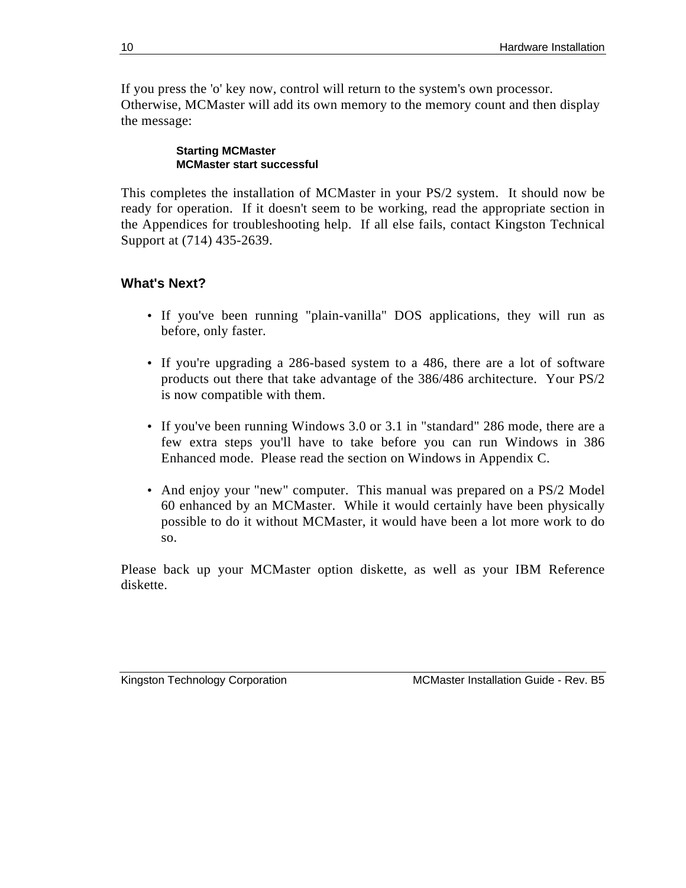If you press the 'o' key now, control will return to the system's own processor. Otherwise, MCMaster will add its own memory to the memory count and then display the message:

```
Starting MCMaster
MCMaster start successful
```

This completes the installation of MCMaster in your PS/2 system. It should now be ready for operation. If it doesn't seem to be working, read the appropriate section in the Appendices for troubleshooting help. If all else fails, contact Kingston Technical Support at (714) 435-2639.

## What's Next?

- If you've been running "plain-vanilla" DOS applications, they will run as before, only faster.
- If you're upgrading a 286-based system to a 486, there are a lot of software products out there that take advantage of the 386/486 architecture. Your PS/2 is now compatible with them.
- If you've been running Windows 3.0 or 3.1 in "standard" 286 mode, there are a few extra steps you'll have to take before you can run Windows in 386 Enhanced mode. Please read the section on Windows in Appendix C.
- And enjoy your "new" computer. This manual was prepared on a PS/2 Model 60 enhanced by an MCMaster. While it would certainly have been physically possible to do it without MCMaster, it would have been a lot more work to do so.

Please back up your MCMaster option diskette, as well as your IBM Reference diskette.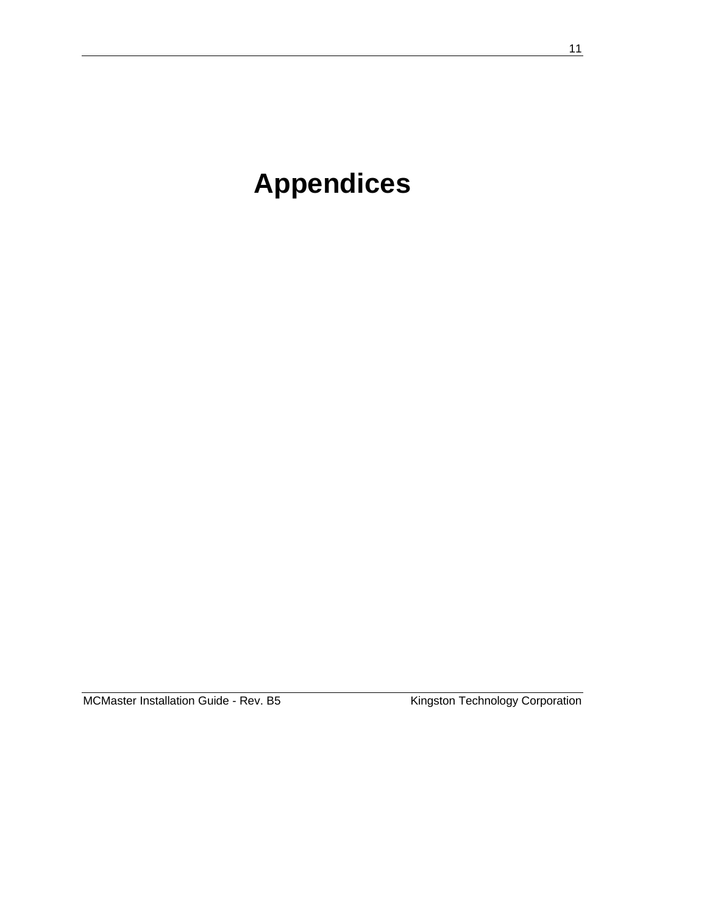# Appendices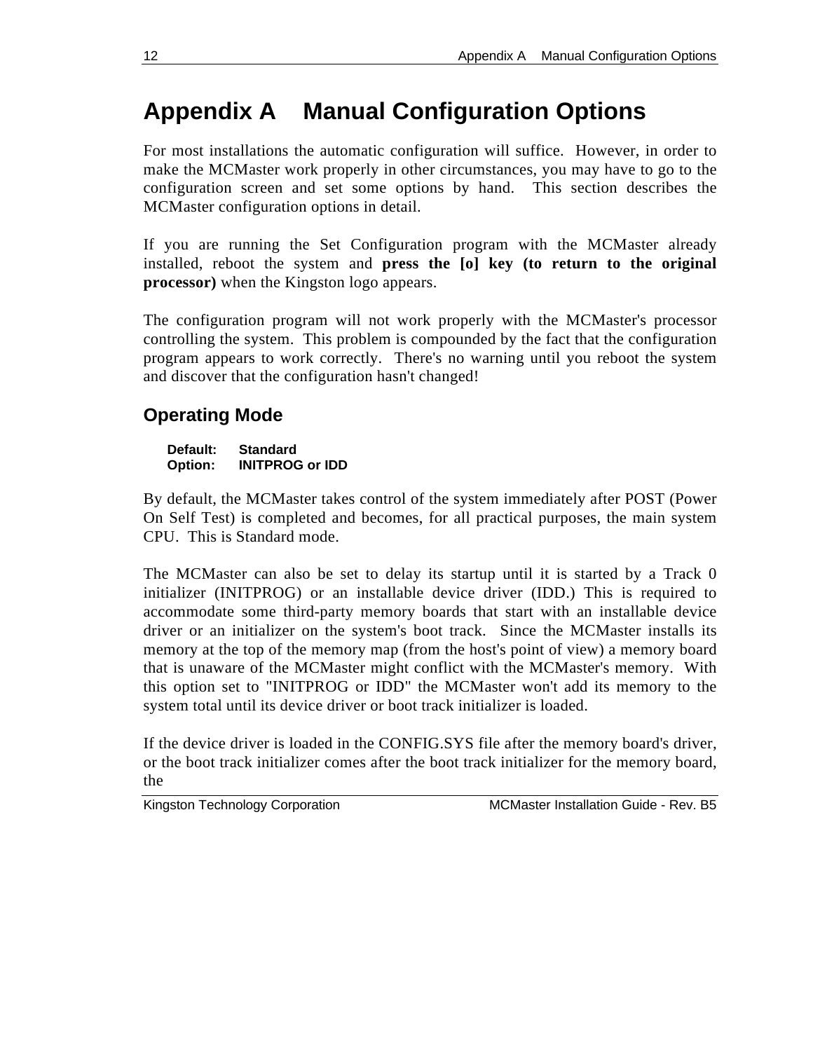# Appendix A    Manual Configuration Options

For most installations the automatic configuration will suffice.  However, in order to make the MCMaster work properly in other circumstances, you may have to go to the configuration screen and set some options by hand.  This section describes the MCMaster configuration options in detail.

If you are running the Set Configuration program with the MCMaster already installed, reboot the system and **press the [o] key (to return to the original processor)** when the Kingston logo appears.

The configuration program will not work properly with the MCMaster's processor controlling the system.  This problem is compounded by the fact that the configuration program appears to work correctly.  There's no warning until you reboot the system and discover that the configuration hasn't changed!

## Operating Mode

**Default:** **Standard**
**Option:** **INITPROG or IDD**

By default, the MCMaster takes control of the system immediately after POST (Power On Self Test) is completed and becomes, for all practical purposes, the main system CPU.  This is Standard mode.

The MCMaster can also be set to delay its startup until it is started by a Track 0 initializer (INITPROG) or an installable device driver (IDD.) This is required to accommodate some third-party memory boards that start with an installable device driver or an initializer on the system's boot track.  Since the MCMaster installs its memory at the top of the memory map (from the host's point of view) a memory board that is unaware of the MCMaster might conflict with the MCMaster's memory.  With this option set to "INITPROG or IDD" the MCMaster won't add its memory to the system total until its device driver or boot track initializer is loaded.

If the device driver is loaded in the CONFIG.SYS file after the memory board's driver, or the boot track initializer comes after the boot track initializer for the memory board, the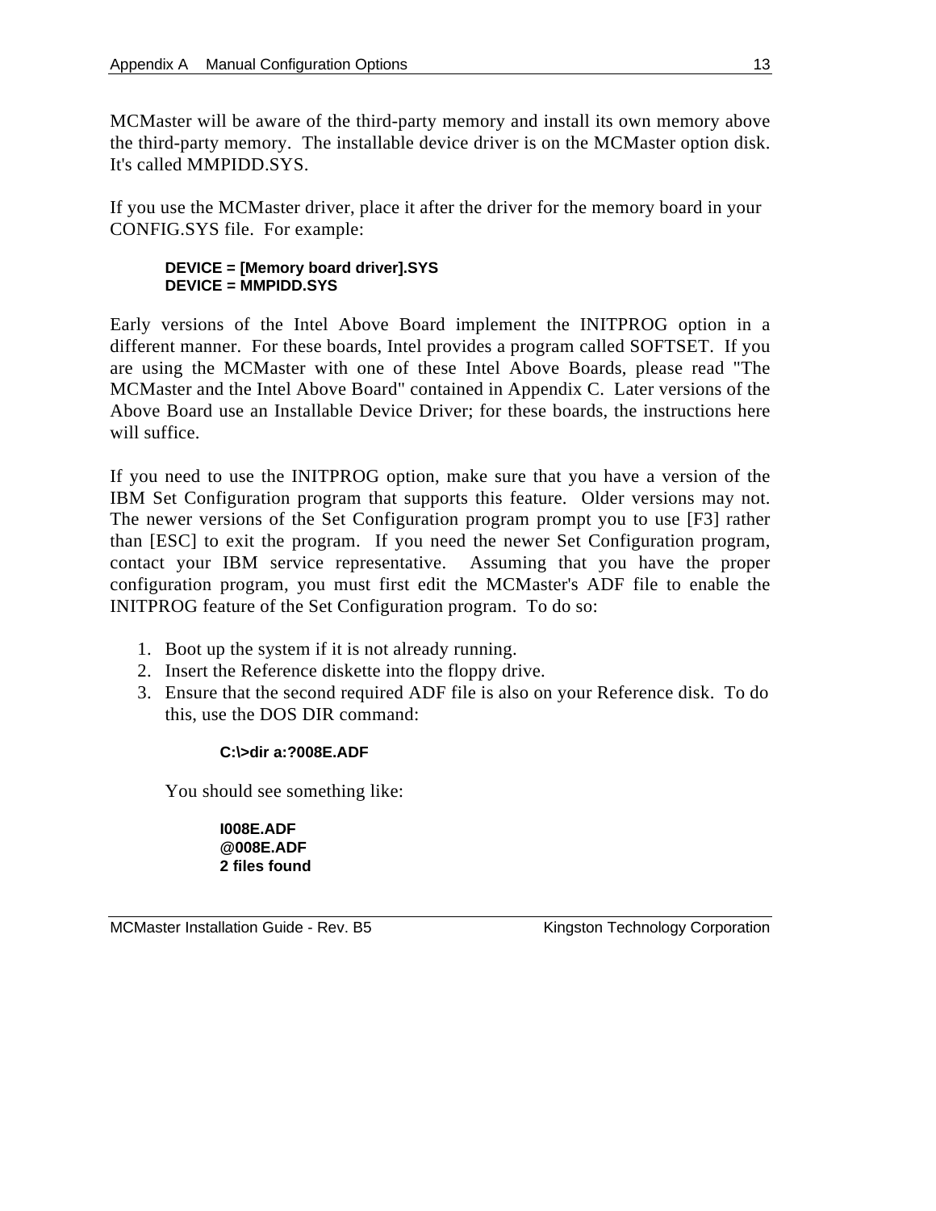MCMaster will be aware of the third-party memory and install its own memory above the third-party memory. The installable device driver is on the MCMaster option disk. It's called MMPIDD.SYS.

If you use the MCMaster driver, place it after the driver for the memory board in your CONFIG.SYS file. For example:

```
DEVICE = [Memory board driver].SYS
DEVICE = MMPIDD.SYS
```

Early versions of the Intel Above Board implement the INITPROG option in a different manner. For these boards, Intel provides a program called SOFTSET. If you are using the MCMaster with one of these Intel Above Boards, please read "The MCMaster and the Intel Above Board" contained in Appendix C. Later versions of the Above Board use an Installable Device Driver; for these boards, the instructions here will suffice.

If you need to use the INITPROG option, make sure that you have a version of the IBM Set Configuration program that supports this feature. Older versions may not. The newer versions of the Set Configuration program prompt you to use [F3] rather than [ESC] to exit the program. If you need the newer Set Configuration program, contact your IBM service representative. Assuming that you have the proper configuration program, you must first edit the MCMaster's ADF file to enable the INITPROG feature of the Set Configuration program. To do so:

1. Boot up the system if it is not already running.
2. Insert the Reference diskette into the floppy drive.
3. Ensure that the second required ADF file is also on your Reference disk. To do this, use the DOS DIR command:

   ```
   C:\>dir a:?008E.ADF
   ```

   You should see something like:

   ```
   I008E.ADF
   @008E.ADF
   2 files found
   ```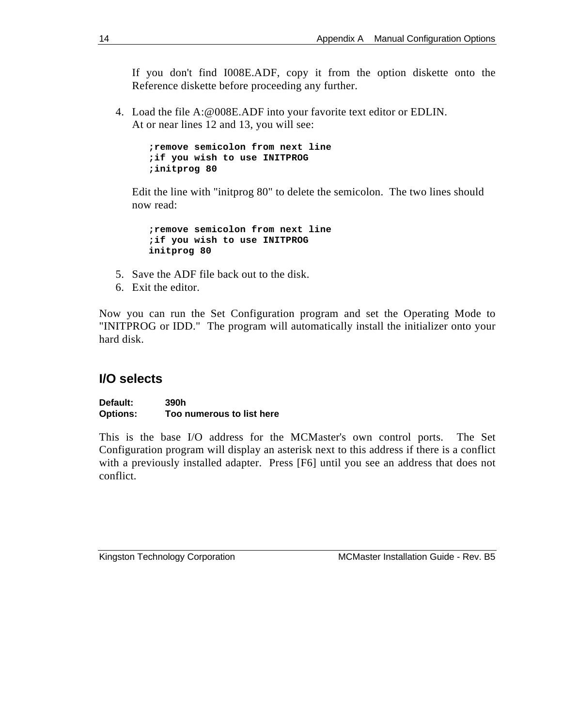If you don't find I008E.ADF, copy it from the option diskette onto the Reference diskette before proceeding any further.

4. Load the file A:@008E.ADF into your favorite text editor or EDLIN. At or near lines 12 and 13, you will see:

```
;remove semicolon from next line
;if you wish to use INITPROG
;initprog 80
```

   Edit the line with "initprog 80" to delete the semicolon. The two lines should now read:

```
;remove semicolon from next line
;if you wish to use INITPROG
initprog 80
```

5. Save the ADF file back out to the disk.
6. Exit the editor.

Now you can run the Set Configuration program and set the Operating Mode to "INITPROG or IDD." The program will automatically install the initializer onto your hard disk.

## I/O selects

**Default:** **390h**
**Options:** **Too numerous to list here**

This is the base I/O address for the MCMaster's own control ports. The Set Configuration program will display an asterisk next to this address if there is a conflict with a previously installed adapter. Press [F6] until you see an address that does not conflict.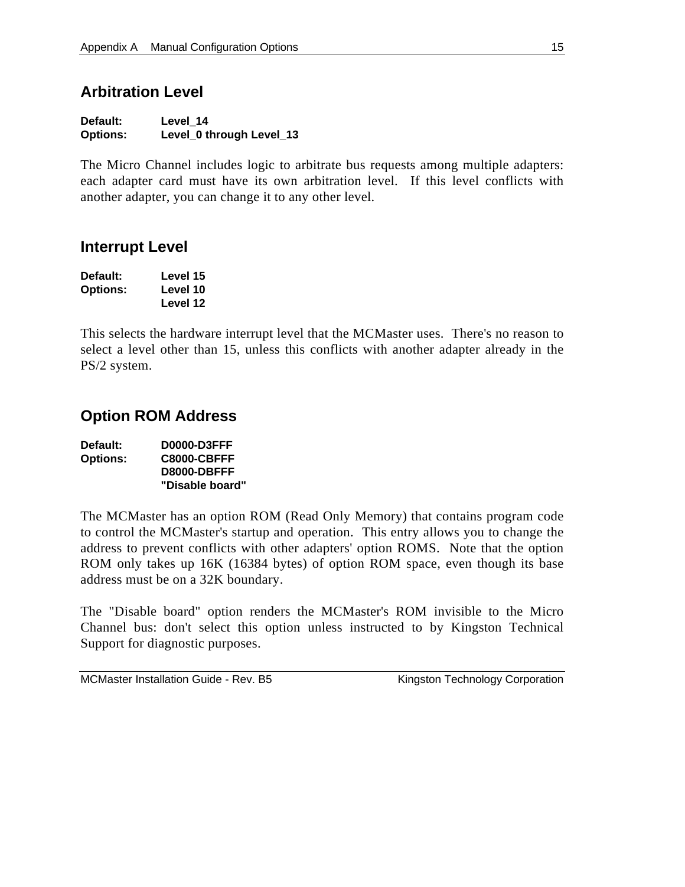## Arbitration Level

**Default:** **Level_14**
**Options:** **Level_0 through Level_13**

The Micro Channel includes logic to arbitrate bus requests among multiple adapters: each adapter card must have its own arbitration level. If this level conflicts with another adapter, you can change it to any other level.

## Interrupt Level

**Default:** **Level 15**
**Options:** **Level 10**
**Level 12**

This selects the hardware interrupt level that the MCMaster uses. There's no reason to select a level other than 15, unless this conflicts with another adapter already in the PS/2 system.

## Option ROM Address

**Default:** **D0000-D3FFF**
**Options:** **C8000-CBFFF**
**D8000-DBFFF**
**"Disable board"**

The MCMaster has an option ROM (Read Only Memory) that contains program code to control the MCMaster's startup and operation. This entry allows you to change the address to prevent conflicts with other adapters' option ROMS. Note that the option ROM only takes up 16K (16384 bytes) of option ROM space, even though its base address must be on a 32K boundary.

The "Disable board" option renders the MCMaster's ROM invisible to the Micro Channel bus: don't select this option unless instructed to by Kingston Technical Support for diagnostic purposes.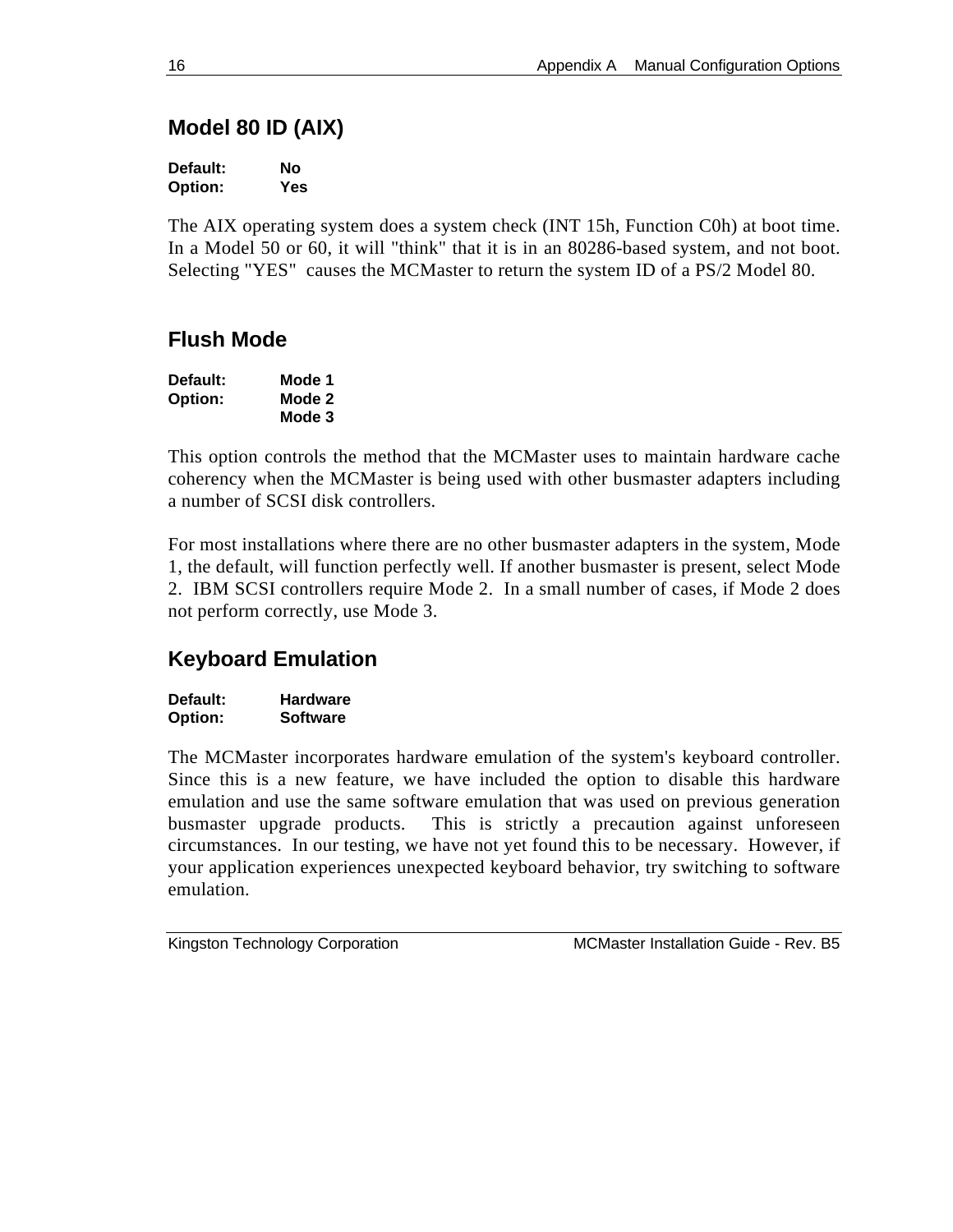## Model 80 ID (AIX)

**Default:** **No**
**Option:** **Yes**

The AIX operating system does a system check (INT 15h, Function C0h) at boot time. In a Model 50 or 60, it will "think" that it is in an 80286-based system, and not boot. Selecting "YES" causes the MCMaster to return the system ID of a PS/2 Model 80.

## Flush Mode

**Default:** **Mode 1**
**Option:** **Mode 2**
**Mode 3**

This option controls the method that the MCMaster uses to maintain hardware cache coherency when the MCMaster is being used with other busmaster adapters including a number of SCSI disk controllers.

For most installations where there are no other busmaster adapters in the system, Mode 1, the default, will function perfectly well. If another busmaster is present, select Mode 2. IBM SCSI controllers require Mode 2. In a small number of cases, if Mode 2 does not perform correctly, use Mode 3.

## Keyboard Emulation

**Default:** **Hardware**
**Option:** **Software**

The MCMaster incorporates hardware emulation of the system's keyboard controller. Since this is a new feature, we have included the option to disable this hardware emulation and use the same software emulation that was used on previous generation busmaster upgrade products. This is strictly a precaution against unforeseen circumstances. In our testing, we have not yet found this to be necessary. However, if your application experiences unexpected keyboard behavior, try switching to software emulation.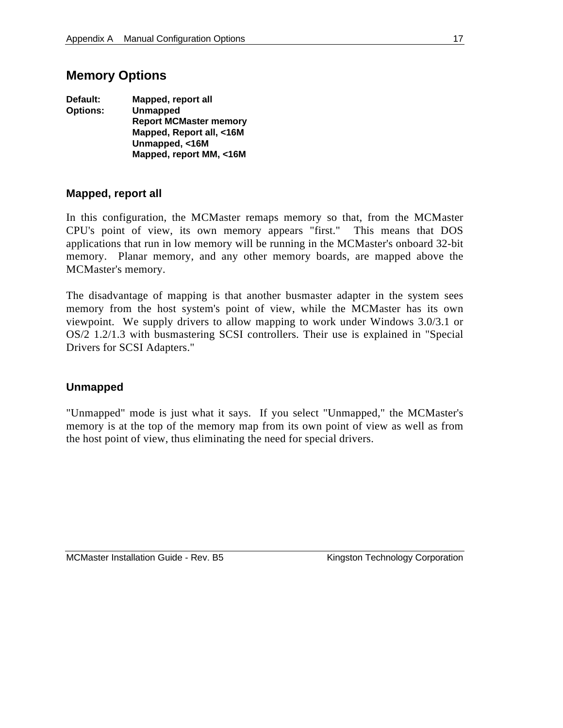## Memory Options

**Default:** **Mapped, report all**
**Options:** **Unmapped**
**Report MCMaster memory**
**Mapped, Report all, <16M**
**Unmapped, <16M**
**Mapped, report MM, <16M**

### Mapped, report all

In this configuration, the MCMaster remaps memory so that, from the MCMaster CPU's point of view, its own memory appears "first." This means that DOS applications that run in low memory will be running in the MCMaster's onboard 32-bit memory. Planar memory, and any other memory boards, are mapped above the MCMaster's memory.

The disadvantage of mapping is that another busmaster adapter in the system sees memory from the host system's point of view, while the MCMaster has its own viewpoint. We supply drivers to allow mapping to work under Windows 3.0/3.1 or OS/2 1.2/1.3 with busmastering SCSI controllers. Their use is explained in "Special Drivers for SCSI Adapters."

### Unmapped

"Unmapped" mode is just what it says. If you select "Unmapped," the MCMaster's memory is at the top of the memory map from its own point of view as well as from the host point of view, thus eliminating the need for special drivers.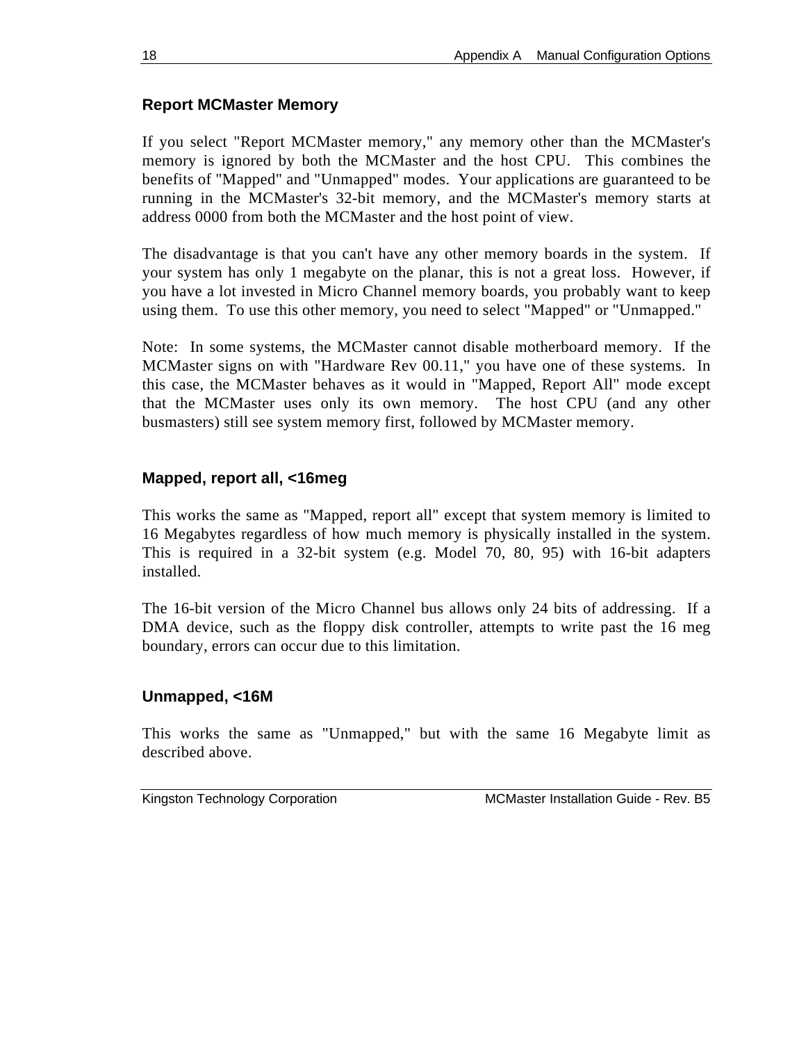### Report MCMaster Memory

If you select "Report MCMaster memory," any memory other than the MCMaster's memory is ignored by both the MCMaster and the host CPU. This combines the benefits of "Mapped" and "Unmapped" modes. Your applications are guaranteed to be running in the MCMaster's 32-bit memory, and the MCMaster's memory starts at address 0000 from both the MCMaster and the host point of view.

The disadvantage is that you can't have any other memory boards in the system. If your system has only 1 megabyte on the planar, this is not a great loss. However, if you have a lot invested in Micro Channel memory boards, you probably want to keep using them. To use this other memory, you need to select "Mapped" or "Unmapped."

Note: In some systems, the MCMaster cannot disable motherboard memory. If the MCMaster signs on with "Hardware Rev 00.11," you have one of these systems. In this case, the MCMaster behaves as it would in "Mapped, Report All" mode except that the MCMaster uses only its own memory. The host CPU (and any other busmasters) still see system memory first, followed by MCMaster memory.

### Mapped, report all, <16meg

This works the same as "Mapped, report all" except that system memory is limited to 16 Megabytes regardless of how much memory is physically installed in the system. This is required in a 32-bit system (e.g. Model 70, 80, 95) with 16-bit adapters installed.

The 16-bit version of the Micro Channel bus allows only 24 bits of addressing. If a DMA device, such as the floppy disk controller, attempts to write past the 16 meg boundary, errors can occur due to this limitation.

### Unmapped, <16M

This works the same as "Unmapped," but with the same 16 Megabyte limit as described above.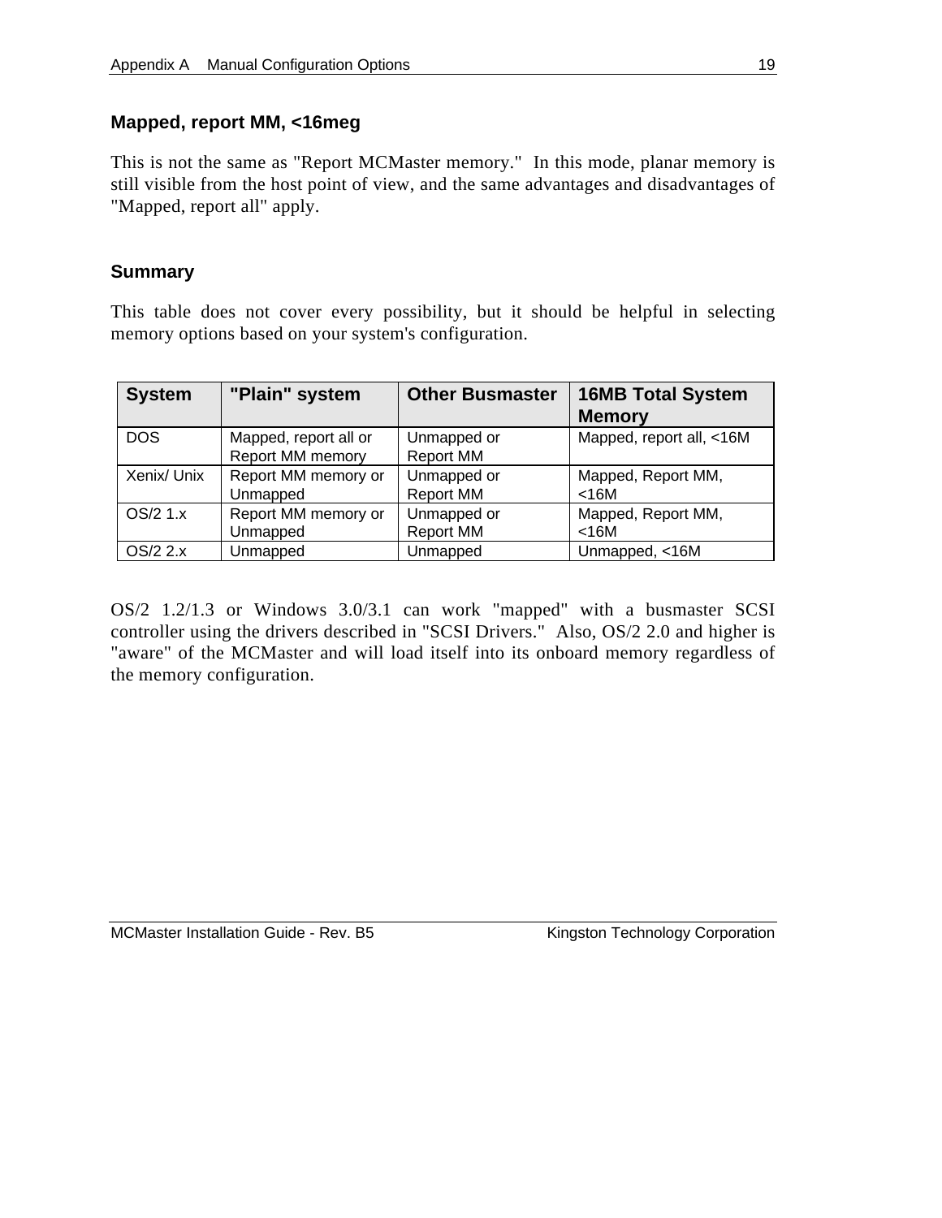### Mapped, report MM, <16meg

This is not the same as "Report MCMaster memory." In this mode, planar memory is still visible from the host point of view, and the same advantages and disadvantages of "Mapped, report all" apply.

### Summary

This table does not cover every possibility, but it should be helpful in selecting memory options based on your system's configuration.

| System | "Plain" system | Other Busmaster | 16MB Total System Memory |
|---|---|---|---|
| DOS | Mapped, report all or Report MM memory | Unmapped or Report MM | Mapped, report all, <16M |
| Xenix/ Unix | Report MM memory or Unmapped | Unmapped or Report MM | Mapped, Report MM, <16M |
| OS/2 1.x | Report MM memory or Unmapped | Unmapped or Report MM | Mapped, Report MM, <16M |
| OS/2 2.x | Unmapped | Unmapped | Unmapped, <16M |

OS/2 1.2/1.3 or Windows 3.0/3.1 can work "mapped" with a busmaster SCSI controller using the drivers described in "SCSI Drivers." Also, OS/2 2.0 and higher is "aware" of the MCMaster and will load itself into its onboard memory regardless of the memory configuration.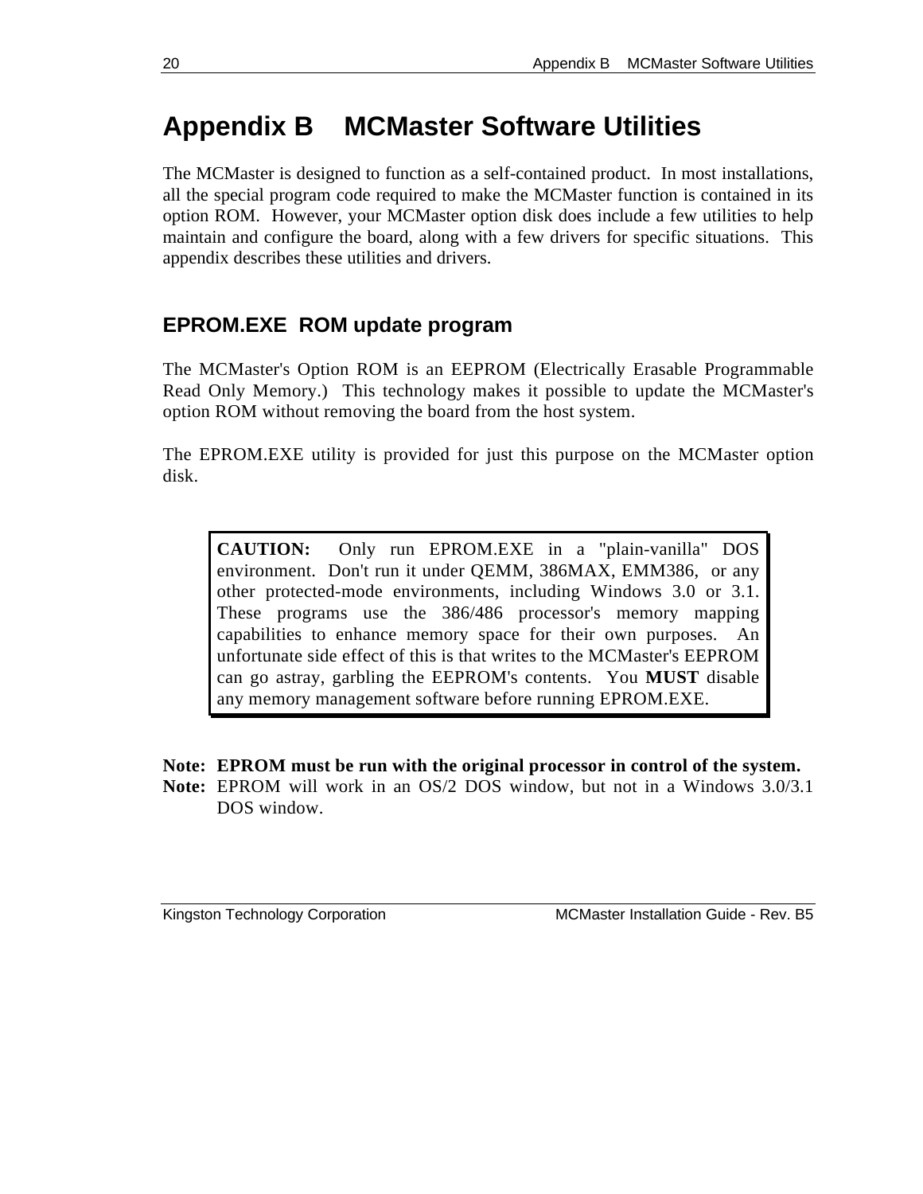# Appendix B    MCMaster Software Utilities

The MCMaster is designed to function as a self-contained product.  In most installations, all the special program code required to make the MCMaster function is contained in its option ROM.  However, your MCMaster option disk does include a few utilities to help maintain and configure the board, along with a few drivers for specific situations.  This appendix describes these utilities and drivers.

## EPROM.EXE  ROM update program

The MCMaster's Option ROM is an EEPROM (Electrically Erasable Programmable Read Only Memory.)  This technology makes it possible to update the MCMaster's option ROM without removing the board from the host system.

The EPROM.EXE utility is provided for just this purpose on the MCMaster option disk.

> **CAUTION:**  Only run EPROM.EXE in a "plain-vanilla" DOS environment.  Don't run it under QEMM, 386MAX, EMM386,  or any other protected-mode environments, including Windows 3.0 or 3.1.  These programs use the 386/486 processor's memory mapping capabilities to enhance memory space for their own purposes.  An unfortunate side effect of this is that writes to the MCMaster's EEPROM can go astray, garbling the EEPROM's contents.  You **MUST** disable any memory management software before running EPROM.EXE.

**Note:  EPROM must be run with the original processor in control of the system.**
**Note:** EPROM will work in an OS/2 DOS window, but not in a Windows 3.0/3.1 DOS window.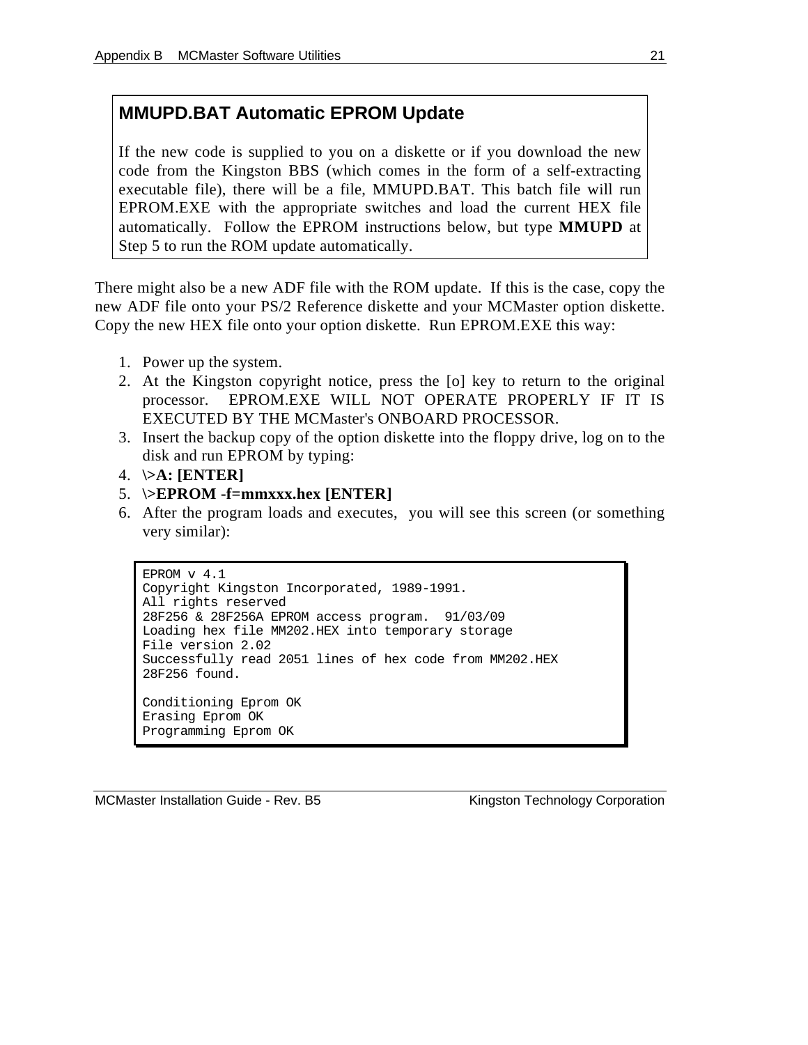## MMUPD.BAT Automatic EPROM Update

If the new code is supplied to you on a diskette or if you download the new code from the Kingston BBS (which comes in the form of a self-extracting executable file), there will be a file, MMUPD.BAT. This batch file will run EPROM.EXE with the appropriate switches and load the current HEX file automatically. Follow the EPROM instructions below, but type **MMUPD** at Step 5 to run the ROM update automatically.

There might also be a new ADF file with the ROM update. If this is the case, copy the new ADF file onto your PS/2 Reference diskette and your MCMaster option diskette. Copy the new HEX file onto your option diskette. Run EPROM.EXE this way:

1. Power up the system.
2. At the Kingston copyright notice, press the [o] key to return to the original processor. EPROM.EXE WILL NOT OPERATE PROPERLY IF IT IS EXECUTED BY THE MCMaster's ONBOARD PROCESSOR.
3. Insert the backup copy of the option diskette into the floppy drive, log on to the disk and run EPROM by typing:
4. \>**A: [ENTER]**
5. \>**EPROM -f=mmxxx.hex [ENTER]**
6. After the program loads and executes, you will see this screen (or something very similar):

```
EPROM v 4.1
Copyright Kingston Incorporated, 1989-1991.
All rights reserved
28F256 & 28F256A EPROM access program.  91/03/09
Loading hex file MM202.HEX into temporary storage
File version 2.02
Successfully read 2051 lines of hex code from MM202.HEX
28F256 found.

Conditioning Eprom OK
Erasing Eprom OK
Programming Eprom OK
```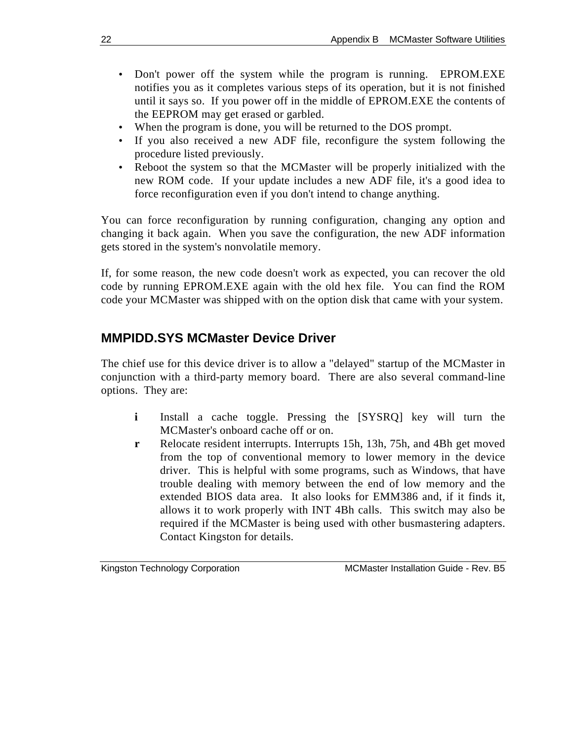- Don't power off the system while the program is running. EPROM.EXE notifies you as it completes various steps of its operation, but it is not finished until it says so. If you power off in the middle of EPROM.EXE the contents of the EEPROM may get erased or garbled.
- When the program is done, you will be returned to the DOS prompt.
- If you also received a new ADF file, reconfigure the system following the procedure listed previously.
- Reboot the system so that the MCMaster will be properly initialized with the new ROM code. If your update includes a new ADF file, it's a good idea to force reconfiguration even if you don't intend to change anything.

You can force reconfiguration by running configuration, changing any option and changing it back again. When you save the configuration, the new ADF information gets stored in the system's nonvolatile memory.

If, for some reason, the new code doesn't work as expected, you can recover the old code by running EPROM.EXE again with the old hex file. You can find the ROM code your MCMaster was shipped with on the option disk that came with your system.

## MMPIDD.SYS MCMaster Device Driver

The chief use for this device driver is to allow a "delayed" startup of the MCMaster in conjunction with a third-party memory board. There are also several command-line options. They are:

**i** Install a cache toggle. Pressing the [SYSRQ] key will turn the MCMaster's onboard cache off or on.

**r** Relocate resident interrupts. Interrupts 15h, 13h, 75h, and 4Bh get moved from the top of conventional memory to lower memory in the device driver. This is helpful with some programs, such as Windows, that have trouble dealing with memory between the end of low memory and the extended BIOS data area. It also looks for EMM386 and, if it finds it, allows it to work properly with INT 4Bh calls. This switch may also be required if the MCMaster is being used with other busmastering adapters. Contact Kingston for details.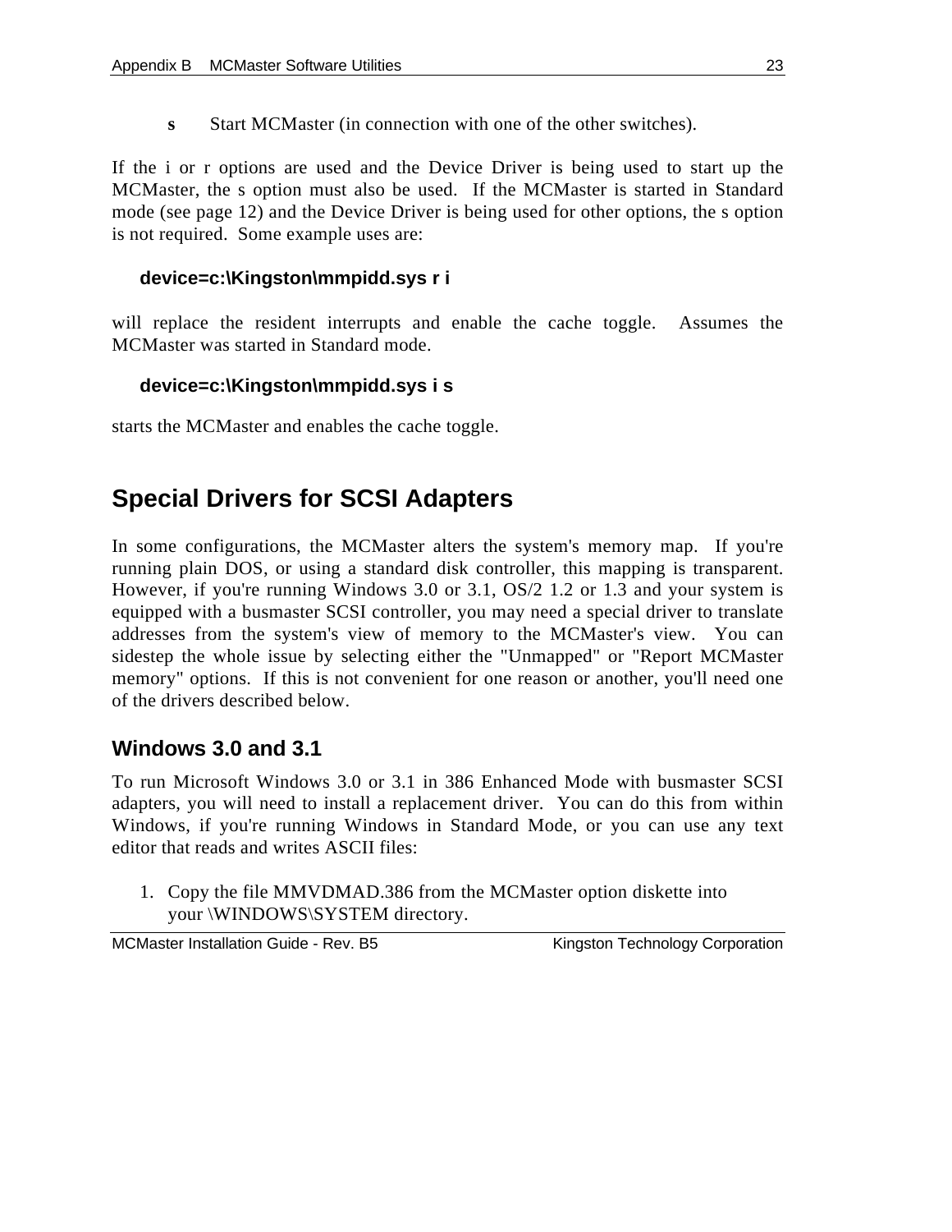**s** Start MCMaster (in connection with one of the other switches).

If the i or r options are used and the Device Driver is being used to start up the MCMaster, the s option must also be used. If the MCMaster is started in Standard mode (see page 12) and the Device Driver is being used for other options, the s option is not required. Some example uses are:

**device=c:\Kingston\mmpidd.sys r i**

will replace the resident interrupts and enable the cache toggle. Assumes the MCMaster was started in Standard mode.

**device=c:\Kingston\mmpidd.sys i s**

starts the MCMaster and enables the cache toggle.

## Special Drivers for SCSI Adapters

In some configurations, the MCMaster alters the system's memory map. If you're running plain DOS, or using a standard disk controller, this mapping is transparent. However, if you're running Windows 3.0 or 3.1, OS/2 1.2 or 1.3 and your system is equipped with a busmaster SCSI controller, you may need a special driver to translate addresses from the system's view of memory to the MCMaster's view. You can sidestep the whole issue by selecting either the "Unmapped" or "Report MCMaster memory" options. If this is not convenient for one reason or another, you'll need one of the drivers described below.

### Windows 3.0 and 3.1

To run Microsoft Windows 3.0 or 3.1 in 386 Enhanced Mode with busmaster SCSI adapters, you will need to install a replacement driver. You can do this from within Windows, if you're running Windows in Standard Mode, or you can use any text editor that reads and writes ASCII files:

1. Copy the file MMVDMAD.386 from the MCMaster option diskette into your \WINDOWS\SYSTEM directory.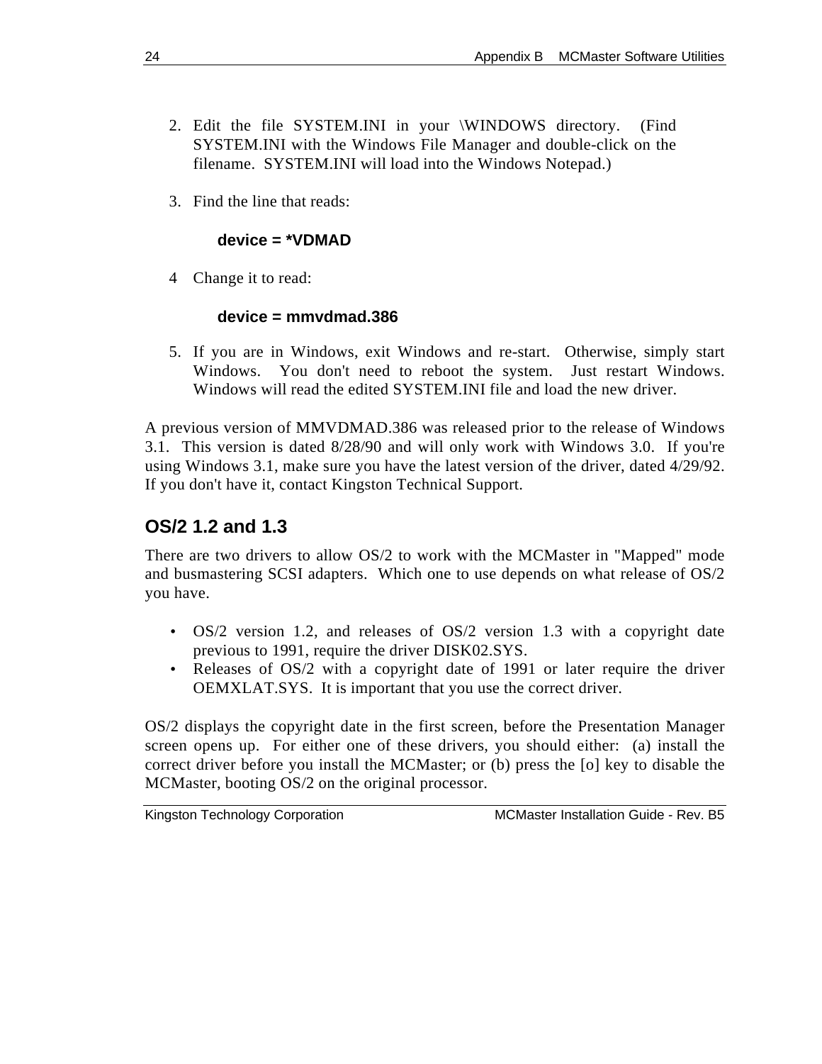2. Edit the file SYSTEM.INI in your \WINDOWS directory. (Find SYSTEM.INI with the Windows File Manager and double-click on the filename. SYSTEM.INI will load into the Windows Notepad.)

3. Find the line that reads:

   **device = *VDMAD**

4 Change it to read:

   **device = mmvdmad.386**

5. If you are in Windows, exit Windows and re-start. Otherwise, simply start Windows. You don't need to reboot the system. Just restart Windows. Windows will read the edited SYSTEM.INI file and load the new driver.

A previous version of MMVDMAD.386 was released prior to the release of Windows 3.1. This version is dated 8/28/90 and will only work with Windows 3.0. If you're using Windows 3.1, make sure you have the latest version of the driver, dated 4/29/92. If you don't have it, contact Kingston Technical Support.

## OS/2 1.2 and 1.3

There are two drivers to allow OS/2 to work with the MCMaster in "Mapped" mode and busmastering SCSI adapters. Which one to use depends on what release of OS/2 you have.

- OS/2 version 1.2, and releases of OS/2 version 1.3 with a copyright date previous to 1991, require the driver DISK02.SYS.
- Releases of OS/2 with a copyright date of 1991 or later require the driver OEMXLAT.SYS. It is important that you use the correct driver.

OS/2 displays the copyright date in the first screen, before the Presentation Manager screen opens up. For either one of these drivers, you should either: (a) install the correct driver before you install the MCMaster; or (b) press the [o] key to disable the MCMaster, booting OS/2 on the original processor.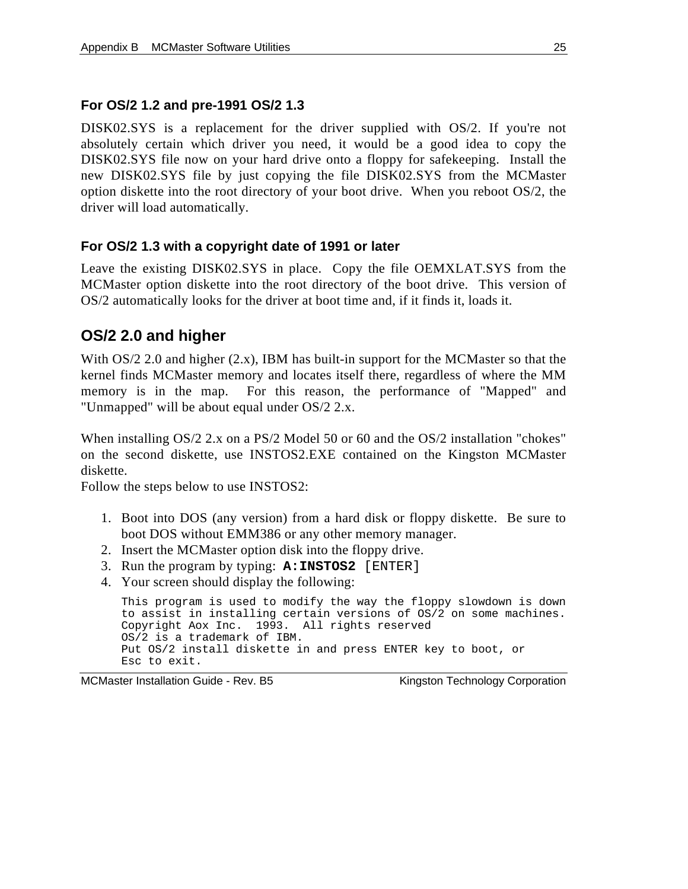### For OS/2 1.2 and pre-1991 OS/2 1.3

DISK02.SYS is a replacement for the driver supplied with OS/2. If you're not absolutely certain which driver you need, it would be a good idea to copy the DISK02.SYS file now on your hard drive onto a floppy for safekeeping. Install the new DISK02.SYS file by just copying the file DISK02.SYS from the MCMaster option diskette into the root directory of your boot drive. When you reboot OS/2, the driver will load automatically.

### For OS/2 1.3 with a copyright date of 1991 or later

Leave the existing DISK02.SYS in place. Copy the file OEMXLAT.SYS from the MCMaster option diskette into the root directory of the boot drive. This version of OS/2 automatically looks for the driver at boot time and, if it finds it, loads it.

## OS/2 2.0 and higher

With OS/2 2.0 and higher (2.x), IBM has built-in support for the MCMaster so that the kernel finds MCMaster memory and locates itself there, regardless of where the MM memory is in the map. For this reason, the performance of "Mapped" and "Unmapped" will be about equal under OS/2 2.x.

When installing OS/2 2.x on a PS/2 Model 50 or 60 and the OS/2 installation "chokes" on the second diskette, use INSTOS2.EXE contained on the Kingston MCMaster diskette.

Follow the steps below to use INSTOS2:

1. Boot into DOS (any version) from a hard disk or floppy diskette. Be sure to boot DOS without EMM386 or any other memory manager.
2. Insert the MCMaster option disk into the floppy drive.
3. Run the program by typing: **`A:INSTOS2`** `[ENTER]`
4. Your screen should display the following:

```
This program is used to modify the way the floppy slowdown is down
to assist in installing certain versions of OS/2 on some machines.
Copyright Aox Inc.  1993.  All rights reserved
OS/2 is a trademark of IBM.
Put OS/2 install diskette in and press ENTER key to boot, or
Esc to exit.
```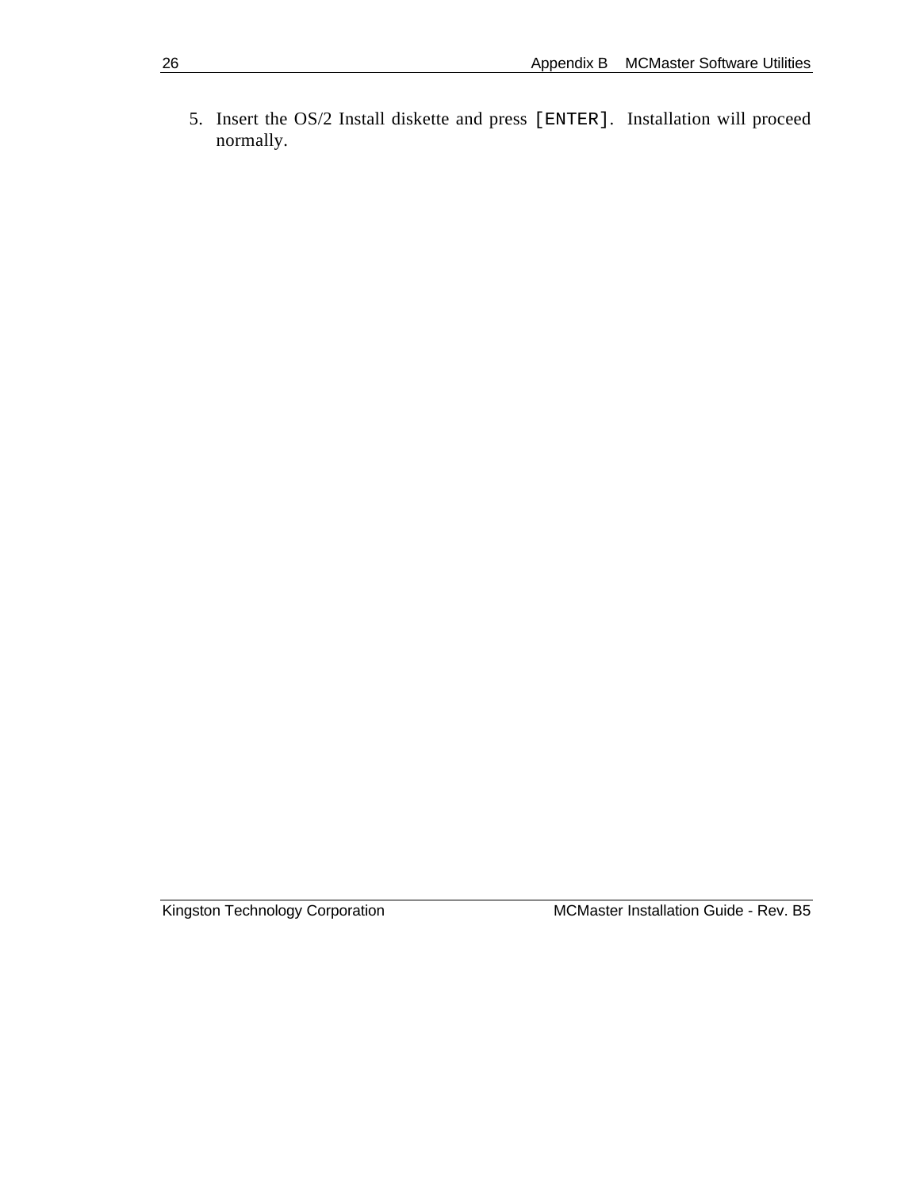5. Insert the OS/2 Install diskette and press `[ENTER]`. Installation will proceed normally.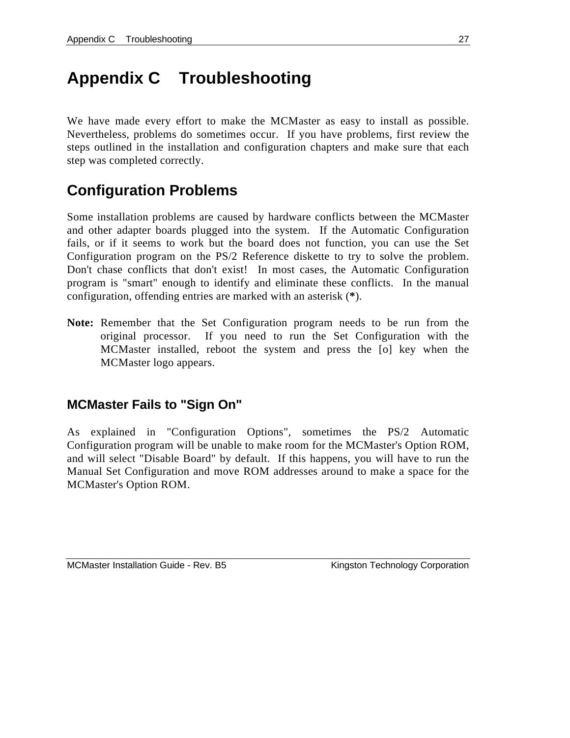# Appendix C    Troubleshooting

We have made every effort to make the MCMaster as easy to install as possible. Nevertheless, problems do sometimes occur. If you have problems, first review the steps outlined in the installation and configuration chapters and make sure that each step was completed correctly.

## Configuration Problems

Some installation problems are caused by hardware conflicts between the MCMaster and other adapter boards plugged into the system. If the Automatic Configuration fails, or if it seems to work but the board does not function, you can use the Set Configuration program on the PS/2 Reference diskette to try to solve the problem. Don't chase conflicts that don't exist! In most cases, the Automatic Configuration program is "smart" enough to identify and eliminate these conflicts. In the manual configuration, offending entries are marked with an asterisk (**\***).

**Note:** Remember that the Set Configuration program needs to be run from the original processor. If you need to run the Set Configuration with the MCMaster installed, reboot the system and press the [o] key when the MCMaster logo appears.

### MCMaster Fails to "Sign On"

As explained in "Configuration Options", sometimes the PS/2 Automatic Configuration program will be unable to make room for the MCMaster's Option ROM, and will select "Disable Board" by default. If this happens, you will have to run the Manual Set Configuration and move ROM addresses around to make a space for the MCMaster's Option ROM.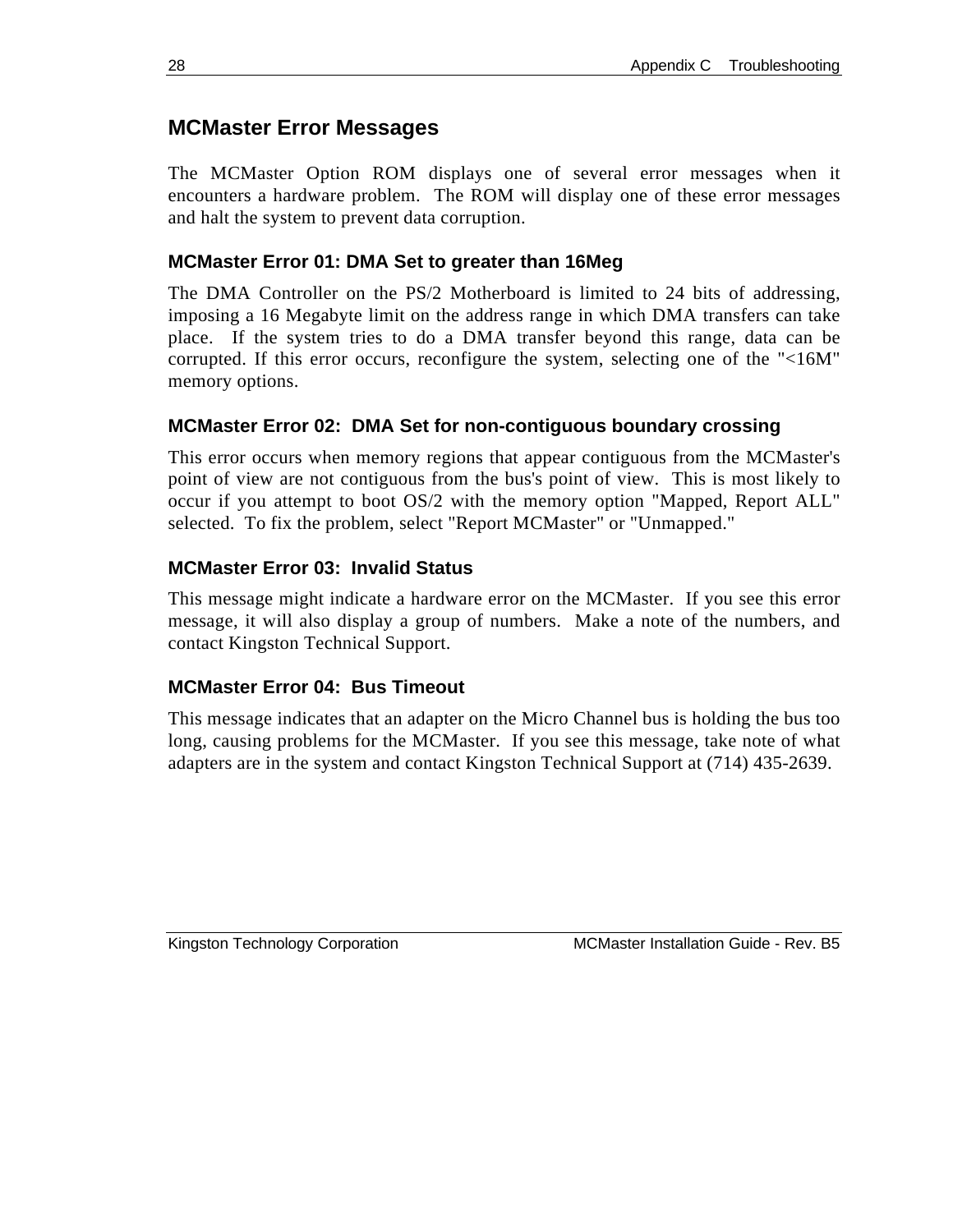## MCMaster Error Messages

The MCMaster Option ROM displays one of several error messages when it encounters a hardware problem. The ROM will display one of these error messages and halt the system to prevent data corruption.

### MCMaster Error 01: DMA Set to greater than 16Meg

The DMA Controller on the PS/2 Motherboard is limited to 24 bits of addressing, imposing a 16 Megabyte limit on the address range in which DMA transfers can take place. If the system tries to do a DMA transfer beyond this range, data can be corrupted. If this error occurs, reconfigure the system, selecting one of the "<16M" memory options.

### MCMaster Error 02: DMA Set for non-contiguous boundary crossing

This error occurs when memory regions that appear contiguous from the MCMaster's point of view are not contiguous from the bus's point of view. This is most likely to occur if you attempt to boot OS/2 with the memory option "Mapped, Report ALL" selected. To fix the problem, select "Report MCMaster" or "Unmapped."

### MCMaster Error 03: Invalid Status

This message might indicate a hardware error on the MCMaster. If you see this error message, it will also display a group of numbers. Make a note of the numbers, and contact Kingston Technical Support.

### MCMaster Error 04: Bus Timeout

This message indicates that an adapter on the Micro Channel bus is holding the bus too long, causing problems for the MCMaster. If you see this message, take note of what adapters are in the system and contact Kingston Technical Support at (714) 435-2639.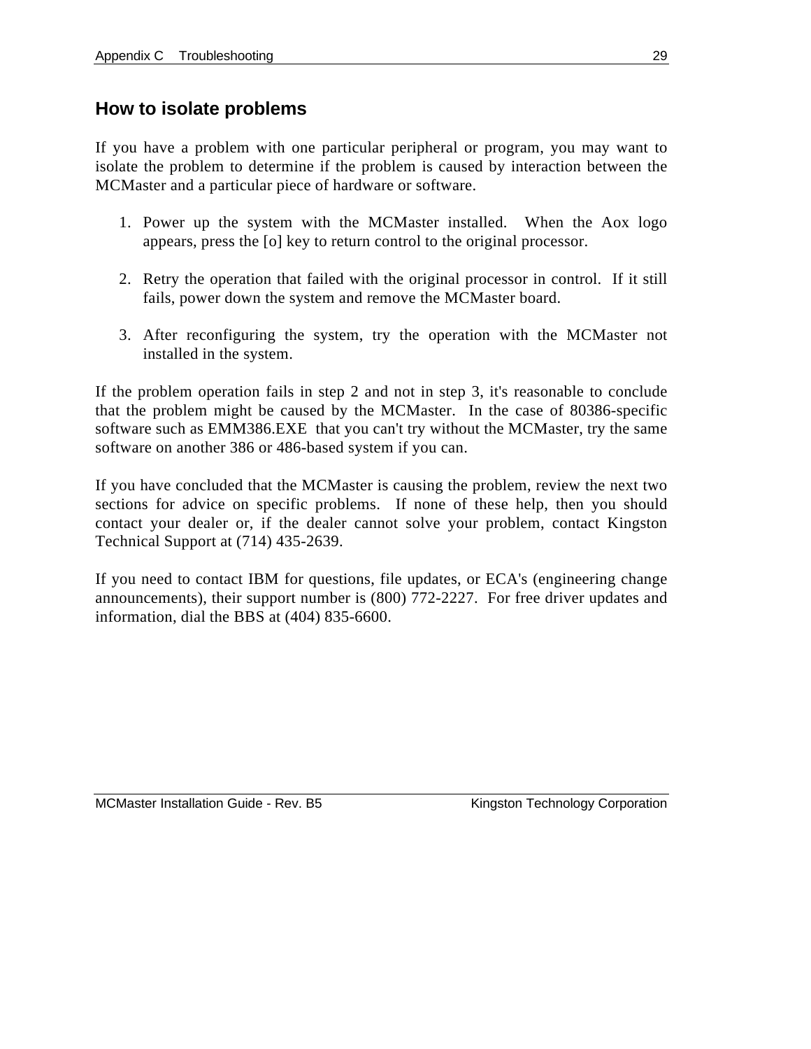## How to isolate problems

If you have a problem with one particular peripheral or program, you may want to isolate the problem to determine if the problem is caused by interaction between the MCMaster and a particular piece of hardware or software.

1. Power up the system with the MCMaster installed. When the Aox logo appears, press the [o] key to return control to the original processor.

2. Retry the operation that failed with the original processor in control. If it still fails, power down the system and remove the MCMaster board.

3. After reconfiguring the system, try the operation with the MCMaster not installed in the system.

If the problem operation fails in step 2 and not in step 3, it's reasonable to conclude that the problem might be caused by the MCMaster. In the case of 80386-specific software such as EMM386.EXE that you can't try without the MCMaster, try the same software on another 386 or 486-based system if you can.

If you have concluded that the MCMaster is causing the problem, review the next two sections for advice on specific problems. If none of these help, then you should contact your dealer or, if the dealer cannot solve your problem, contact Kingston Technical Support at (714) 435-2639.

If you need to contact IBM for questions, file updates, or ECA's (engineering change announcements), their support number is (800) 772-2227. For free driver updates and information, dial the BBS at (404) 835-6600.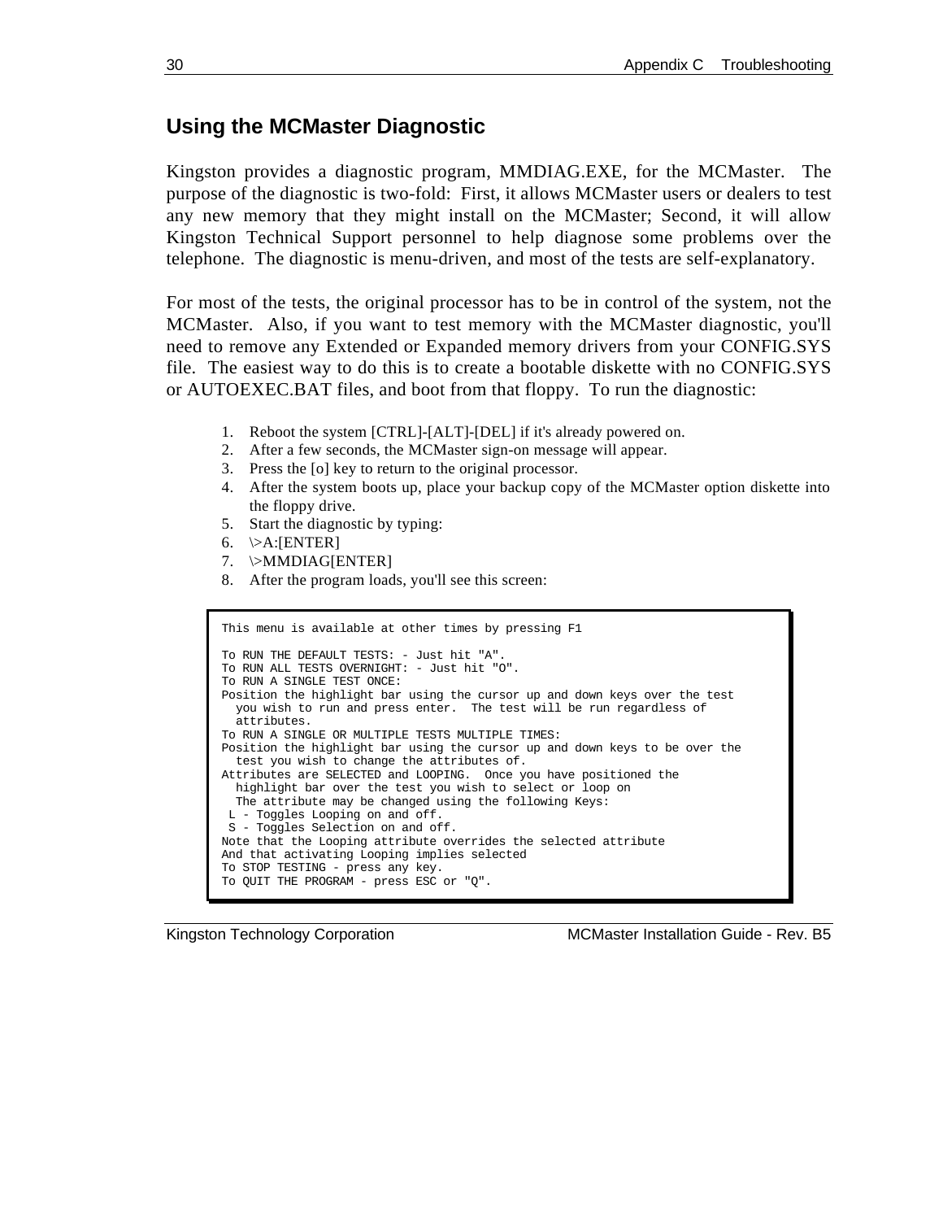## Using the MCMaster Diagnostic

Kingston provides a diagnostic program, MMDIAG.EXE, for the MCMaster. The purpose of the diagnostic is two-fold: First, it allows MCMaster users or dealers to test any new memory that they might install on the MCMaster; Second, it will allow Kingston Technical Support personnel to help diagnose some problems over the telephone. The diagnostic is menu-driven, and most of the tests are self-explanatory.

For most of the tests, the original processor has to be in control of the system, not the MCMaster. Also, if you want to test memory with the MCMaster diagnostic, you'll need to remove any Extended or Expanded memory drivers from your CONFIG.SYS file. The easiest way to do this is to create a bootable diskette with no CONFIG.SYS or AUTOEXEC.BAT files, and boot from that floppy. To run the diagnostic:

1. Reboot the system [CTRL]-[ALT]-[DEL] if it's already powered on.
2. After a few seconds, the MCMaster sign-on message will appear.
3. Press the [o] key to return to the original processor.
4. After the system boots up, place your backup copy of the MCMaster option diskette into the floppy drive.
5. Start the diagnostic by typing:
6. \>A:[ENTER]
7. \>MMDIAG[ENTER]
8. After the program loads, you'll see this screen:

```
This menu is available at other times by pressing F1

To RUN THE DEFAULT TESTS: - Just hit "A".
To RUN ALL TESTS OVERNIGHT: - Just hit "O".
To RUN A SINGLE TEST ONCE:
Position the highlight bar using the cursor up and down keys over the test
  you wish to run and press enter.  The test will be run regardless of
  attributes.
To RUN A SINGLE OR MULTIPLE TESTS MULTIPLE TIMES:
Position the highlight bar using the cursor up and down keys to be over the
  test you wish to change the attributes of.
Attributes are SELECTED and LOOPING.  Once you have positioned the
  highlight bar over the test you wish to select or loop on
  The attribute may be changed using the following Keys:
 L - Toggles Looping on and off.
 S - Toggles Selection on and off.
Note that the Looping attribute overrides the selected attribute
And that activating Looping implies selected
To STOP TESTING - press any key.
To QUIT THE PROGRAM - press ESC or "Q".
```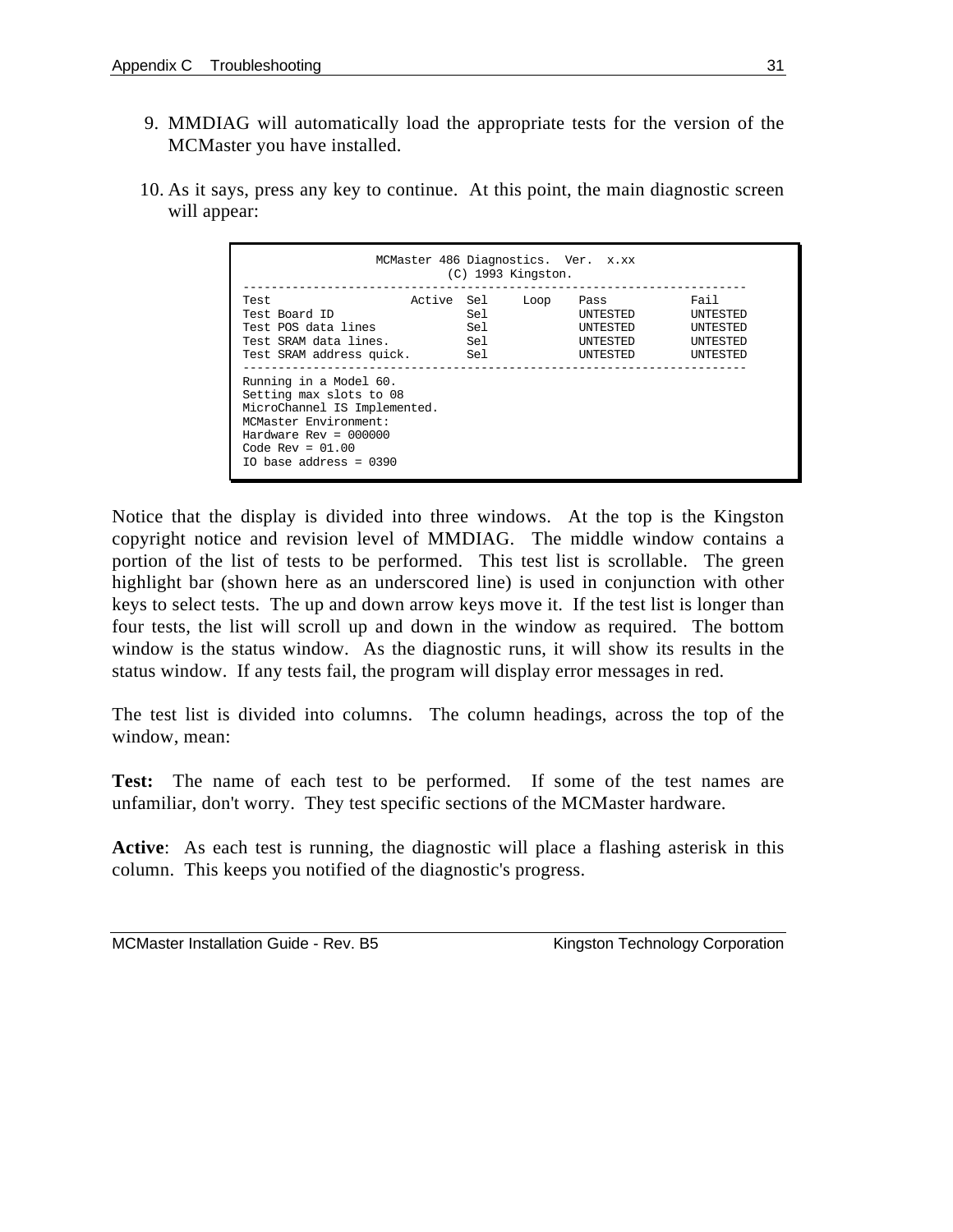9. MMDIAG will automatically load the appropriate tests for the version of the MCMaster you have installed.

10. As it says, press any key to continue. At this point, the main diagnostic screen will appear:

```
                  MCMaster 486 Diagnostics.  Ver.  x.xx
                            (C) 1993 Kingston.
------------------------------------------------------------------------
Test                    Active  Sel     Loop    Pass            Fail
Test Board ID                   Sel             UNTESTED        UNTESTED
Test POS data lines             Sel             UNTESTED        UNTESTED
Test SRAM data lines.           Sel             UNTESTED        UNTESTED
Test SRAM address quick.        Sel             UNTESTED        UNTESTED
------------------------------------------------------------------------
Running in a Model 60.
Setting max slots to 08
MicroChannel IS Implemented.
MCMaster Environment:
Hardware Rev = 000000
Code Rev = 01.00
IO base address = 0390
```

Notice that the display is divided into three windows. At the top is the Kingston copyright notice and revision level of MMDIAG. The middle window contains a portion of the list of tests to be performed. This test list is scrollable. The green highlight bar (shown here as an underscored line) is used in conjunction with other keys to select tests. The up and down arrow keys move it. If the test list is longer than four tests, the list will scroll up and down in the window as required. The bottom window is the status window. As the diagnostic runs, it will show its results in the status window. If any tests fail, the program will display error messages in red.

The test list is divided into columns. The column headings, across the top of the window, mean:

**Test:** The name of each test to be performed. If some of the test names are unfamiliar, don't worry. They test specific sections of the MCMaster hardware.

**Active**: As each test is running, the diagnostic will place a flashing asterisk in this column. This keeps you notified of the diagnostic's progress.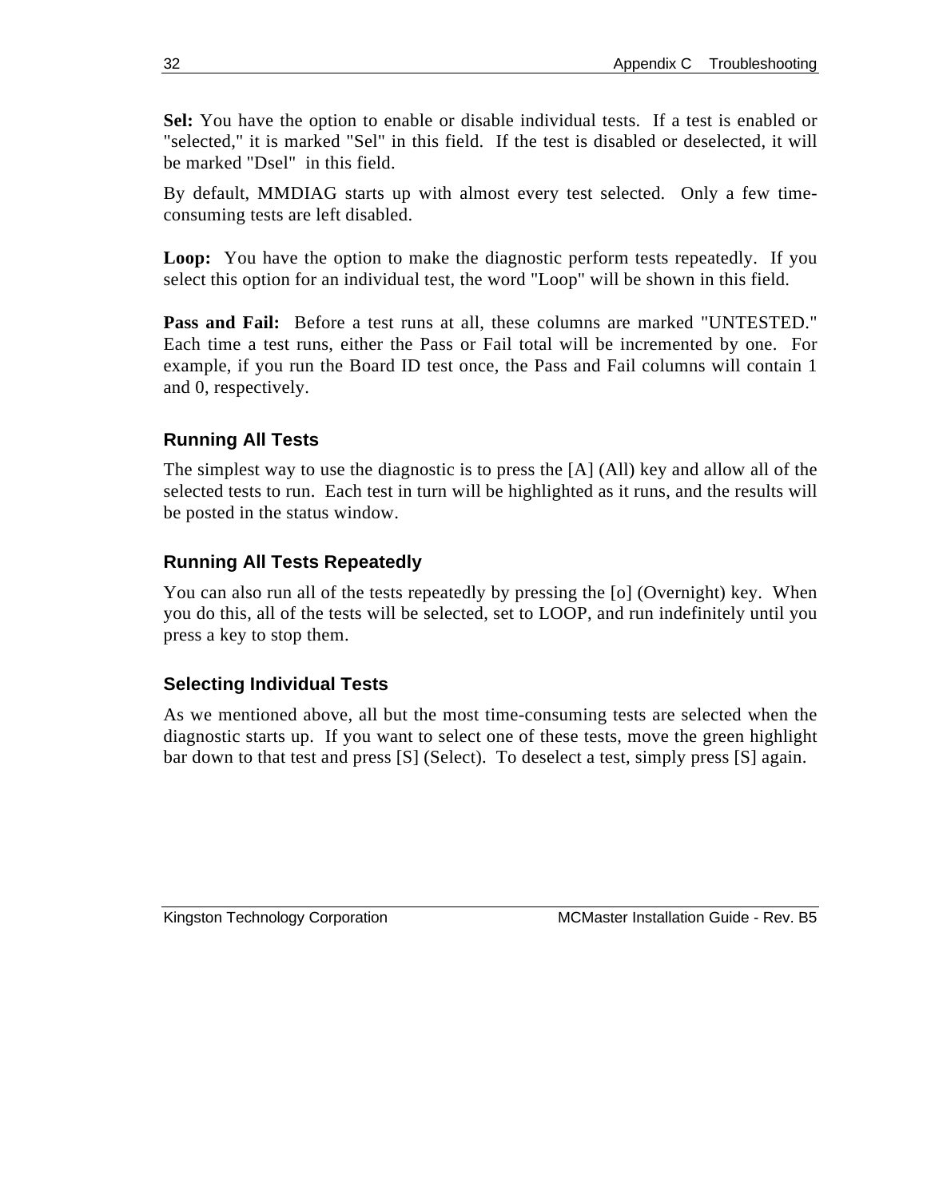**Sel:** You have the option to enable or disable individual tests. If a test is enabled or "selected," it is marked "Sel" in this field. If the test is disabled or deselected, it will be marked "Dsel" in this field.

By default, MMDIAG starts up with almost every test selected. Only a few time-consuming tests are left disabled.

**Loop:** You have the option to make the diagnostic perform tests repeatedly. If you select this option for an individual test, the word "Loop" will be shown in this field.

**Pass and Fail:** Before a test runs at all, these columns are marked "UNTESTED." Each time a test runs, either the Pass or Fail total will be incremented by one. For example, if you run the Board ID test once, the Pass and Fail columns will contain 1 and 0, respectively.

### Running All Tests

The simplest way to use the diagnostic is to press the [A] (All) key and allow all of the selected tests to run. Each test in turn will be highlighted as it runs, and the results will be posted in the status window.

### Running All Tests Repeatedly

You can also run all of the tests repeatedly by pressing the [o] (Overnight) key. When you do this, all of the tests will be selected, set to LOOP, and run indefinitely until you press a key to stop them.

### Selecting Individual Tests

As we mentioned above, all but the most time-consuming tests are selected when the diagnostic starts up. If you want to select one of these tests, move the green highlight bar down to that test and press [S] (Select). To deselect a test, simply press [S] again.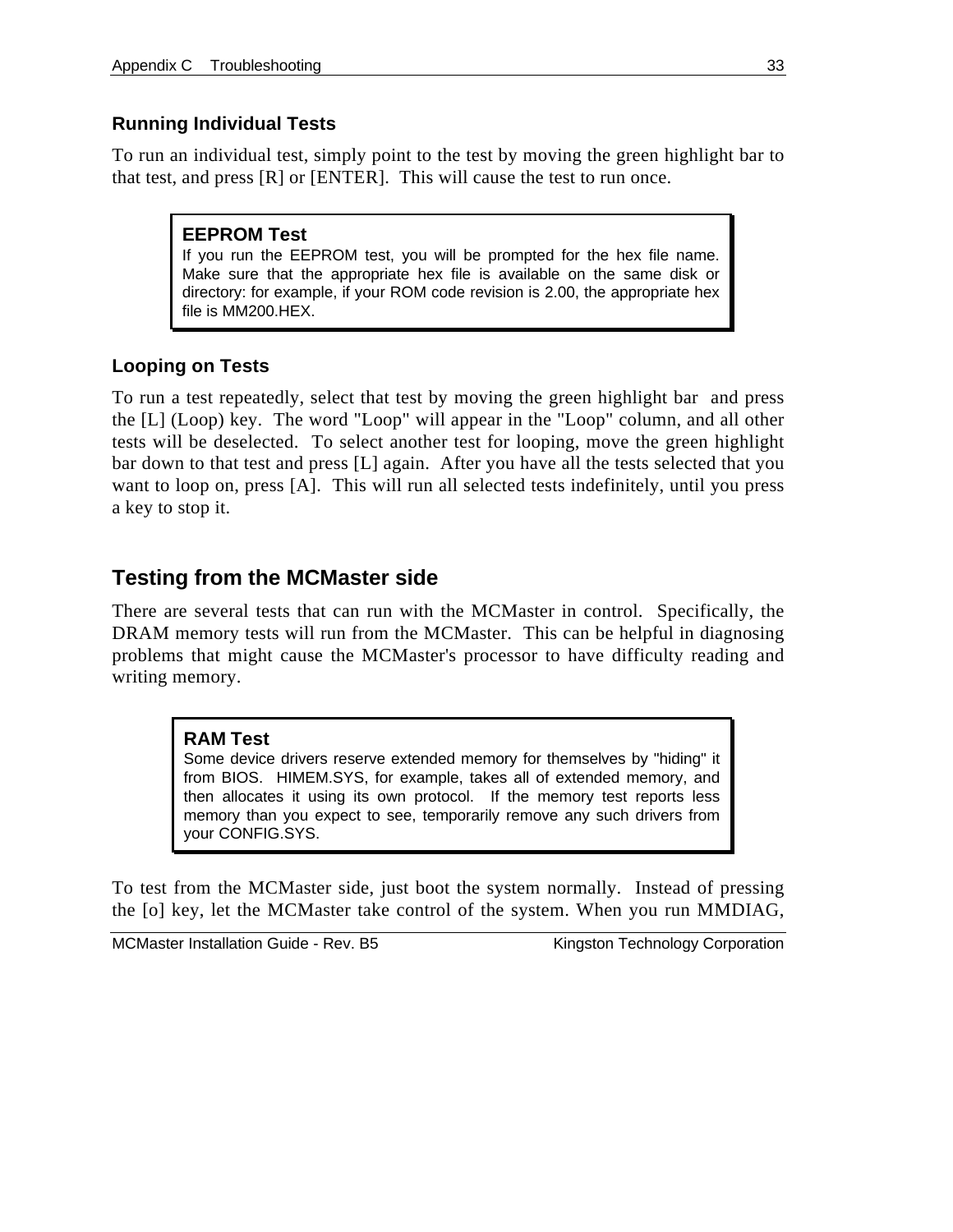### Running Individual Tests

To run an individual test, simply point to the test by moving the green highlight bar to that test, and press [R] or [ENTER]. This will cause the test to run once.

> **EEPROM Test**
> If you run the EEPROM test, you will be prompted for the hex file name. Make sure that the appropriate hex file is available on the same disk or directory: for example, if your ROM code revision is 2.00, the appropriate hex file is MM200.HEX.

### Looping on Tests

To run a test repeatedly, select that test by moving the green highlight bar and press the [L] (Loop) key. The word "Loop" will appear in the "Loop" column, and all other tests will be deselected. To select another test for looping, move the green highlight bar down to that test and press [L] again. After you have all the tests selected that you want to loop on, press [A]. This will run all selected tests indefinitely, until you press a key to stop it.

## Testing from the MCMaster side

There are several tests that can run with the MCMaster in control. Specifically, the DRAM memory tests will run from the MCMaster. This can be helpful in diagnosing problems that might cause the MCMaster's processor to have difficulty reading and writing memory.

> **RAM Test**
> Some device drivers reserve extended memory for themselves by "hiding" it from BIOS. HIMEM.SYS, for example, takes all of extended memory, and then allocates it using its own protocol. If the memory test reports less memory than you expect to see, temporarily remove any such drivers from your CONFIG.SYS.

To test from the MCMaster side, just boot the system normally. Instead of pressing the [o] key, let the MCMaster take control of the system. When you run MMDIAG,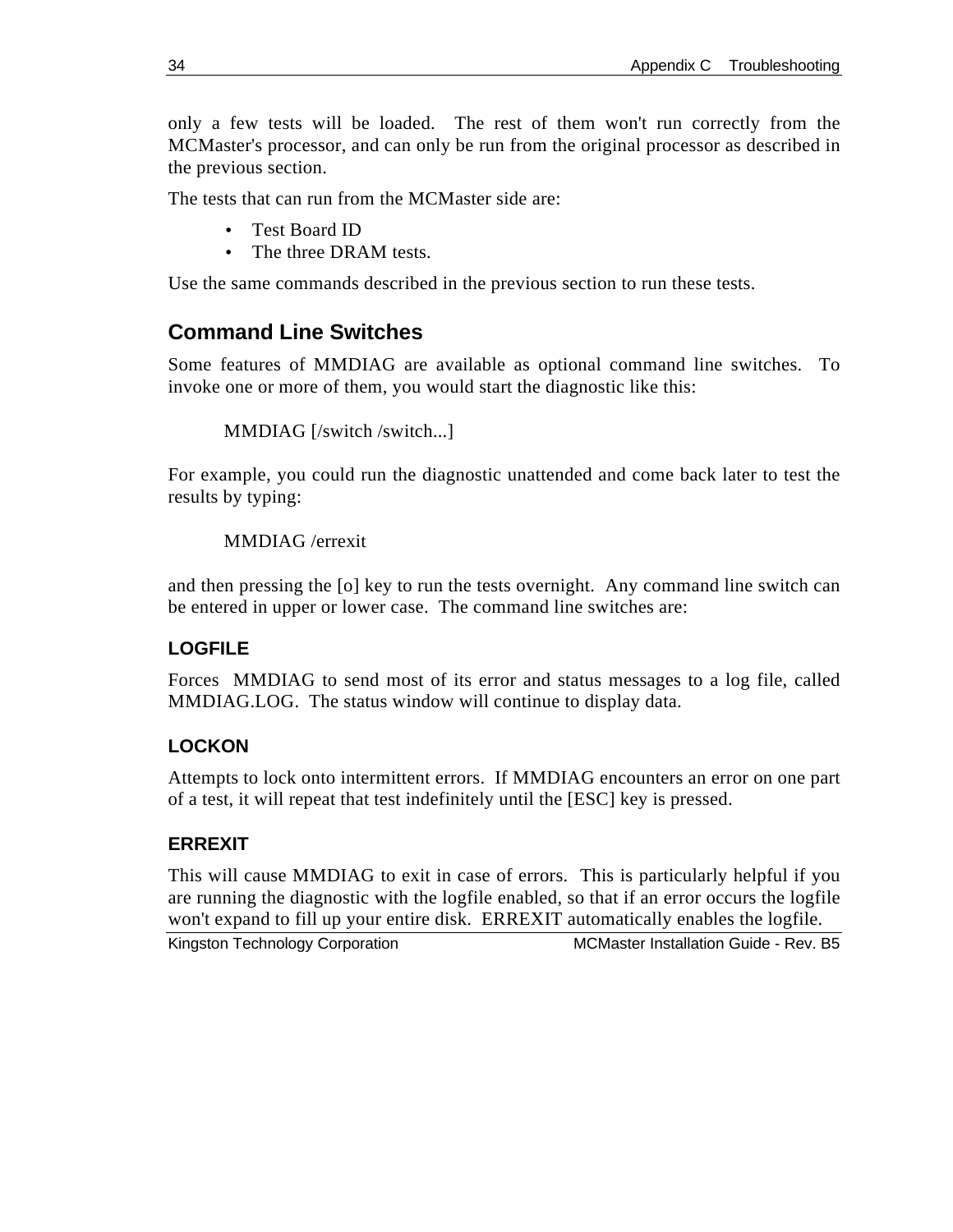only a few tests will be loaded. The rest of them won't run correctly from the MCMaster's processor, and can only be run from the original processor as described in the previous section.

The tests that can run from the MCMaster side are:

- Test Board ID
- The three DRAM tests.

Use the same commands described in the previous section to run these tests.

## Command Line Switches

Some features of MMDIAG are available as optional command line switches. To invoke one or more of them, you would start the diagnostic like this:

```
MMDIAG [/switch /switch...]
```

For example, you could run the diagnostic unattended and come back later to test the results by typing:

```
MMDIAG /errexit
```

and then pressing the [o] key to run the tests overnight. Any command line switch can be entered in upper or lower case. The command line switches are:

### LOGFILE

Forces MMDIAG to send most of its error and status messages to a log file, called MMDIAG.LOG. The status window will continue to display data.

### LOCKON

Attempts to lock onto intermittent errors. If MMDIAG encounters an error on one part of a test, it will repeat that test indefinitely until the [ESC] key is pressed.

### ERREXIT

This will cause MMDIAG to exit in case of errors. This is particularly helpful if you are running the diagnostic with the logfile enabled, so that if an error occurs the logfile won't expand to fill up your entire disk. ERREXIT automatically enables the logfile.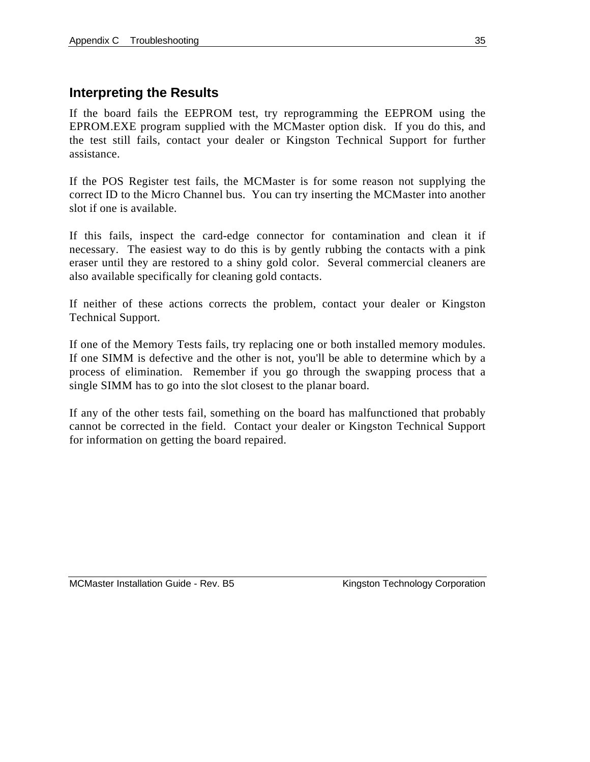## Interpreting the Results

If the board fails the EEPROM test, try reprogramming the EEPROM using the EPROM.EXE program supplied with the MCMaster option disk. If you do this, and the test still fails, contact your dealer or Kingston Technical Support for further assistance.

If the POS Register test fails, the MCMaster is for some reason not supplying the correct ID to the Micro Channel bus. You can try inserting the MCMaster into another slot if one is available.

If this fails, inspect the card-edge connector for contamination and clean it if necessary. The easiest way to do this is by gently rubbing the contacts with a pink eraser until they are restored to a shiny gold color. Several commercial cleaners are also available specifically for cleaning gold contacts.

If neither of these actions corrects the problem, contact your dealer or Kingston Technical Support.

If one of the Memory Tests fails, try replacing one or both installed memory modules. If one SIMM is defective and the other is not, you'll be able to determine which by a process of elimination. Remember if you go through the swapping process that a single SIMM has to go into the slot closest to the planar board.

If any of the other tests fail, something on the board has malfunctioned that probably cannot be corrected in the field. Contact your dealer or Kingston Technical Support for information on getting the board repaired.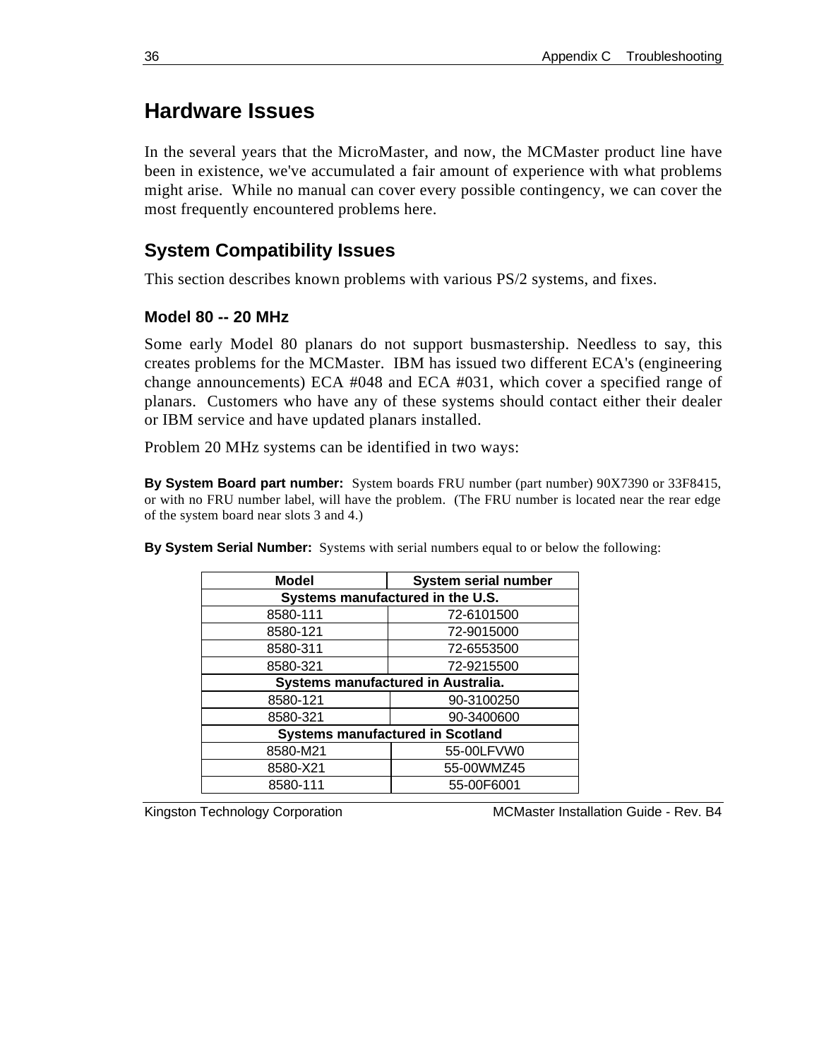# Hardware Issues

In the several years that the MicroMaster, and now, the MCMaster product line have been in existence, we've accumulated a fair amount of experience with what problems might arise. While no manual can cover every possible contingency, we can cover the most frequently encountered problems here.

## System Compatibility Issues

This section describes known problems with various PS/2 systems, and fixes.

### Model 80 -- 20 MHz

Some early Model 80 planars do not support busmastership. Needless to say, this creates problems for the MCMaster. IBM has issued two different ECA's (engineering change announcements) ECA #048 and ECA #031, which cover a specified range of planars. Customers who have any of these systems should contact either their dealer or IBM service and have updated planars installed.

Problem 20 MHz systems can be identified in two ways:

**By System Board part number:** System boards FRU number (part number) 90X7390 or 33F8415, or with no FRU number label, will have the problem. (The FRU number is located near the rear edge of the system board near slots 3 and 4.)

**By System Serial Number:** Systems with serial numbers equal to or below the following:

| Model | System serial number |
|---|---|
| **Systems manufactured in the U.S.** | |
| 8580-111 | 72-6101500 |
| 8580-121 | 72-9015000 |
| 8580-311 | 72-6553500 |
| 8580-321 | 72-9215500 |
| **Systems manufactured in Australia.** | |
| 8580-121 | 90-3100250 |
| 8580-321 | 90-3400600 |
| **Systems manufactured in Scotland** | |
| 8580-M21 | 55-00LFVW0 |
| 8580-X21 | 55-00WMZ45 |
| 8580-111 | 55-00F6001 |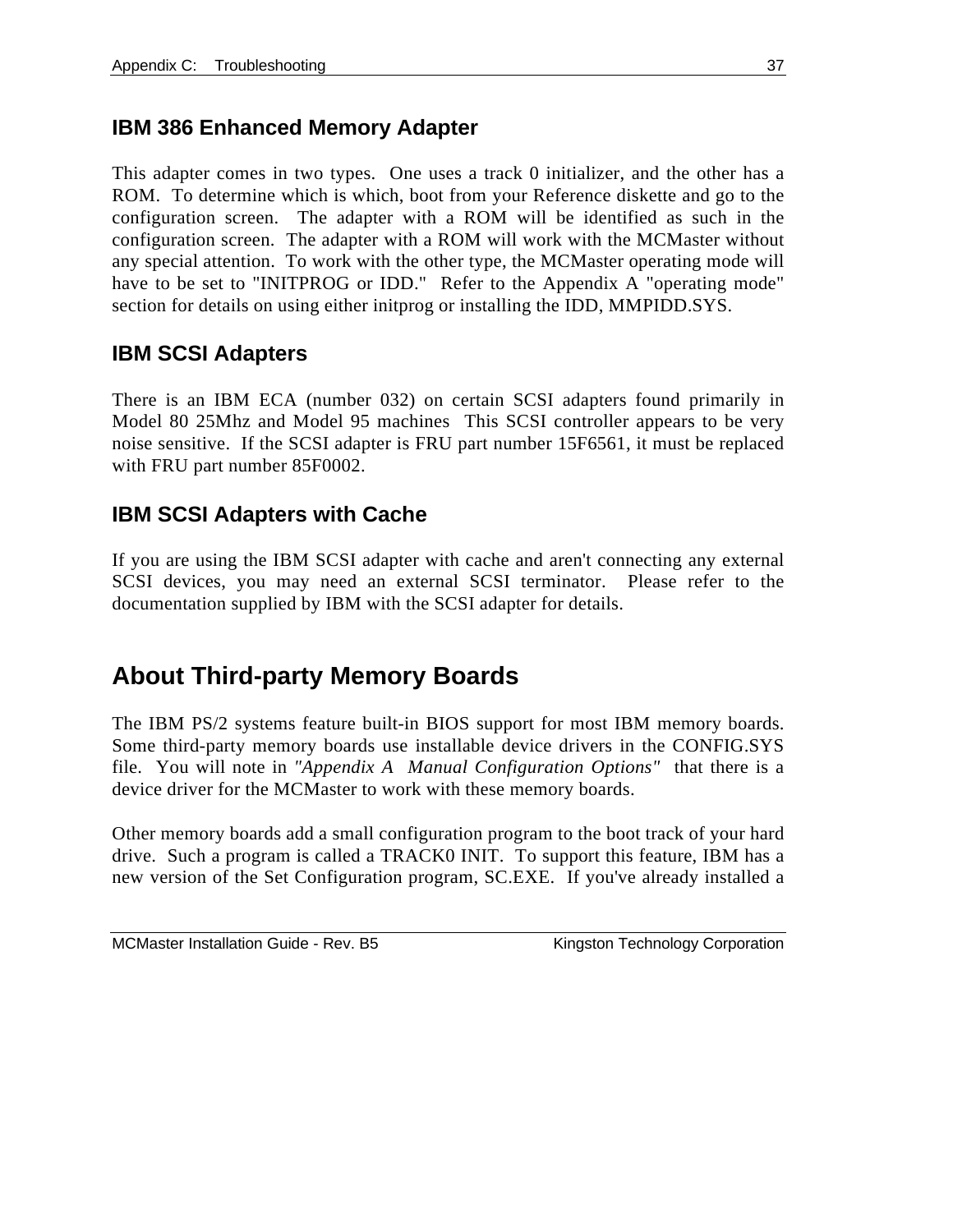### IBM 386 Enhanced Memory Adapter

This adapter comes in two types. One uses a track 0 initializer, and the other has a ROM. To determine which is which, boot from your Reference diskette and go to the configuration screen. The adapter with a ROM will be identified as such in the configuration screen. The adapter with a ROM will work with the MCMaster without any special attention. To work with the other type, the MCMaster operating mode will have to be set to "INITPROG or IDD." Refer to the Appendix A "operating mode" section for details on using either initprog or installing the IDD, MMPIDD.SYS.

### IBM SCSI Adapters

There is an IBM ECA (number 032) on certain SCSI adapters found primarily in Model 80 25Mhz and Model 95 machines This SCSI controller appears to be very noise sensitive. If the SCSI adapter is FRU part number 15F6561, it must be replaced with FRU part number 85F0002.

### IBM SCSI Adapters with Cache

If you are using the IBM SCSI adapter with cache and aren't connecting any external SCSI devices, you may need an external SCSI terminator. Please refer to the documentation supplied by IBM with the SCSI adapter for details.

## About Third-party Memory Boards

The IBM PS/2 systems feature built-in BIOS support for most IBM memory boards. Some third-party memory boards use installable device drivers in the CONFIG.SYS file. You will note in *"Appendix A Manual Configuration Options"* that there is a device driver for the MCMaster to work with these memory boards.

Other memory boards add a small configuration program to the boot track of your hard drive. Such a program is called a TRACK0 INIT. To support this feature, IBM has a new version of the Set Configuration program, SC.EXE. If you've already installed a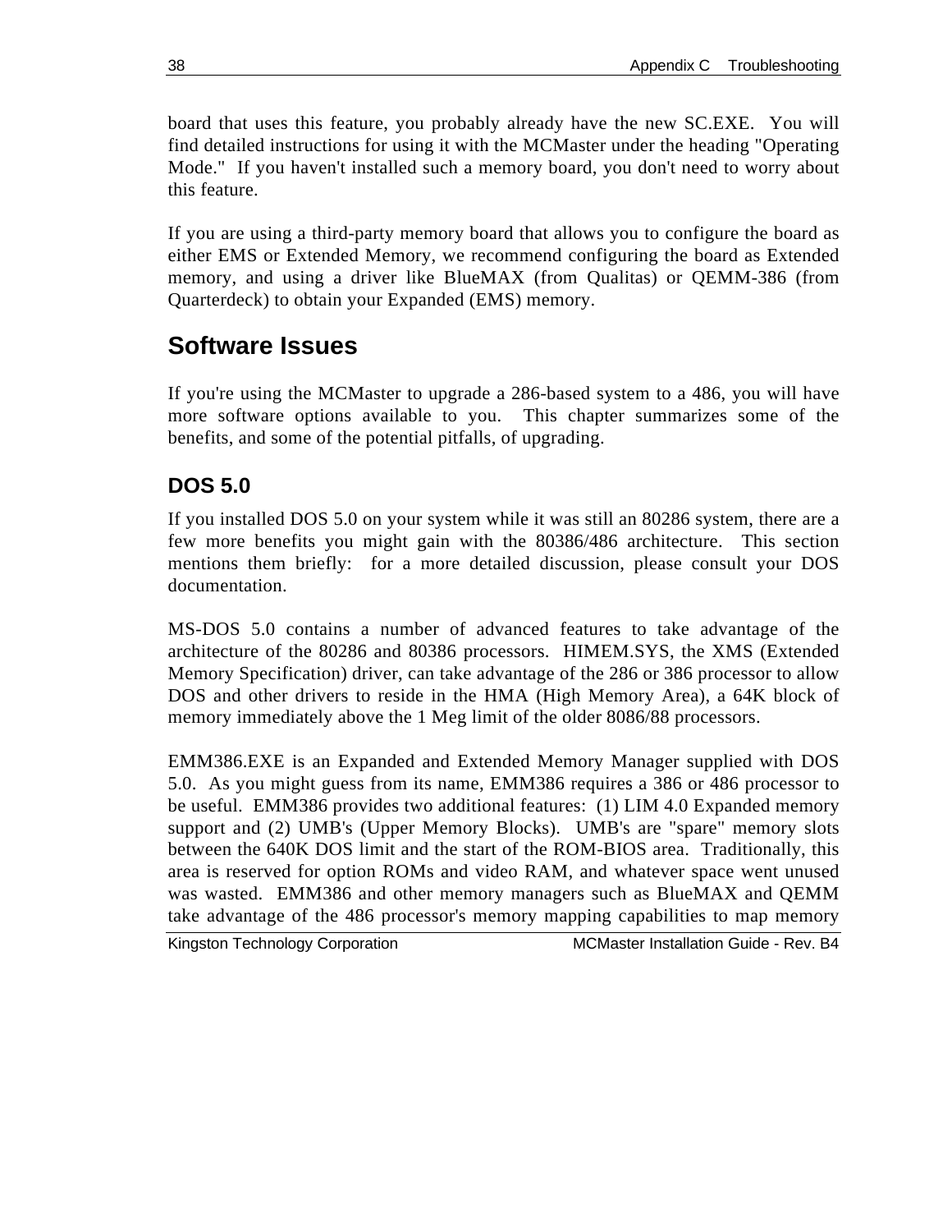board that uses this feature, you probably already have the new SC.EXE. You will find detailed instructions for using it with the MCMaster under the heading "Operating Mode." If you haven't installed such a memory board, you don't need to worry about this feature.

If you are using a third-party memory board that allows you to configure the board as either EMS or Extended Memory, we recommend configuring the board as Extended memory, and using a driver like BlueMAX (from Qualitas) or QEMM-386 (from Quarterdeck) to obtain your Expanded (EMS) memory.

## Software Issues

If you're using the MCMaster to upgrade a 286-based system to a 486, you will have more software options available to you. This chapter summarizes some of the benefits, and some of the potential pitfalls, of upgrading.

### DOS 5.0

If you installed DOS 5.0 on your system while it was still an 80286 system, there are a few more benefits you might gain with the 80386/486 architecture. This section mentions them briefly: for a more detailed discussion, please consult your DOS documentation.

MS-DOS 5.0 contains a number of advanced features to take advantage of the architecture of the 80286 and 80386 processors. HIMEM.SYS, the XMS (Extended Memory Specification) driver, can take advantage of the 286 or 386 processor to allow DOS and other drivers to reside in the HMA (High Memory Area), a 64K block of memory immediately above the 1 Meg limit of the older 8086/88 processors.

EMM386.EXE is an Expanded and Extended Memory Manager supplied with DOS 5.0. As you might guess from its name, EMM386 requires a 386 or 486 processor to be useful. EMM386 provides two additional features: (1) LIM 4.0 Expanded memory support and (2) UMB's (Upper Memory Blocks). UMB's are "spare" memory slots between the 640K DOS limit and the start of the ROM-BIOS area. Traditionally, this area is reserved for option ROMs and video RAM, and whatever space went unused was wasted. EMM386 and other memory managers such as BlueMAX and QEMM take advantage of the 486 processor's memory mapping capabilities to map memory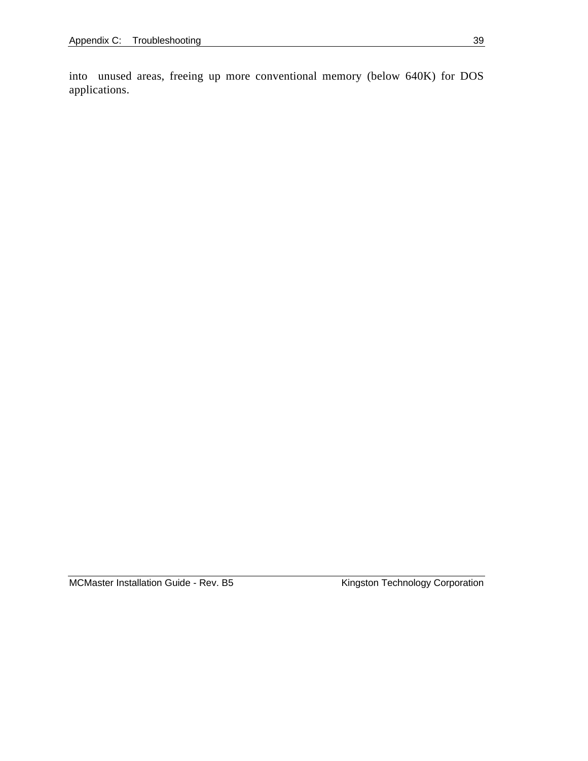into unused areas, freeing up more conventional memory (below 640K) for DOS applications.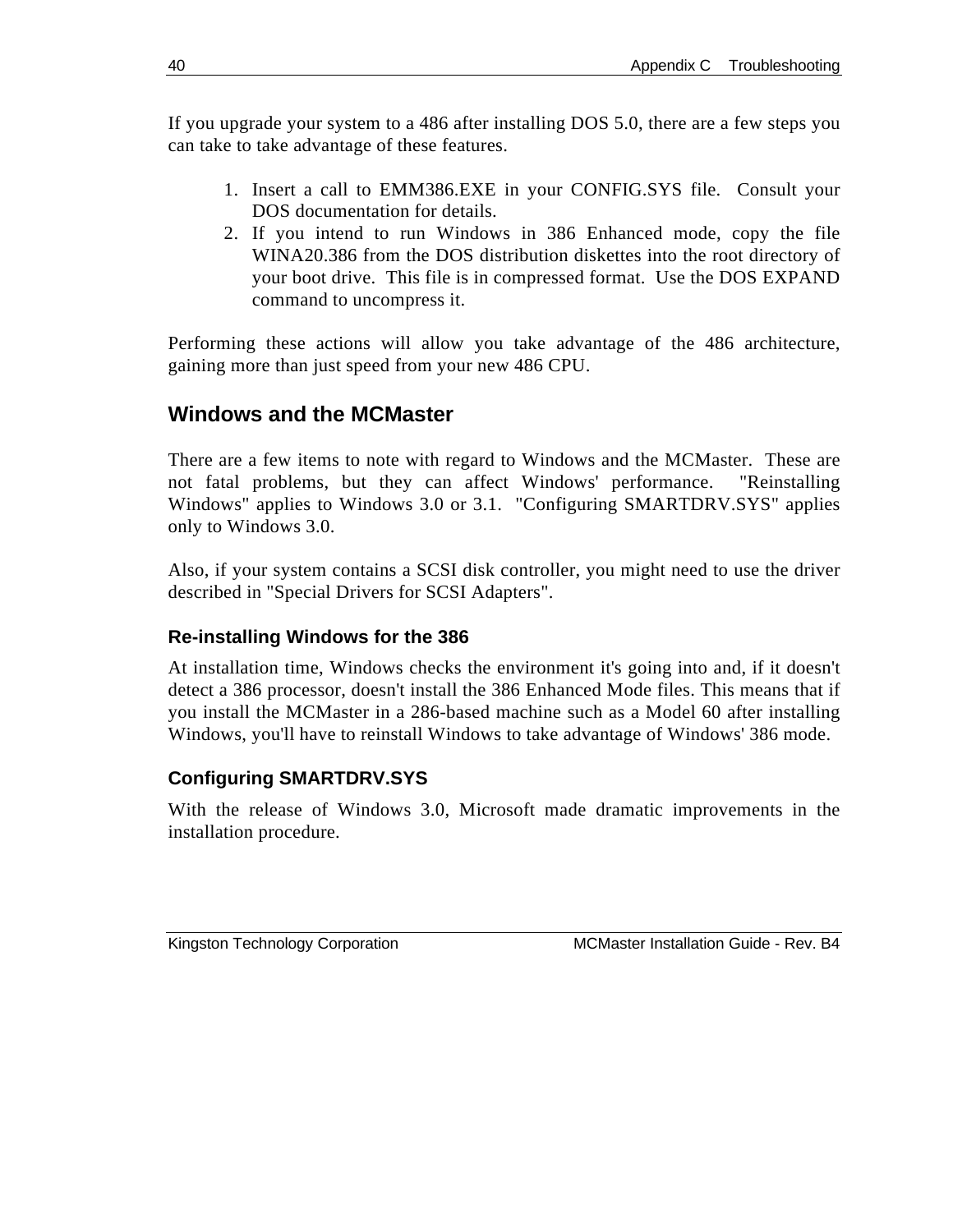If you upgrade your system to a 486 after installing DOS 5.0, there are a few steps you can take to take advantage of these features.

1. Insert a call to EMM386.EXE in your CONFIG.SYS file. Consult your DOS documentation for details.
2. If you intend to run Windows in 386 Enhanced mode, copy the file WINA20.386 from the DOS distribution diskettes into the root directory of your boot drive. This file is in compressed format. Use the DOS EXPAND command to uncompress it.

Performing these actions will allow you take advantage of the 486 architecture, gaining more than just speed from your new 486 CPU.

## Windows and the MCMaster

There are a few items to note with regard to Windows and the MCMaster. These are not fatal problems, but they can affect Windows' performance. "Reinstalling Windows" applies to Windows 3.0 or 3.1. "Configuring SMARTDRV.SYS" applies only to Windows 3.0.

Also, if your system contains a SCSI disk controller, you might need to use the driver described in "Special Drivers for SCSI Adapters".

### Re-installing Windows for the 386

At installation time, Windows checks the environment it's going into and, if it doesn't detect a 386 processor, doesn't install the 386 Enhanced Mode files. This means that if you install the MCMaster in a 286-based machine such as a Model 60 after installing Windows, you'll have to reinstall Windows to take advantage of Windows' 386 mode.

### Configuring SMARTDRV.SYS

With the release of Windows 3.0, Microsoft made dramatic improvements in the installation procedure.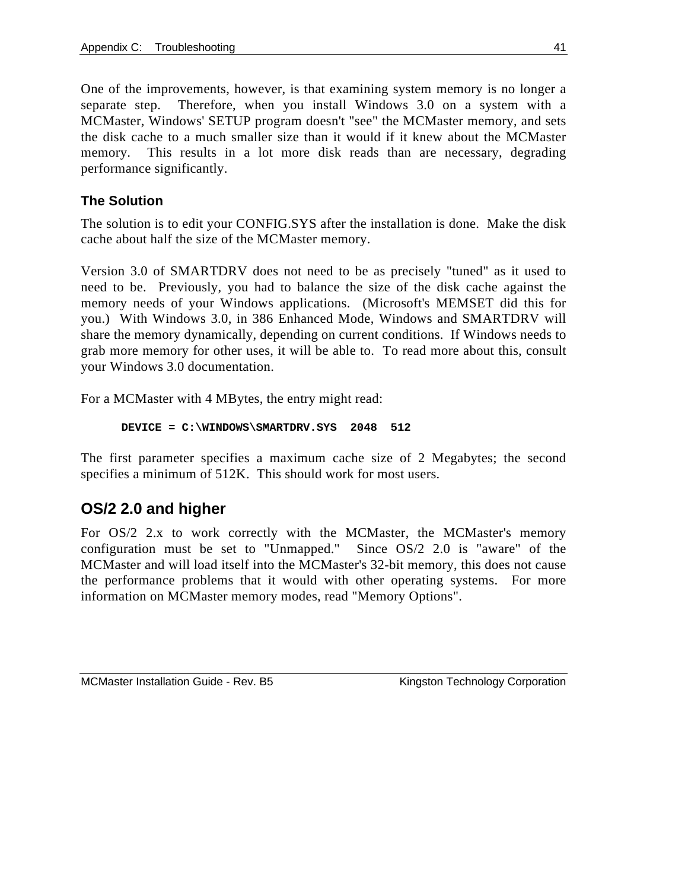One of the improvements, however, is that examining system memory is no longer a separate step. Therefore, when you install Windows 3.0 on a system with a MCMaster, Windows' SETUP program doesn't "see" the MCMaster memory, and sets the disk cache to a much smaller size than it would if it knew about the MCMaster memory. This results in a lot more disk reads than are necessary, degrading performance significantly.

### The Solution

The solution is to edit your CONFIG.SYS after the installation is done. Make the disk cache about half the size of the MCMaster memory.

Version 3.0 of SMARTDRV does not need to be as precisely "tuned" as it used to need to be. Previously, you had to balance the size of the disk cache against the memory needs of your Windows applications. (Microsoft's MEMSET did this for you.) With Windows 3.0, in 386 Enhanced Mode, Windows and SMARTDRV will share the memory dynamically, depending on current conditions. If Windows needs to grab more memory for other uses, it will be able to. To read more about this, consult your Windows 3.0 documentation.

For a MCMaster with 4 MBytes, the entry might read:

```
DEVICE = C:\WINDOWS\SMARTDRV.SYS  2048  512
```

The first parameter specifies a maximum cache size of 2 Megabytes; the second specifies a minimum of 512K. This should work for most users.

## OS/2 2.0 and higher

For OS/2 2.x to work correctly with the MCMaster, the MCMaster's memory configuration must be set to "Unmapped." Since OS/2 2.0 is "aware" of the MCMaster and will load itself into the MCMaster's 32-bit memory, this does not cause the performance problems that it would with other operating systems. For more information on MCMaster memory modes, read "Memory Options".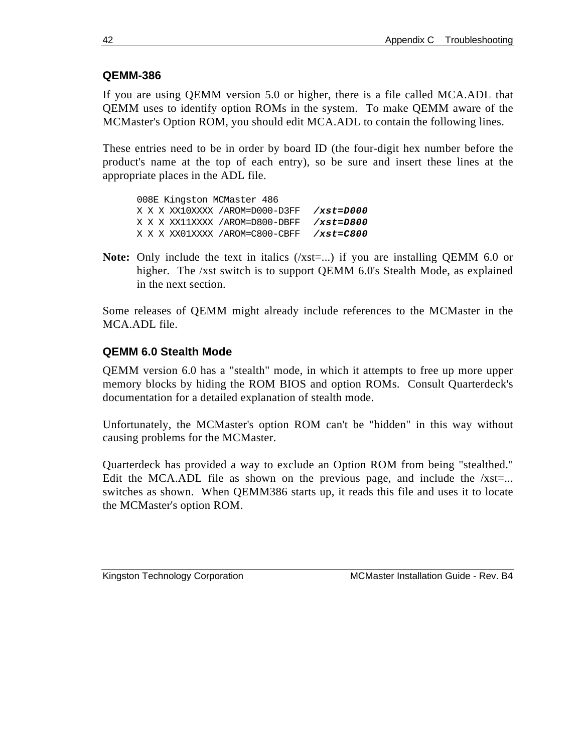### QEMM-386

If you are using QEMM version 5.0 or higher, there is a file called MCA.ADL that QEMM uses to identify option ROMs in the system. To make QEMM aware of the MCMaster's Option ROM, you should edit MCA.ADL to contain the following lines.

These entries need to be in order by board ID (the four-digit hex number before the product's name at the top of each entry), so be sure and insert these lines at the appropriate places in the ADL file.

```
008E Kingston MCMaster 486
X X X XX10XXXX /AROM=D000-D3FF  /xst=D000
X X X XX11XXXX /AROM=D800-DBFF  /xst=D800
X X X XX01XXXX /AROM=C800-CBFF  /xst=C800
```

**Note:** Only include the text in italics (/xst=...) if you are installing QEMM 6.0 or higher. The /xst switch is to support QEMM 6.0's Stealth Mode, as explained in the next section.

Some releases of QEMM might already include references to the MCMaster in the MCA.ADL file.

### QEMM 6.0 Stealth Mode

QEMM version 6.0 has a "stealth" mode, in which it attempts to free up more upper memory blocks by hiding the ROM BIOS and option ROMs. Consult Quarterdeck's documentation for a detailed explanation of stealth mode.

Unfortunately, the MCMaster's option ROM can't be "hidden" in this way without causing problems for the MCMaster.

Quarterdeck has provided a way to exclude an Option ROM from being "stealthed." Edit the MCA.ADL file as shown on the previous page, and include the /xst=... switches as shown. When QEMM386 starts up, it reads this file and uses it to locate the MCMaster's option ROM.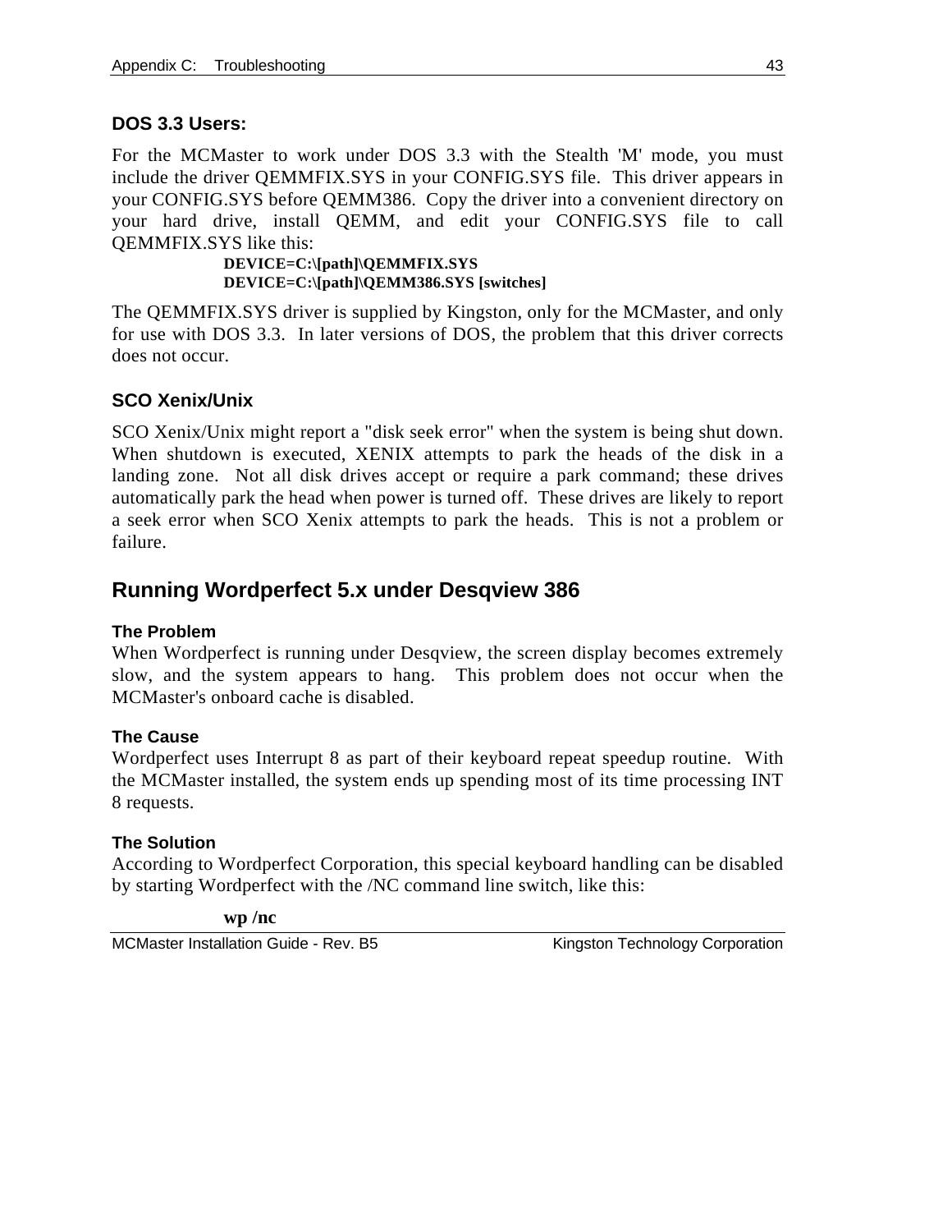### DOS 3.3 Users:

For the MCMaster to work under DOS 3.3 with the Stealth 'M' mode, you must include the driver QEMMFIX.SYS in your CONFIG.SYS file. This driver appears in your CONFIG.SYS before QEMM386. Copy the driver into a convenient directory on your hard drive, install QEMM, and edit your CONFIG.SYS file to call QEMMFIX.SYS like this:

```
DEVICE=C:\[path]\QEMMFIX.SYS
DEVICE=C:\[path]\QEMM386.SYS [switches]
```

The QEMMFIX.SYS driver is supplied by Kingston, only for the MCMaster, and only for use with DOS 3.3. In later versions of DOS, the problem that this driver corrects does not occur.

### SCO Xenix/Unix

SCO Xenix/Unix might report a "disk seek error" when the system is being shut down. When shutdown is executed, XENIX attempts to park the heads of the disk in a landing zone. Not all disk drives accept or require a park command; these drives automatically park the head when power is turned off. These drives are likely to report a seek error when SCO Xenix attempts to park the heads. This is not a problem or failure.

## Running Wordperfect 5.x under Desqview 386

#### The Problem

When Wordperfect is running under Desqview, the screen display becomes extremely slow, and the system appears to hang. This problem does not occur when the MCMaster's onboard cache is disabled.

#### The Cause

Wordperfect uses Interrupt 8 as part of their keyboard repeat speedup routine. With the MCMaster installed, the system ends up spending most of its time processing INT 8 requests.

#### The Solution

According to Wordperfect Corporation, this special keyboard handling can be disabled by starting Wordperfect with the /NC command line switch, like this:

```
wp /nc
```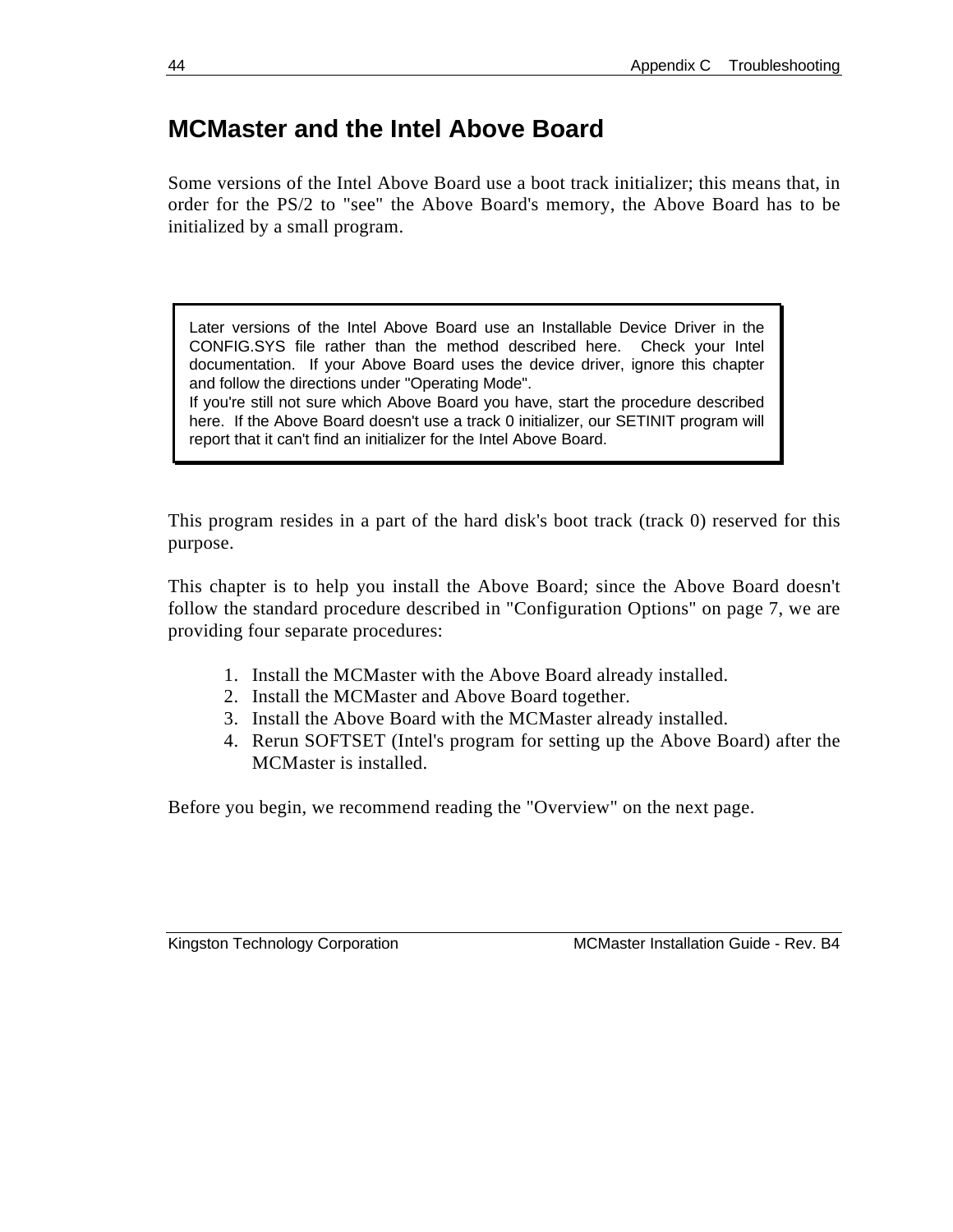## MCMaster and the Intel Above Board

Some versions of the Intel Above Board use a boot track initializer; this means that, in order for the PS/2 to "see" the Above Board's memory, the Above Board has to be initialized by a small program.

> Later versions of the Intel Above Board use an Installable Device Driver in the CONFIG.SYS file rather than the method described here. Check your Intel documentation. If your Above Board uses the device driver, ignore this chapter and follow the directions under "Operating Mode".
>
> If you're still not sure which Above Board you have, start the procedure described here. If the Above Board doesn't use a track 0 initializer, our SETINIT program will report that it can't find an initializer for the Intel Above Board.

This program resides in a part of the hard disk's boot track (track 0) reserved for this purpose.

This chapter is to help you install the Above Board; since the Above Board doesn't follow the standard procedure described in "Configuration Options" on page 7, we are providing four separate procedures:

1. Install the MCMaster with the Above Board already installed.
2. Install the MCMaster and Above Board together.
3. Install the Above Board with the MCMaster already installed.
4. Rerun SOFTSET (Intel's program for setting up the Above Board) after the MCMaster is installed.

Before you begin, we recommend reading the "Overview" on the next page.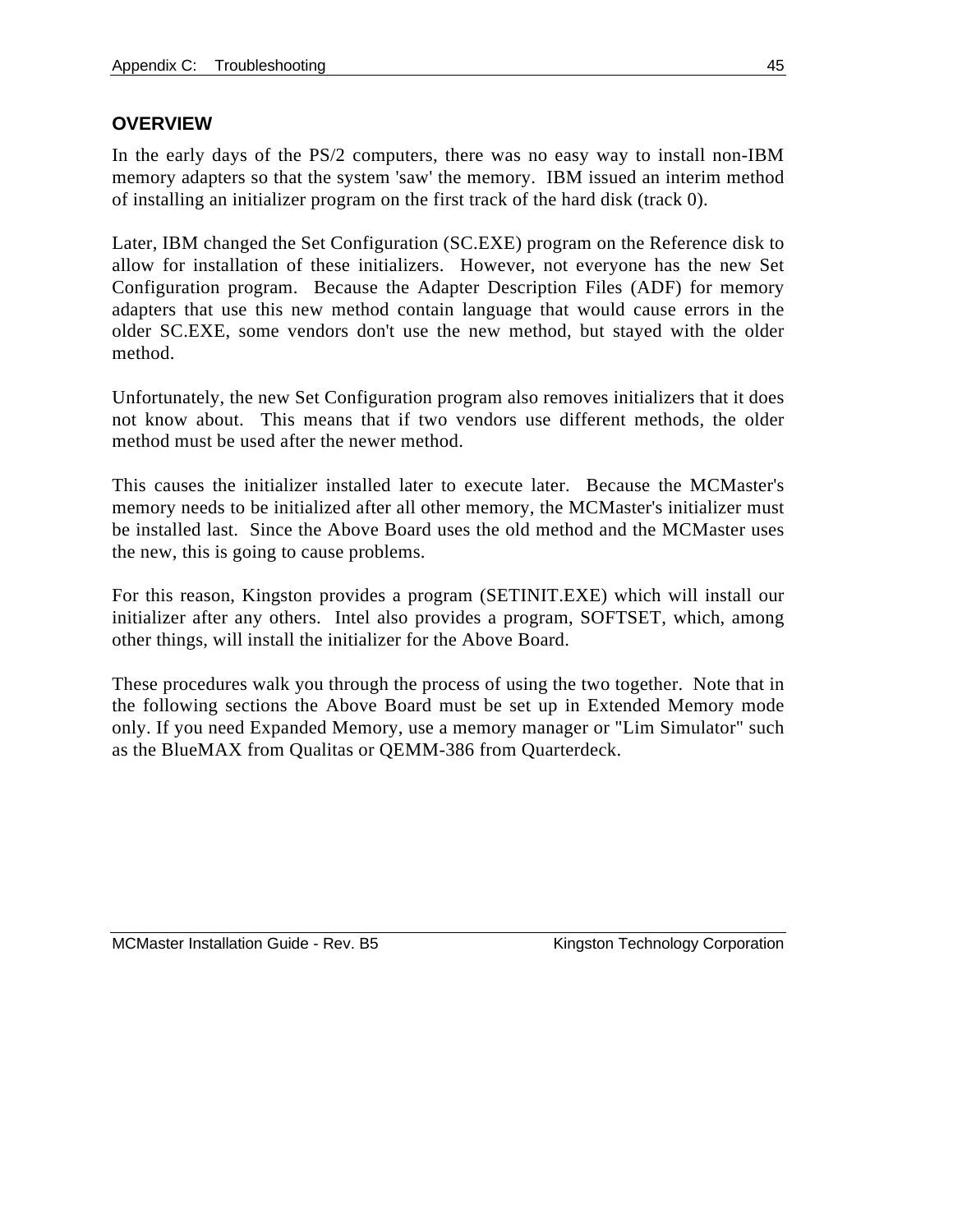## OVERVIEW

In the early days of the PS/2 computers, there was no easy way to install non-IBM memory adapters so that the system 'saw' the memory. IBM issued an interim method of installing an initializer program on the first track of the hard disk (track 0).

Later, IBM changed the Set Configuration (SC.EXE) program on the Reference disk to allow for installation of these initializers. However, not everyone has the new Set Configuration program. Because the Adapter Description Files (ADF) for memory adapters that use this new method contain language that would cause errors in the older SC.EXE, some vendors don't use the new method, but stayed with the older method.

Unfortunately, the new Set Configuration program also removes initializers that it does not know about. This means that if two vendors use different methods, the older method must be used after the newer method.

This causes the initializer installed later to execute later. Because the MCMaster's memory needs to be initialized after all other memory, the MCMaster's initializer must be installed last. Since the Above Board uses the old method and the MCMaster uses the new, this is going to cause problems.

For this reason, Kingston provides a program (SETINIT.EXE) which will install our initializer after any others. Intel also provides a program, SOFTSET, which, among other things, will install the initializer for the Above Board.

These procedures walk you through the process of using the two together. Note that in the following sections the Above Board must be set up in Extended Memory mode only. If you need Expanded Memory, use a memory manager or "Lim Simulator" such as the BlueMAX from Qualitas or QEMM-386 from Quarterdeck.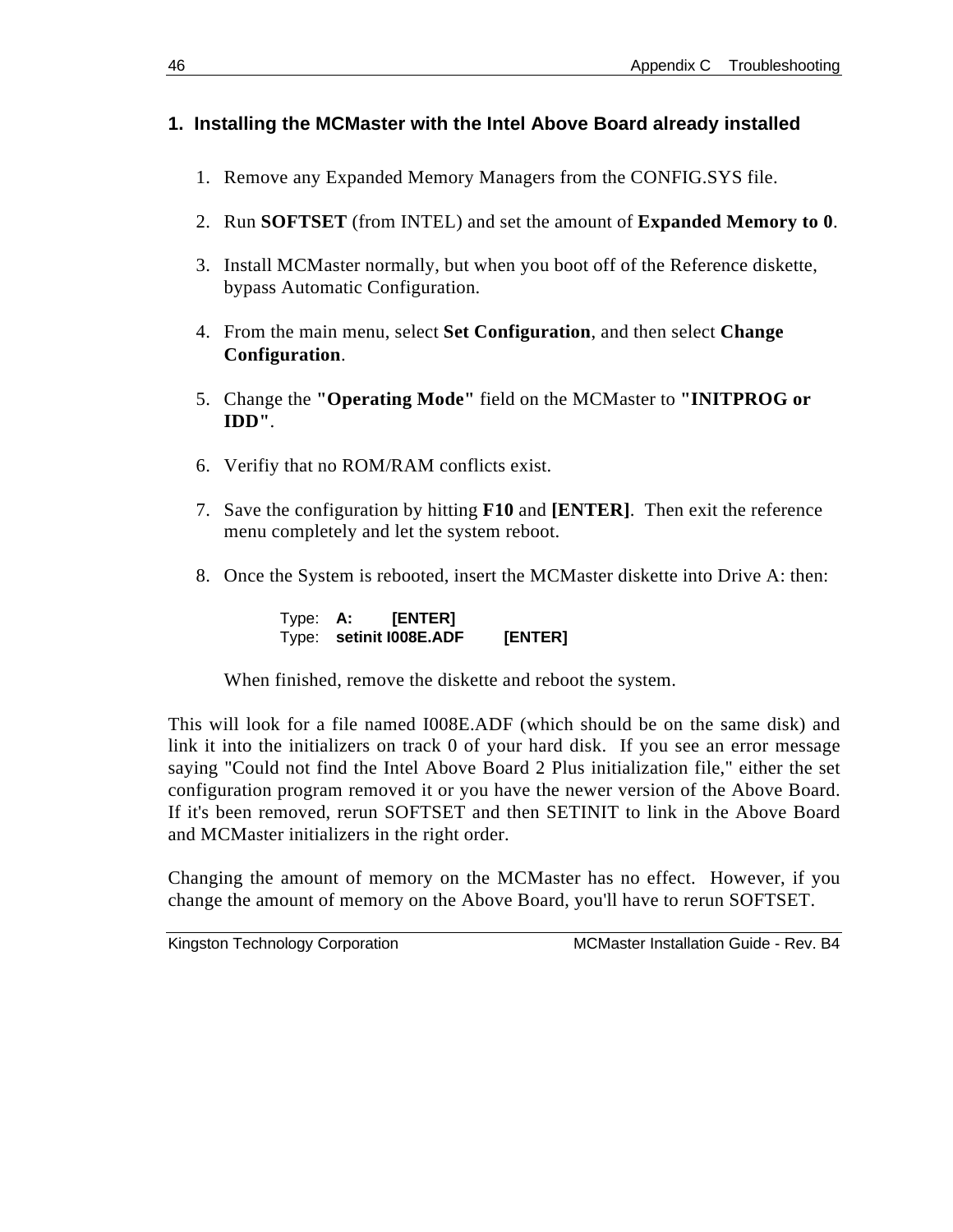### 1. Installing the MCMaster with the Intel Above Board already installed

1. Remove any Expanded Memory Managers from the CONFIG.SYS file.

2. Run **SOFTSET** (from INTEL) and set the amount of **Expanded Memory to 0**.

3. Install MCMaster normally, but when you boot off of the Reference diskette, bypass Automatic Configuration.

4. From the main menu, select **Set Configuration**, and then select **Change Configuration**.

5. Change the **"Operating Mode"** field on the MCMaster to **"INITPROG or IDD"**.

6. Verifiy that no ROM/RAM conflicts exist.

7. Save the configuration by hitting **F10** and **[ENTER]**. Then exit the reference menu completely and let the system reboot.

8. Once the System is rebooted, insert the MCMaster diskette into Drive A: then:

   Type: **A: [ENTER]**
   Type: **setinit I008E.ADF [ENTER]**

   When finished, remove the diskette and reboot the system.

This will look for a file named I008E.ADF (which should be on the same disk) and link it into the initializers on track 0 of your hard disk. If you see an error message saying "Could not find the Intel Above Board 2 Plus initialization file," either the set configuration program removed it or you have the newer version of the Above Board. If it's been removed, rerun SOFTSET and then SETINIT to link in the Above Board and MCMaster initializers in the right order.

Changing the amount of memory on the MCMaster has no effect. However, if you change the amount of memory on the Above Board, you'll have to rerun SOFTSET.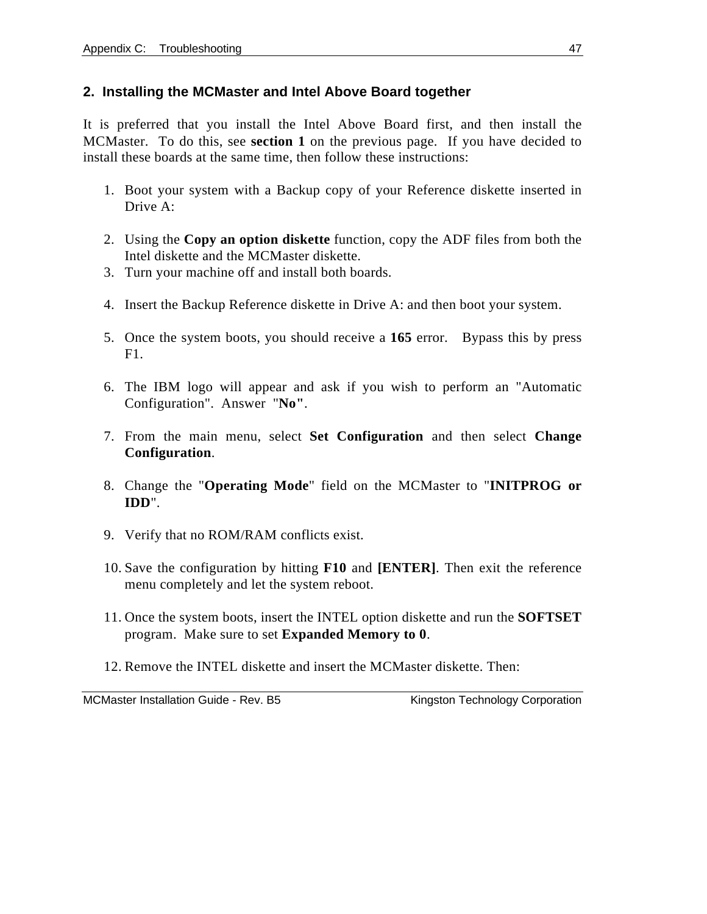## 2. Installing the MCMaster and Intel Above Board together

It is preferred that you install the Intel Above Board first, and then install the MCMaster. To do this, see **section 1** on the previous page. If you have decided to install these boards at the same time, then follow these instructions:

1. Boot your system with a Backup copy of your Reference diskette inserted in Drive A:

2. Using the **Copy an option diskette** function, copy the ADF files from both the Intel diskette and the MCMaster diskette.
3. Turn your machine off and install both boards.

4. Insert the Backup Reference diskette in Drive A: and then boot your system.

5. Once the system boots, you should receive a **165** error. Bypass this by press F1.

6. The IBM logo will appear and ask if you wish to perform an "Automatic Configuration". Answer "**No**".

7. From the main menu, select **Set Configuration** and then select **Change Configuration**.

8. Change the "**Operating Mode**" field on the MCMaster to "**INITPROG or IDD**".

9. Verify that no ROM/RAM conflicts exist.

10. Save the configuration by hitting **F10** and **[ENTER]**. Then exit the reference menu completely and let the system reboot.

11. Once the system boots, insert the INTEL option diskette and run the **SOFTSET** program. Make sure to set **Expanded Memory to 0**.

12. Remove the INTEL diskette and insert the MCMaster diskette. Then: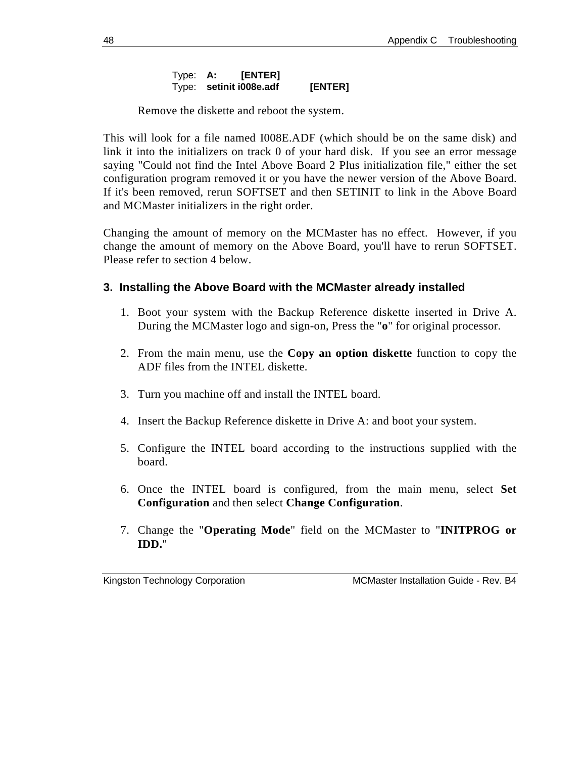Type: **A: [ENTER]**
Type: **setinit i008e.adf [ENTER]**

Remove the diskette and reboot the system.

This will look for a file named I008E.ADF (which should be on the same disk) and link it into the initializers on track 0 of your hard disk. If you see an error message saying "Could not find the Intel Above Board 2 Plus initialization file," either the set configuration program removed it or you have the newer version of the Above Board. If it's been removed, rerun SOFTSET and then SETINIT to link in the Above Board and MCMaster initializers in the right order.

Changing the amount of memory on the MCMaster has no effect. However, if you change the amount of memory on the Above Board, you'll have to rerun SOFTSET. Please refer to section 4 below.

### 3. Installing the Above Board with the MCMaster already installed

1. Boot your system with the Backup Reference diskette inserted in Drive A. During the MCMaster logo and sign-on, Press the "**o**" for original processor.

2. From the main menu, use the **Copy an option diskette** function to copy the ADF files from the INTEL diskette.

3. Turn you machine off and install the INTEL board.

4. Insert the Backup Reference diskette in Drive A: and boot your system.

5. Configure the INTEL board according to the instructions supplied with the board.

6. Once the INTEL board is configured, from the main menu, select **Set Configuration** and then select **Change Configuration**.

7. Change the "**Operating Mode**" field on the MCMaster to "**INITPROG or IDD.**"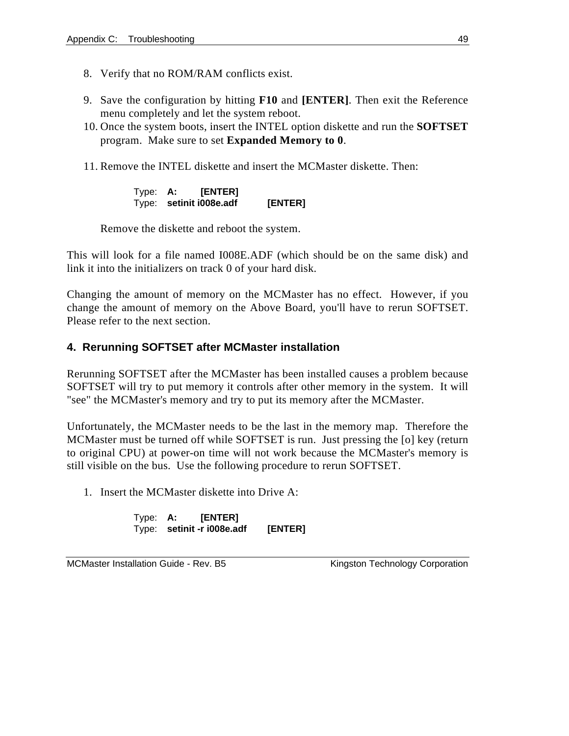8. Verify that no ROM/RAM conflicts exist.

9. Save the configuration by hitting **F10** and **[ENTER]**. Then exit the Reference menu completely and let the system reboot.
10. Once the system boots, insert the INTEL option diskette and run the **SOFTSET** program. Make sure to set **Expanded Memory to 0**.

11. Remove the INTEL diskette and insert the MCMaster diskette. Then:

    Type: **A: [ENTER]**
    Type: **setinit i008e.adf [ENTER]**

    Remove the diskette and reboot the system.

This will look for a file named I008E.ADF (which should be on the same disk) and link it into the initializers on track 0 of your hard disk.

Changing the amount of memory on the MCMaster has no effect. However, if you change the amount of memory on the Above Board, you'll have to rerun SOFTSET. Please refer to the next section.

## 4. Rerunning SOFTSET after MCMaster installation

Rerunning SOFTSET after the MCMaster has been installed causes a problem because SOFTSET will try to put memory it controls after other memory in the system. It will "see" the MCMaster's memory and try to put its memory after the MCMaster.

Unfortunately, the MCMaster needs to be the last in the memory map. Therefore the MCMaster must be turned off while SOFTSET is run. Just pressing the [o] key (return to original CPU) at power-on time will not work because the MCMaster's memory is still visible on the bus. Use the following procedure to rerun SOFTSET.

1. Insert the MCMaster diskette into Drive A:

    Type: **A: [ENTER]**
    Type: **setinit -r i008e.adf [ENTER]**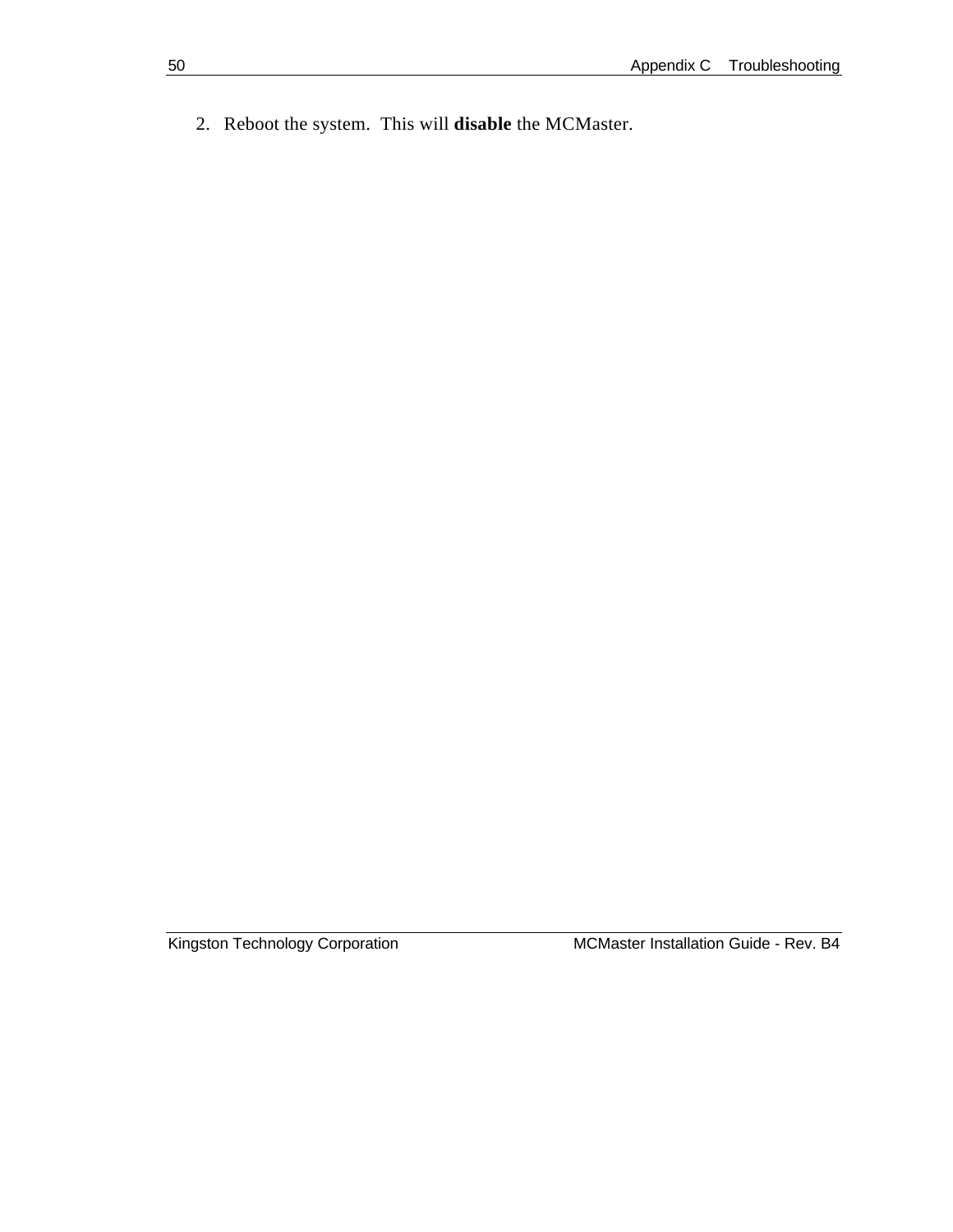2. Reboot the system. This will **disable** the MCMaster.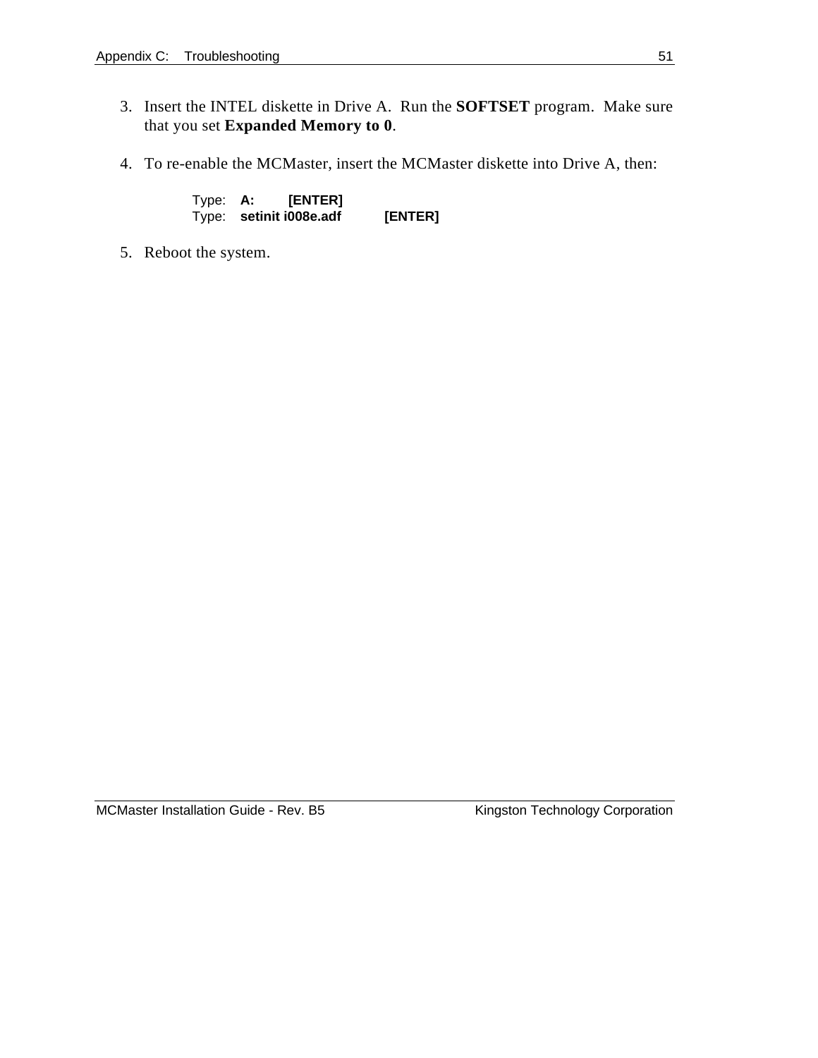3. Insert the INTEL diskette in Drive A. Run the **SOFTSET** program. Make sure that you set **Expanded Memory to 0**.

4. To re-enable the MCMaster, insert the MCMaster diskette into Drive A, then:

   Type: **A:** **[ENTER]**
   Type: **setinit i008e.adf** **[ENTER]**

5. Reboot the system.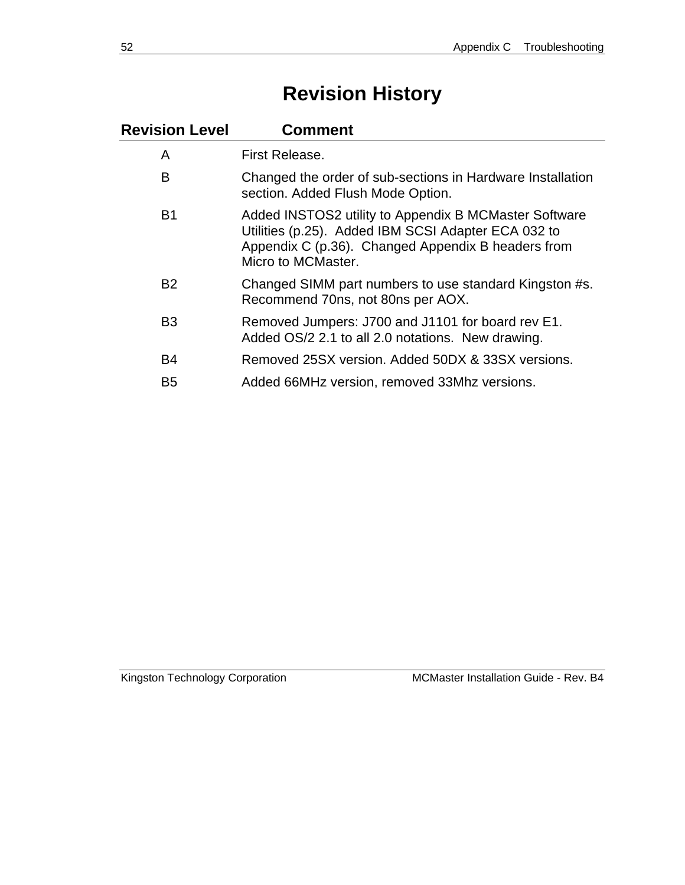# Revision History

| Revision Level | Comment |
|---|---|
| A | First Release. |
| B | Changed the order of sub-sections in Hardware Installation section. Added Flush Mode Option. |
| B1 | Added INSTOS2 utility to Appendix B MCMaster Software Utilities (p.25). Added IBM SCSI Adapter ECA 032 to Appendix C (p.36). Changed Appendix B headers from Micro to MCMaster. |
| B2 | Changed SIMM part numbers to use standard Kingston #s. Recommend 70ns, not 80ns per AOX. |
| B3 | Removed Jumpers: J700 and J1101 for board rev E1. Added OS/2 2.1 to all 2.0 notations. New drawing. |
| B4 | Removed 25SX version. Added 50DX & 33SX versions. |
| B5 | Added 66MHz version, removed 33Mhz versions. |